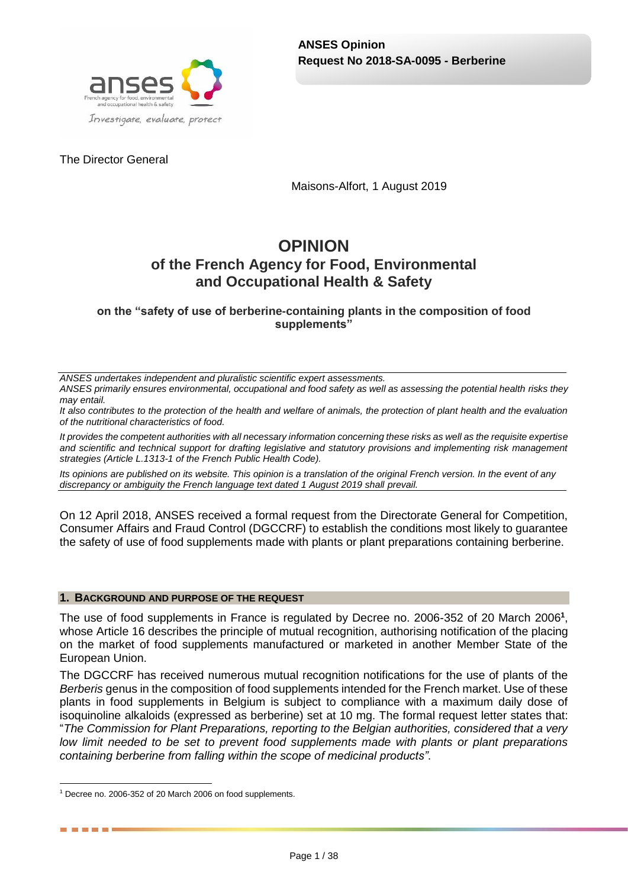**ANSES Opinion**
**Request No 2018-SA-0095 - Berberine**

The Director General

Maisons-Alfort, 1 August 2019

# OPINION
## of the French Agency for Food, Environmental and Occupational Health & Safety

### on the "safety of use of berberine-containing plants in the composition of food supplements"

---

*ANSES undertakes independent and pluralistic scientific expert assessments.*

*ANSES primarily ensures environmental, occupational and food safety as well as assessing the potential health risks they may entail.*

*It also contributes to the protection of the health and welfare of animals, the protection of plant health and the evaluation of the nutritional characteristics of food.*

*It provides the competent authorities with all necessary information concerning these risks as well as the requisite expertise and scientific and technical support for drafting legislative and statutory provisions and implementing risk management strategies (Article L.1313-1 of the French Public Health Code).*

*Its opinions are published on its website. This opinion is a translation of the original French version. In the event of any discrepancy or ambiguity the French language text dated 1 August 2019 shall prevail.*

---

On 12 April 2018, ANSES received a formal request from the Directorate General for Competition, Consumer Affairs and Fraud Control (DGCCRF) to establish the conditions most likely to guarantee the safety of use of food supplements made with plants or plant preparations containing berberine.

## 1. BACKGROUND AND PURPOSE OF THE REQUEST

The use of food supplements in France is regulated by Decree no. 2006-352 of 20 March 2006[1], whose Article 16 describes the principle of mutual recognition, authorising notification of the placing on the market of food supplements manufactured or marketed in another Member State of the European Union.

The DGCCRF has received numerous mutual recognition notifications for the use of plants of the *Berberis* genus in the composition of food supplements intended for the French market. Use of these plants in food supplements in Belgium is subject to compliance with a maximum daily dose of isoquinoline alkaloids (expressed as berberine) set at 10 mg. The formal request letter states that: "*The Commission for Plant Preparations, reporting to the Belgian authorities, considered that a very low limit needed to be set to prevent food supplements made with plants or plant preparations containing berberine from falling within the scope of medicinal products".*

---

[1] Decree no. 2006-352 of 20 March 2006 on food supplements.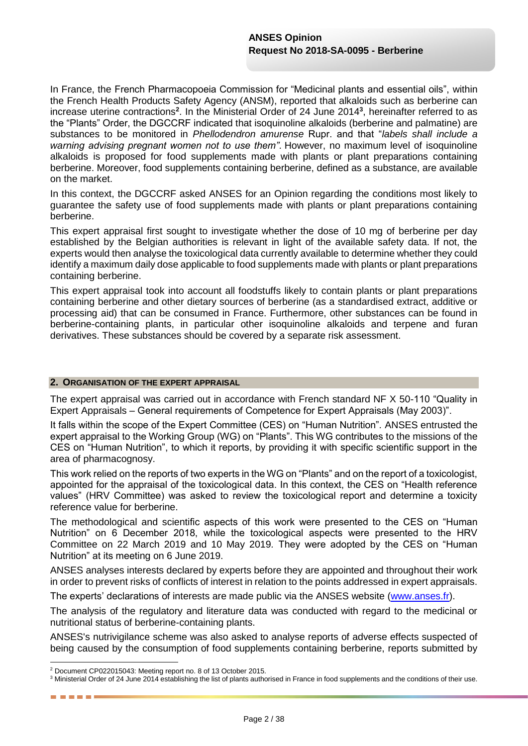In France, the French Pharmacopoeia Commission for "Medicinal plants and essential oils", within the French Health Products Safety Agency (ANSM), reported that alkaloids such as berberine can increase uterine contractions[2]. In the Ministerial Order of 24 June 2014[3], hereinafter referred to as the "Plants" Order, the DGCCRF indicated that isoquinoline alkaloids (berberine and palmatine) are substances to be monitored in *Phellodendron amurense* Rupr. and that "*labels shall include a warning advising pregnant women not to use them"*. However, no maximum level of isoquinoline alkaloids is proposed for food supplements made with plants or plant preparations containing berberine. Moreover, food supplements containing berberine, defined as a substance, are available on the market.

In this context, the DGCCRF asked ANSES for an Opinion regarding the conditions most likely to guarantee the safety use of food supplements made with plants or plant preparations containing berberine.

This expert appraisal first sought to investigate whether the dose of 10 mg of berberine per day established by the Belgian authorities is relevant in light of the available safety data. If not, the experts would then analyse the toxicological data currently available to determine whether they could identify a maximum daily dose applicable to food supplements made with plants or plant preparations containing berberine.

This expert appraisal took into account all foodstuffs likely to contain plants or plant preparations containing berberine and other dietary sources of berberine (as a standardised extract, additive or processing aid) that can be consumed in France. Furthermore, other substances can be found in berberine-containing plants, in particular other isoquinoline alkaloids and terpene and furan derivatives. These substances should be covered by a separate risk assessment.

## 2. ORGANISATION OF THE EXPERT APPRAISAL

The expert appraisal was carried out in accordance with French standard NF X 50-110 "Quality in Expert Appraisals – General requirements of Competence for Expert Appraisals (May 2003)".

It falls within the scope of the Expert Committee (CES) on "Human Nutrition". ANSES entrusted the expert appraisal to the Working Group (WG) on "Plants". This WG contributes to the missions of the CES on "Human Nutrition", to which it reports, by providing it with specific scientific support in the area of pharmacognosy.

This work relied on the reports of two experts in the WG on "Plants" and on the report of a toxicologist, appointed for the appraisal of the toxicological data. In this context, the CES on "Health reference values" (HRV Committee) was asked to review the toxicological report and determine a toxicity reference value for berberine.

The methodological and scientific aspects of this work were presented to the CES on "Human Nutrition" on 6 December 2018, while the toxicological aspects were presented to the HRV Committee on 22 March 2019 and 10 May 2019. They were adopted by the CES on "Human Nutrition" at its meeting on 6 June 2019.

ANSES analyses interests declared by experts before they are appointed and throughout their work in order to prevent risks of conflicts of interest in relation to the points addressed in expert appraisals.

The experts' declarations of interests are made public via the ANSES website (www.anses.fr).

The analysis of the regulatory and literature data was conducted with regard to the medicinal or nutritional status of berberine-containing plants.

ANSES's nutrivigilance scheme was also asked to analyse reports of adverse effects suspected of being caused by the consumption of food supplements containing berberine, reports submitted by

---

[2] Document CP022015043: Meeting report no. 8 of 13 October 2015.

[3] Ministerial Order of 24 June 2014 establishing the list of plants authorised in France in food supplements and the conditions of their use.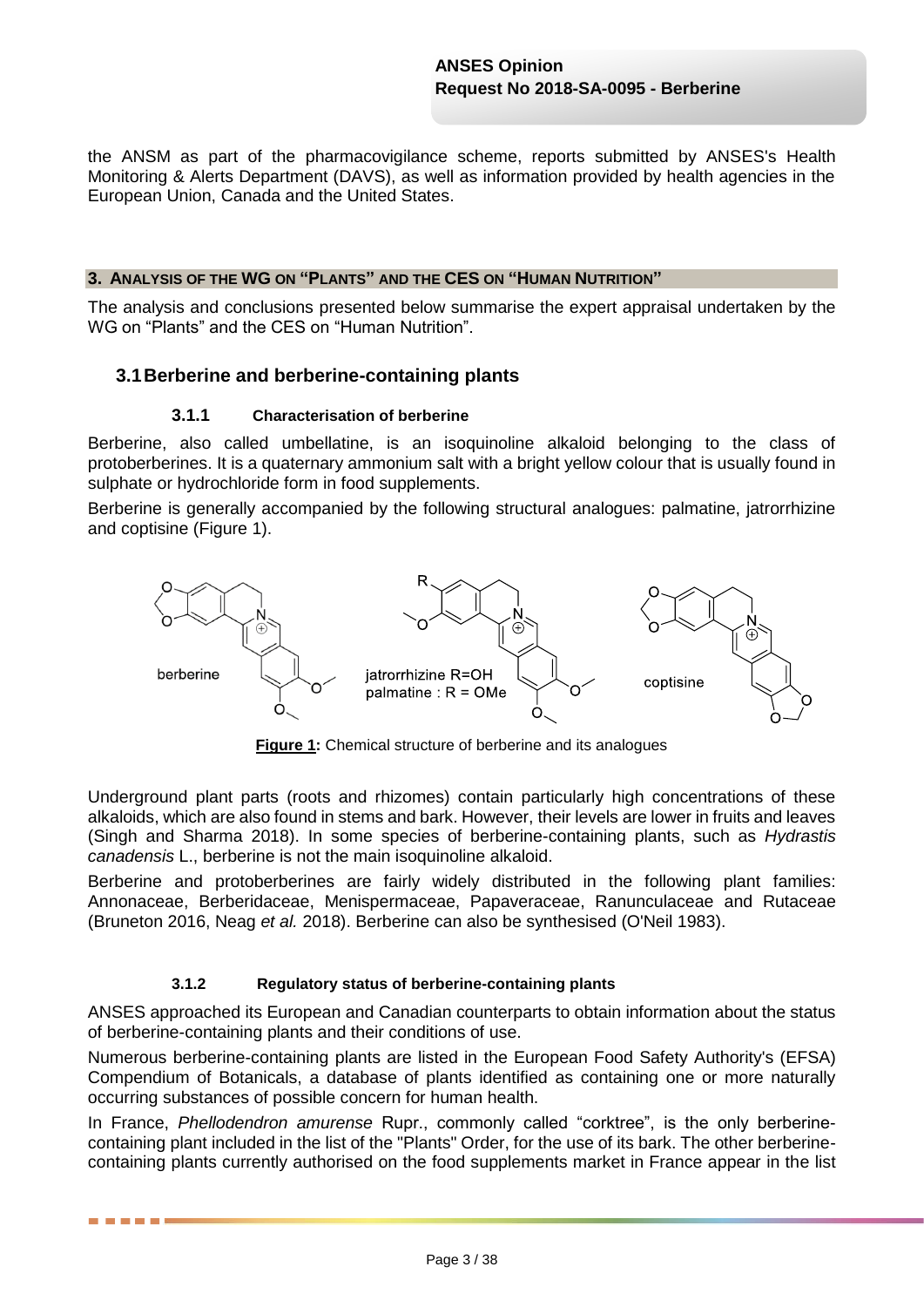the ANSM as part of the pharmacovigilance scheme, reports submitted by ANSES's Health Monitoring & Alerts Department (DAVS), as well as information provided by health agencies in the European Union, Canada and the United States.

## 3. Analysis of the WG on "Plants" and the CES on "Human Nutrition"

The analysis and conclusions presented below summarise the expert appraisal undertaken by the WG on "Plants" and the CES on "Human Nutrition".

### 3.1 Berberine and berberine-containing plants

#### 3.1.1 Characterisation of berberine

Berberine, also called umbellatine, is an isoquinoline alkaloid belonging to the class of protoberberines. It is a quaternary ammonium salt with a bright yellow colour that is usually found in sulphate or hydrochloride form in food supplements.

Berberine is generally accompanied by the following structural analogues: palmatine, jatrorrhizine and coptisine (Figure 1).

berberine

jatrorrhizine R=OH
palmatine : R = OMe

coptisine

**Figure 1:** Chemical structure of berberine and its analogues

Underground plant parts (roots and rhizomes) contain particularly high concentrations of these alkaloids, which are also found in stems and bark. However, their levels are lower in fruits and leaves (Singh and Sharma 2018). In some species of berberine-containing plants, such as *Hydrastis canadensis* L., berberine is not the main isoquinoline alkaloid.

Berberine and protoberberines are fairly widely distributed in the following plant families: Annonaceae, Berberidaceae, Menispermaceae, Papaveraceae, Ranunculaceae and Rutaceae (Bruneton 2016, Neag *et al.* 2018). Berberine can also be synthesised (O'Neil 1983).

#### 3.1.2 Regulatory status of berberine-containing plants

ANSES approached its European and Canadian counterparts to obtain information about the status of berberine-containing plants and their conditions of use.

Numerous berberine-containing plants are listed in the European Food Safety Authority's (EFSA) Compendium of Botanicals, a database of plants identified as containing one or more naturally occurring substances of possible concern for human health.

In France, *Phellodendron amurense* Rupr., commonly called "corktree", is the only berberine-containing plant included in the list of the "Plants" Order, for the use of its bark. The other berberine-containing plants currently authorised on the food supplements market in France appear in the list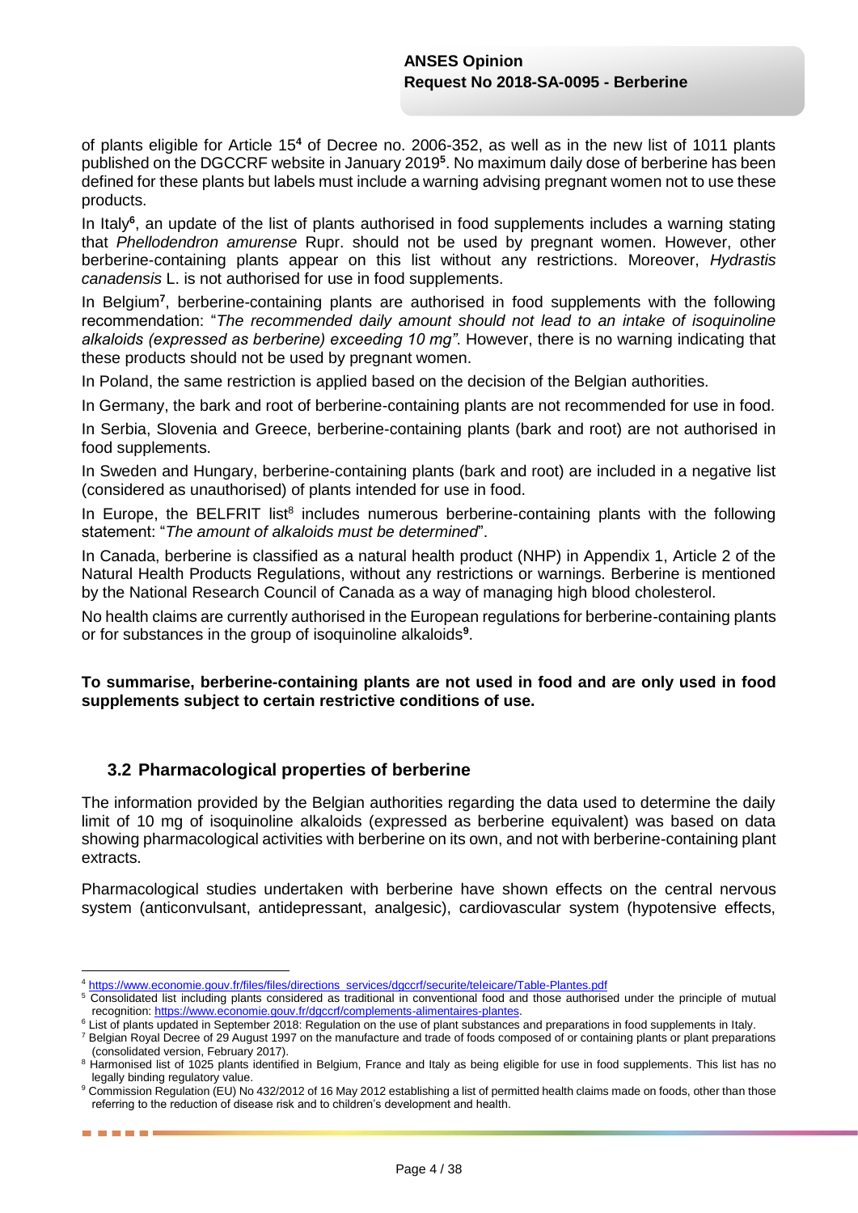of plants eligible for Article 15[4] of Decree no. 2006-352, as well as in the new list of 1011 plants published on the DGCCRF website in January 2019[5]. No maximum daily dose of berberine has been defined for these plants but labels must include a warning advising pregnant women not to use these products.

In Italy[6], an update of the list of plants authorised in food supplements includes a warning stating that *Phellodendron amurense* Rupr. should not be used by pregnant women. However, other berberine-containing plants appear on this list without any restrictions. Moreover, *Hydrastis canadensis* L. is not authorised for use in food supplements.

In Belgium[7], berberine-containing plants are authorised in food supplements with the following recommendation: "*The recommended daily amount should not lead to an intake of isoquinoline alkaloids (expressed as berberine) exceeding 10 mg"*. However, there is no warning indicating that these products should not be used by pregnant women.

In Poland, the same restriction is applied based on the decision of the Belgian authorities.

In Germany, the bark and root of berberine-containing plants are not recommended for use in food.

In Serbia, Slovenia and Greece, berberine-containing plants (bark and root) are not authorised in food supplements.

In Sweden and Hungary, berberine-containing plants (bark and root) are included in a negative list (considered as unauthorised) of plants intended for use in food.

In Europe, the BELFRIT list[8] includes numerous berberine-containing plants with the following statement: "*The amount of alkaloids must be determined*".

In Canada, berberine is classified as a natural health product (NHP) in Appendix 1, Article 2 of the Natural Health Products Regulations, without any restrictions or warnings. Berberine is mentioned by the National Research Council of Canada as a way of managing high blood cholesterol.

No health claims are currently authorised in the European regulations for berberine-containing plants or for substances in the group of isoquinoline alkaloids[9].

**To summarise, berberine-containing plants are not used in food and are only used in food supplements subject to certain restrictive conditions of use.**

## 3.2 Pharmacological properties of berberine

The information provided by the Belgian authorities regarding the data used to determine the daily limit of 10 mg of isoquinoline alkaloids (expressed as berberine equivalent) was based on data showing pharmacological activities with berberine on its own, and not with berberine-containing plant extracts.

Pharmacological studies undertaken with berberine have shown effects on the central nervous system (anticonvulsant, antidepressant, analgesic), cardiovascular system (hypotensive effects,

---

[4] https://www.economie.gouv.fr/files/files/directions_services/dgccrf/securite/teleicare/Table-Plantes.pdf

[5] Consolidated list including plants considered as traditional in conventional food and those authorised under the principle of mutual recognition: https://www.economie.gouv.fr/dgccrf/complements-alimentaires-plantes.

[6] List of plants updated in September 2018: Regulation on the use of plant substances and preparations in food supplements in Italy.

[7] Belgian Royal Decree of 29 August 1997 on the manufacture and trade of foods composed of or containing plants or plant preparations (consolidated version, February 2017).

[8] Harmonised list of 1025 plants identified in Belgium, France and Italy as being eligible for use in food supplements. This list has no legally binding regulatory value.

[9] Commission Regulation (EU) No 432/2012 of 16 May 2012 establishing a list of permitted health claims made on foods, other than those referring to the reduction of disease risk and to children's development and health.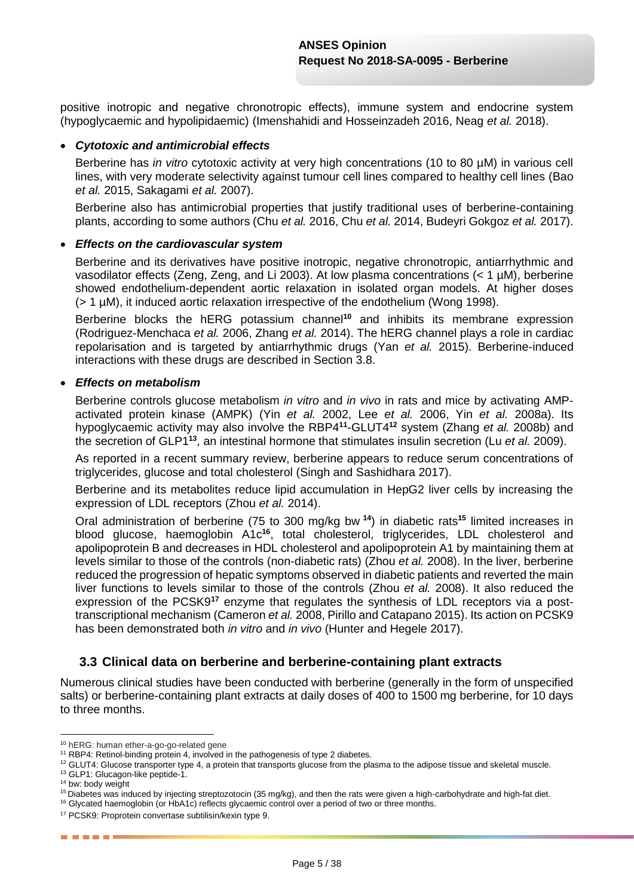positive inotropic and negative chronotropic effects), immune system and endocrine system (hypoglycaemic and hypolipidaemic) (Imenshahidi and Hosseinzadeh 2016, Neag *et al.* 2018).

- ***Cytotoxic and antimicrobial effects***

  Berberine has *in vitro* cytotoxic activity at very high concentrations (10 to 80 µM) in various cell lines, with very moderate selectivity against tumour cell lines compared to healthy cell lines (Bao *et al.* 2015, Sakagami *et al.* 2007).

  Berberine also has antimicrobial properties that justify traditional uses of berberine-containing plants, according to some authors (Chu *et al.* 2016, Chu *et al.* 2014, Budeyri Gokgoz *et al.* 2017).

- ***Effects on the cardiovascular system***

  Berberine and its derivatives have positive inotropic, negative chronotropic, antiarrhythmic and vasodilator effects (Zeng, Zeng, and Li 2003). At low plasma concentrations (< 1 µM), berberine showed endothelium-dependent aortic relaxation in isolated organ models. At higher doses (> 1 µM), it induced aortic relaxation irrespective of the endothelium (Wong 1998).

  Berberine blocks the hERG potassium channel[10] and inhibits its membrane expression (Rodriguez-Menchaca *et al.* 2006, Zhang *et al.* 2014). The hERG channel plays a role in cardiac repolarisation and is targeted by antiarrhythmic drugs (Yan *et al.* 2015). Berberine-induced interactions with these drugs are described in Section 3.8.

- ***Effects on metabolism***

  Berberine controls glucose metabolism *in vitro* and *in vivo* in rats and mice by activating AMP-activated protein kinase (AMPK) (Yin *et al.* 2002, Lee *et al.* 2006, Yin *et al.* 2008a). Its hypoglycaemic activity may also involve the RBP4[11]-GLUT4[12] system (Zhang *et al.* 2008b) and the secretion of GLP1[13], an intestinal hormone that stimulates insulin secretion (Lu *et al.* 2009).

  As reported in a recent summary review, berberine appears to reduce serum concentrations of triglycerides, glucose and total cholesterol (Singh and Sashidhara 2017).

  Berberine and its metabolites reduce lipid accumulation in HepG2 liver cells by increasing the expression of LDL receptors (Zhou *et al.* 2014).

  Oral administration of berberine (75 to 300 mg/kg bw [14]) in diabetic rats[15] limited increases in blood glucose, haemoglobin A1c[16], total cholesterol, triglycerides, LDL cholesterol and apolipoprotein B and decreases in HDL cholesterol and apolipoprotein A1 by maintaining them at levels similar to those of the controls (non-diabetic rats) (Zhou *et al.* 2008). In the liver, berberine reduced the progression of hepatic symptoms observed in diabetic patients and reverted the main liver functions to levels similar to those of the controls (Zhou *et al.* 2008). It also reduced the expression of the PCSK9[17] enzyme that regulates the synthesis of LDL receptors via a post-transcriptional mechanism (Cameron *et al.* 2008, Pirillo and Catapano 2015). Its action on PCSK9 has been demonstrated both *in vitro* and *in vivo* (Hunter and Hegele 2017).

## 3.3 Clinical data on berberine and berberine-containing plant extracts

Numerous clinical studies have been conducted with berberine (generally in the form of unspecified salts) or berberine-containing plant extracts at daily doses of 400 to 1500 mg berberine, for 10 days to three months.

---

[10] hERG: human ether-a-go-go-related gene

[11] RBP4: Retinol-binding protein 4, involved in the pathogenesis of type 2 diabetes.

[12] GLUT4: Glucose transporter type 4, a protein that transports glucose from the plasma to the adipose tissue and skeletal muscle.

[13] GLP1: Glucagon-like peptide-1.

[14] bw: body weight

[15] Diabetes was induced by injecting streptozotocin (35 mg/kg), and then the rats were given a high-carbohydrate and high-fat diet.

[16] Glycated haemoglobin (or HbA1c) reflects glycaemic control over a period of two or three months.

[17] PCSK9: Proprotein convertase subtilisin/kexin type 9.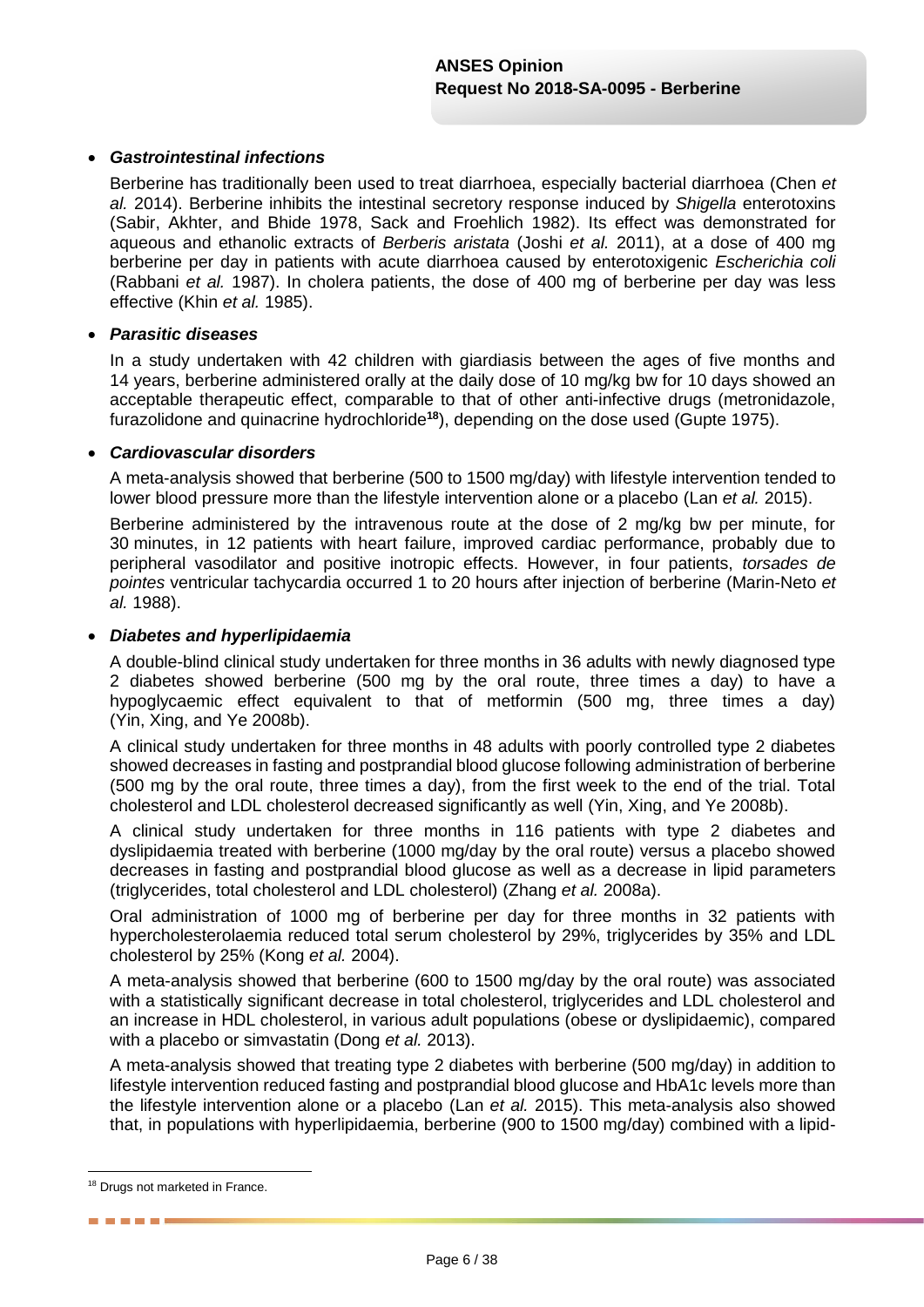- ***Gastrointestinal infections***

  Berberine has traditionally been used to treat diarrhoea, especially bacterial diarrhoea (Chen *et al.* 2014). Berberine inhibits the intestinal secretory response induced by *Shigella* enterotoxins (Sabir, Akhter, and Bhide 1978, Sack and Froehlich 1982). Its effect was demonstrated for aqueous and ethanolic extracts of *Berberis aristata* (Joshi *et al.* 2011), at a dose of 400 mg berberine per day in patients with acute diarrhoea caused by enterotoxigenic *Escherichia coli* (Rabbani *et al.* 1987). In cholera patients, the dose of 400 mg of berberine per day was less effective (Khin *et al.* 1985).

- ***Parasitic diseases***

  In a study undertaken with 42 children with giardiasis between the ages of five months and 14 years, berberine administered orally at the daily dose of 10 mg/kg bw for 10 days showed an acceptable therapeutic effect, comparable to that of other anti-infective drugs (metronidazole, furazolidone and quinacrine hydrochloride[18]), depending on the dose used (Gupte 1975).

- ***Cardiovascular disorders***

  A meta-analysis showed that berberine (500 to 1500 mg/day) with lifestyle intervention tended to lower blood pressure more than the lifestyle intervention alone or a placebo (Lan *et al.* 2015).

  Berberine administered by the intravenous route at the dose of 2 mg/kg bw per minute, for 30 minutes, in 12 patients with heart failure, improved cardiac performance, probably due to peripheral vasodilator and positive inotropic effects. However, in four patients, *torsades de pointes* ventricular tachycardia occurred 1 to 20 hours after injection of berberine (Marin-Neto *et al.* 1988).

- ***Diabetes and hyperlipidaemia***

  A double-blind clinical study undertaken for three months in 36 adults with newly diagnosed type 2 diabetes showed berberine (500 mg by the oral route, three times a day) to have a hypoglycaemic effect equivalent to that of metformin (500 mg, three times a day) (Yin, Xing, and Ye 2008b).

  A clinical study undertaken for three months in 48 adults with poorly controlled type 2 diabetes showed decreases in fasting and postprandial blood glucose following administration of berberine (500 mg by the oral route, three times a day), from the first week to the end of the trial. Total cholesterol and LDL cholesterol decreased significantly as well (Yin, Xing, and Ye 2008b).

  A clinical study undertaken for three months in 116 patients with type 2 diabetes and dyslipidaemia treated with berberine (1000 mg/day by the oral route) versus a placebo showed decreases in fasting and postprandial blood glucose as well as a decrease in lipid parameters (triglycerides, total cholesterol and LDL cholesterol) (Zhang *et al.* 2008a).

  Oral administration of 1000 mg of berberine per day for three months in 32 patients with hypercholesterolaemia reduced total serum cholesterol by 29%, triglycerides by 35% and LDL cholesterol by 25% (Kong *et al.* 2004).

  A meta-analysis showed that berberine (600 to 1500 mg/day by the oral route) was associated with a statistically significant decrease in total cholesterol, triglycerides and LDL cholesterol and an increase in HDL cholesterol, in various adult populations (obese or dyslipidaemic), compared with a placebo or simvastatin (Dong *et al.* 2013).

  A meta-analysis showed that treating type 2 diabetes with berberine (500 mg/day) in addition to lifestyle intervention reduced fasting and postprandial blood glucose and HbA1c levels more than the lifestyle intervention alone or a placebo (Lan *et al.* 2015). This meta-analysis also showed that, in populations with hyperlipidaemia, berberine (900 to 1500 mg/day) combined with a lipid-

---

[18] Drugs not marketed in France.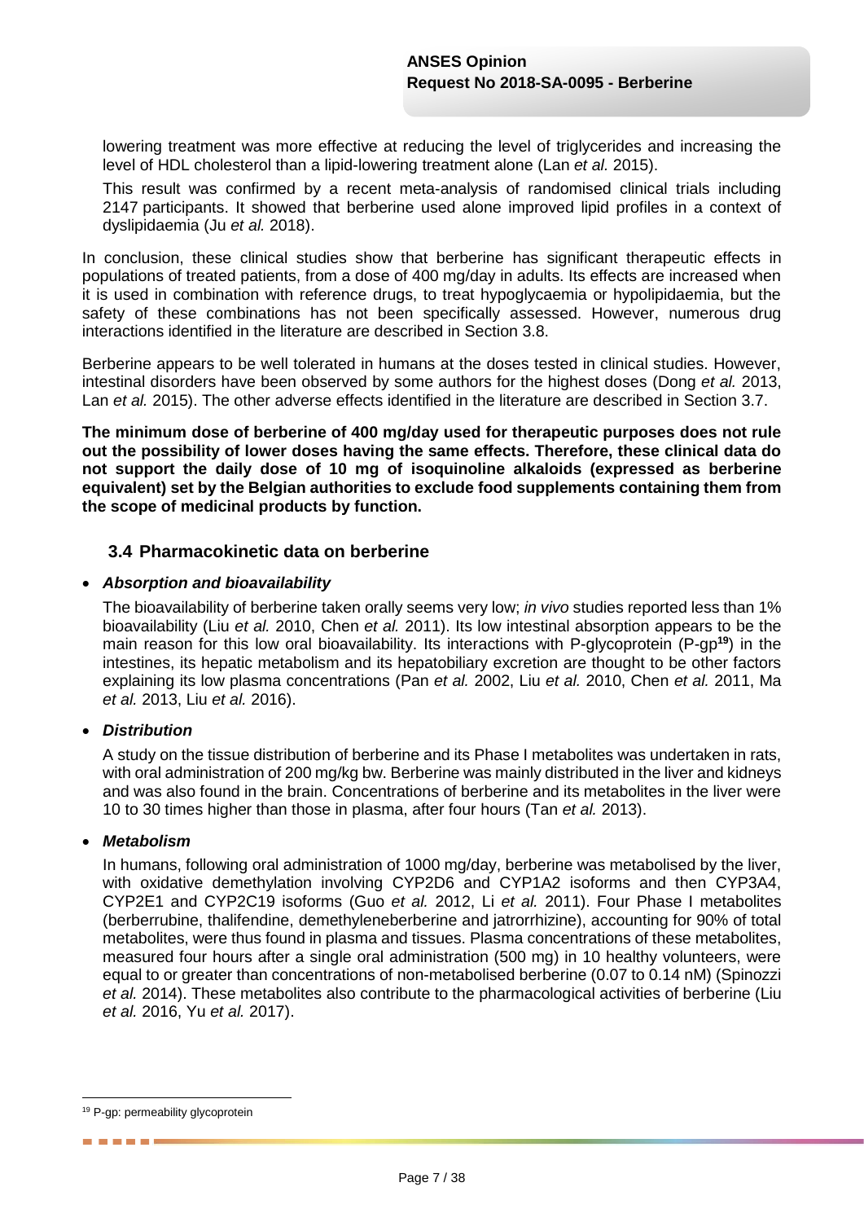lowering treatment was more effective at reducing the level of triglycerides and increasing the level of HDL cholesterol than a lipid-lowering treatment alone (Lan *et al.* 2015).

This result was confirmed by a recent meta-analysis of randomised clinical trials including 2147 participants. It showed that berberine used alone improved lipid profiles in a context of dyslipidaemia (Ju *et al.* 2018).

In conclusion, these clinical studies show that berberine has significant therapeutic effects in populations of treated patients, from a dose of 400 mg/day in adults. Its effects are increased when it is used in combination with reference drugs, to treat hypoglycaemia or hypolipidaemia, but the safety of these combinations has not been specifically assessed. However, numerous drug interactions identified in the literature are described in Section 3.8.

Berberine appears to be well tolerated in humans at the doses tested in clinical studies. However, intestinal disorders have been observed by some authors for the highest doses (Dong *et al.* 2013, Lan *et al.* 2015). The other adverse effects identified in the literature are described in Section 3.7.

**The minimum dose of berberine of 400 mg/day used for therapeutic purposes does not rule out the possibility of lower doses having the same effects. Therefore, these clinical data do not support the daily dose of 10 mg of isoquinoline alkaloids (expressed as berberine equivalent) set by the Belgian authorities to exclude food supplements containing them from the scope of medicinal products by function.**

## 3.4 Pharmacokinetic data on berberine

- ***Absorption and bioavailability***

  The bioavailability of berberine taken orally seems very low; *in vivo* studies reported less than 1% bioavailability (Liu *et al.* 2010, Chen *et al.* 2011). Its low intestinal absorption appears to be the main reason for this low oral bioavailability. Its interactions with P-glycoprotein (P-gp[19]) in the intestines, its hepatic metabolism and its hepatobiliary excretion are thought to be other factors explaining its low plasma concentrations (Pan *et al.* 2002, Liu *et al.* 2010, Chen *et al.* 2011, Ma *et al.* 2013, Liu *et al.* 2016).

- ***Distribution***

  A study on the tissue distribution of berberine and its Phase I metabolites was undertaken in rats, with oral administration of 200 mg/kg bw. Berberine was mainly distributed in the liver and kidneys and was also found in the brain. Concentrations of berberine and its metabolites in the liver were 10 to 30 times higher than those in plasma, after four hours (Tan *et al.* 2013).

- ***Metabolism***

  In humans, following oral administration of 1000 mg/day, berberine was metabolised by the liver, with oxidative demethylation involving CYP2D6 and CYP1A2 isoforms and then CYP3A4, CYP2E1 and CYP2C19 isoforms (Guo *et al.* 2012, Li *et al.* 2011). Four Phase I metabolites (berberrubine, thalifendine, demethyleneberberine and jatrorrhizine), accounting for 90% of total metabolites, were thus found in plasma and tissues. Plasma concentrations of these metabolites, measured four hours after a single oral administration (500 mg) in 10 healthy volunteers, were equal to or greater than concentrations of non-metabolised berberine (0.07 to 0.14 nM) (Spinozzi *et al.* 2014). These metabolites also contribute to the pharmacological activities of berberine (Liu *et al.* 2016, Yu *et al.* 2017).

[19] P-gp: permeability glycoprotein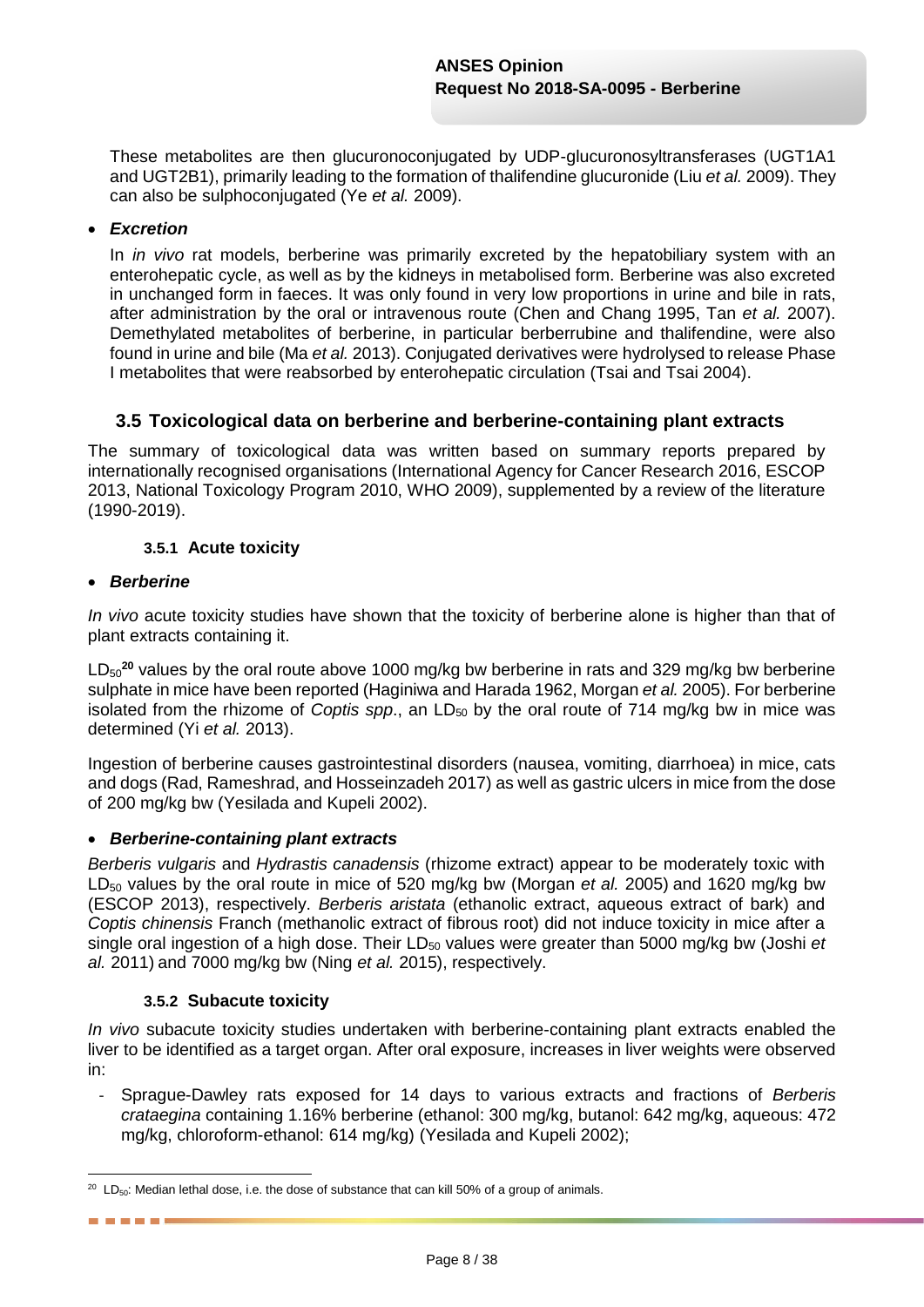These metabolites are then glucuronoconjugated by UDP-glucuronosyltransferases (UGT1A1 and UGT2B1), primarily leading to the formation of thalifendine glucuronide (Liu *et al.* 2009). They can also be sulphoconjugated (Ye *et al.* 2009).

- ***Excretion***

In *in vivo* rat models, berberine was primarily excreted by the hepatobiliary system with an enterohepatic cycle, as well as by the kidneys in metabolised form. Berberine was also excreted in unchanged form in faeces. It was only found in very low proportions in urine and bile in rats, after administration by the oral or intravenous route (Chen and Chang 1995, Tan *et al.* 2007). Demethylated metabolites of berberine, in particular berberrubine and thalifendine, were also found in urine and bile (Ma *et al.* 2013). Conjugated derivatives were hydrolysed to release Phase I metabolites that were reabsorbed by enterohepatic circulation (Tsai and Tsai 2004).

## 3.5 Toxicological data on berberine and berberine-containing plant extracts

The summary of toxicological data was written based on summary reports prepared by internationally recognised organisations (International Agency for Cancer Research 2016, ESCOP 2013, National Toxicology Program 2010, WHO 2009), supplemented by a review of the literature (1990-2019).

### 3.5.1 Acute toxicity

- ***Berberine***

*In vivo* acute toxicity studies have shown that the toxicity of berberine alone is higher than that of plant extracts containing it.

$LD_{50}$[20] values by the oral route above 1000 mg/kg bw berberine in rats and 329 mg/kg bw berberine sulphate in mice have been reported (Haginiwa and Harada 1962, Morgan *et al.* 2005). For berberine isolated from the rhizome of *Coptis spp*., an $LD_{50}$ by the oral route of 714 mg/kg bw in mice was determined (Yi *et al.* 2013).

Ingestion of berberine causes gastrointestinal disorders (nausea, vomiting, diarrhoea) in mice, cats and dogs (Rad, Rameshrad, and Hosseinzadeh 2017) as well as gastric ulcers in mice from the dose of 200 mg/kg bw (Yesilada and Kupeli 2002).

- ***Berberine-containing plant extracts***

*Berberis vulgaris* and *Hydrastis canadensis* (rhizome extract) appear to be moderately toxic with $LD_{50}$ values by the oral route in mice of 520 mg/kg bw (Morgan *et al.* 2005) and 1620 mg/kg bw (ESCOP 2013), respectively. *Berberis aristata* (ethanolic extract, aqueous extract of bark) and *Coptis chinensis* Franch (methanolic extract of fibrous root) did not induce toxicity in mice after a single oral ingestion of a high dose. Their $LD_{50}$ values were greater than 5000 mg/kg bw (Joshi *et al.* 2011) and 7000 mg/kg bw (Ning *et al.* 2015), respectively.

### 3.5.2 Subacute toxicity

*In vivo* subacute toxicity studies undertaken with berberine-containing plant extracts enabled the liver to be identified as a target organ. After oral exposure, increases in liver weights were observed in:

- Sprague-Dawley rats exposed for 14 days to various extracts and fractions of *Berberis crataegina* containing 1.16% berberine (ethanol: 300 mg/kg, butanol: 642 mg/kg, aqueous: 472 mg/kg, chloroform-ethanol: 614 mg/kg) (Yesilada and Kupeli 2002);

[20] $LD_{50}$: Median lethal dose, i.e. the dose of substance that can kill 50% of a group of animals.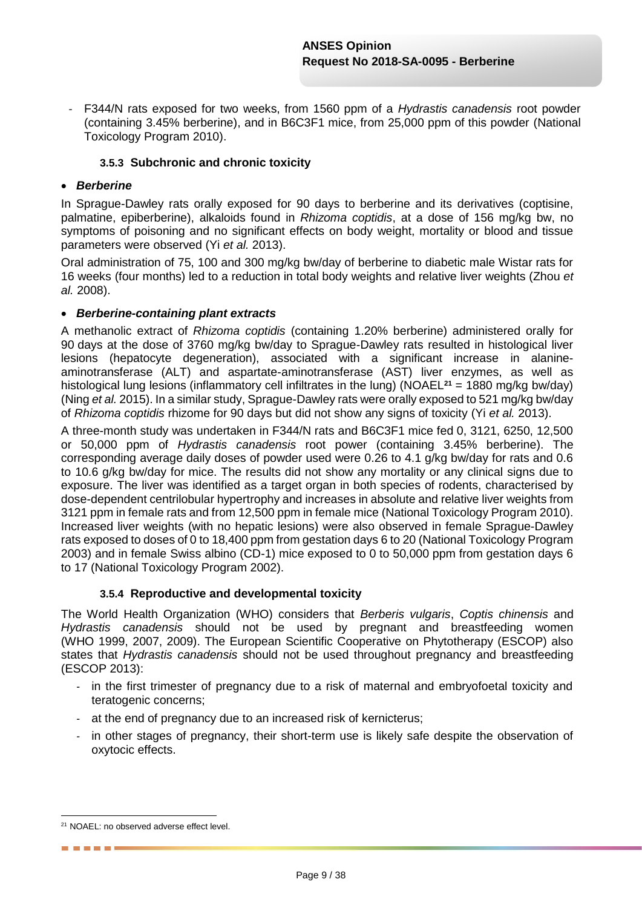- F344/N rats exposed for two weeks, from 1560 ppm of a *Hydrastis canadensis* root powder (containing 3.45% berberine), and in B6C3F1 mice, from 25,000 ppm of this powder (National Toxicology Program 2010).

### 3.5.3 Subchronic and chronic toxicity

- ***Berberine***

In Sprague-Dawley rats orally exposed for 90 days to berberine and its derivatives (coptisine, palmatine, epiberberine), alkaloids found in *Rhizoma coptidis*, at a dose of 156 mg/kg bw, no symptoms of poisoning and no significant effects on body weight, mortality or blood and tissue parameters were observed (Yi *et al.* 2013).

Oral administration of 75, 100 and 300 mg/kg bw/day of berberine to diabetic male Wistar rats for 16 weeks (four months) led to a reduction in total body weights and relative liver weights (Zhou *et al.* 2008).

- ***Berberine-containing plant extracts***

A methanolic extract of *Rhizoma coptidis* (containing 1.20% berberine) administered orally for 90 days at the dose of 3760 mg/kg bw/day to Sprague-Dawley rats resulted in histological liver lesions (hepatocyte degeneration), associated with a significant increase in alanine-aminotransferase (ALT) and aspartate-aminotransferase (AST) liver enzymes, as well as histological lung lesions (inflammatory cell infiltrates in the lung) (NOAEL[21] = 1880 mg/kg bw/day) (Ning *et al.* 2015). In a similar study, Sprague-Dawley rats were orally exposed to 521 mg/kg bw/day of *Rhizoma coptidis* rhizome for 90 days but did not show any signs of toxicity (Yi *et al.* 2013).

A three-month study was undertaken in F344/N rats and B6C3F1 mice fed 0, 3121, 6250, 12,500 or 50,000 ppm of *Hydrastis canadensis* root power (containing 3.45% berberine). The corresponding average daily doses of powder used were 0.26 to 4.1 g/kg bw/day for rats and 0.6 to 10.6 g/kg bw/day for mice. The results did not show any mortality or any clinical signs due to exposure. The liver was identified as a target organ in both species of rodents, characterised by dose-dependent centrilobular hypertrophy and increases in absolute and relative liver weights from 3121 ppm in female rats and from 12,500 ppm in female mice (National Toxicology Program 2010). Increased liver weights (with no hepatic lesions) were also observed in female Sprague-Dawley rats exposed to doses of 0 to 18,400 ppm from gestation days 6 to 20 (National Toxicology Program 2003) and in female Swiss albino (CD-1) mice exposed to 0 to 50,000 ppm from gestation days 6 to 17 (National Toxicology Program 2002).

### 3.5.4 Reproductive and developmental toxicity

The World Health Organization (WHO) considers that *Berberis vulgaris*, *Coptis chinensis* and *Hydrastis canadensis* should not be used by pregnant and breastfeeding women (WHO 1999, 2007, 2009). The European Scientific Cooperative on Phytotherapy (ESCOP) also states that *Hydrastis canadensis* should not be used throughout pregnancy and breastfeeding (ESCOP 2013):

- in the first trimester of pregnancy due to a risk of maternal and embryofoetal toxicity and teratogenic concerns;
- at the end of pregnancy due to an increased risk of kernicterus;
- in other stages of pregnancy, their short-term use is likely safe despite the observation of oxytocic effects.

[21] NOAEL: no observed adverse effect level.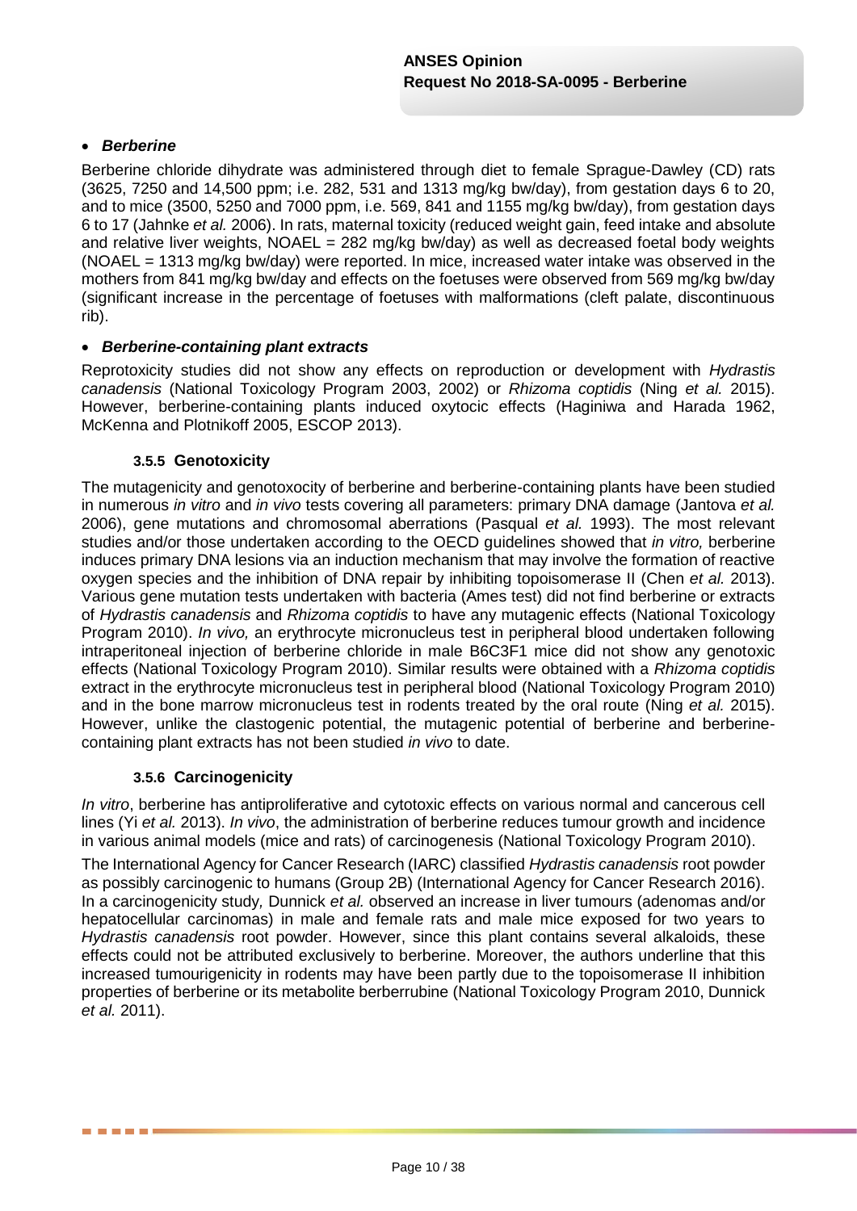- ***Berberine***

Berberine chloride dihydrate was administered through diet to female Sprague-Dawley (CD) rats (3625, 7250 and 14,500 ppm; i.e. 282, 531 and 1313 mg/kg bw/day), from gestation days 6 to 20, and to mice (3500, 5250 and 7000 ppm, i.e. 569, 841 and 1155 mg/kg bw/day), from gestation days 6 to 17 (Jahnke *et al.* 2006). In rats, maternal toxicity (reduced weight gain, feed intake and absolute and relative liver weights, NOAEL = 282 mg/kg bw/day) as well as decreased foetal body weights (NOAEL = 1313 mg/kg bw/day) were reported. In mice, increased water intake was observed in the mothers from 841 mg/kg bw/day and effects on the foetuses were observed from 569 mg/kg bw/day (significant increase in the percentage of foetuses with malformations (cleft palate, discontinuous rib).

- ***Berberine-containing plant extracts***

Reprotoxicity studies did not show any effects on reproduction or development with *Hydrastis canadensis* (National Toxicology Program 2003, 2002) or *Rhizoma coptidis* (Ning *et al.* 2015). However, berberine-containing plants induced oxytocic effects (Haginiwa and Harada 1962, McKenna and Plotnikoff 2005, ESCOP 2013).

#### 3.5.5 Genotoxicity

The mutagenicity and genotoxocity of berberine and berberine-containing plants have been studied in numerous *in vitro* and *in vivo* tests covering all parameters: primary DNA damage (Jantova *et al.* 2006), gene mutations and chromosomal aberrations (Pasqual *et al.* 1993). The most relevant studies and/or those undertaken according to the OECD guidelines showed that *in vitro,* berberine induces primary DNA lesions via an induction mechanism that may involve the formation of reactive oxygen species and the inhibition of DNA repair by inhibiting topoisomerase II (Chen *et al.* 2013). Various gene mutation tests undertaken with bacteria (Ames test) did not find berberine or extracts of *Hydrastis canadensis* and *Rhizoma coptidis* to have any mutagenic effects (National Toxicology Program 2010). *In vivo,* an erythrocyte micronucleus test in peripheral blood undertaken following intraperitoneal injection of berberine chloride in male B6C3F1 mice did not show any genotoxic effects (National Toxicology Program 2010). Similar results were obtained with a *Rhizoma coptidis* extract in the erythrocyte micronucleus test in peripheral blood (National Toxicology Program 2010) and in the bone marrow micronucleus test in rodents treated by the oral route (Ning *et al.* 2015). However, unlike the clastogenic potential, the mutagenic potential of berberine and berberine-containing plant extracts has not been studied *in vivo* to date.

#### 3.5.6 Carcinogenicity

*In vitro*, berberine has antiproliferative and cytotoxic effects on various normal and cancerous cell lines (Yi *et al.* 2013). *In vivo*, the administration of berberine reduces tumour growth and incidence in various animal models (mice and rats) of carcinogenesis (National Toxicology Program 2010).

The International Agency for Cancer Research (IARC) classified *Hydrastis canadensis* root powder as possibly carcinogenic to humans (Group 2B) (International Agency for Cancer Research 2016). In a carcinogenicity study*,* Dunnick *et al.* observed an increase in liver tumours (adenomas and/or hepatocellular carcinomas) in male and female rats and male mice exposed for two years to *Hydrastis canadensis* root powder. However, since this plant contains several alkaloids, these effects could not be attributed exclusively to berberine. Moreover, the authors underline that this increased tumourigenicity in rodents may have been partly due to the topoisomerase II inhibition properties of berberine or its metabolite berberrubine (National Toxicology Program 2010, Dunnick *et al.* 2011).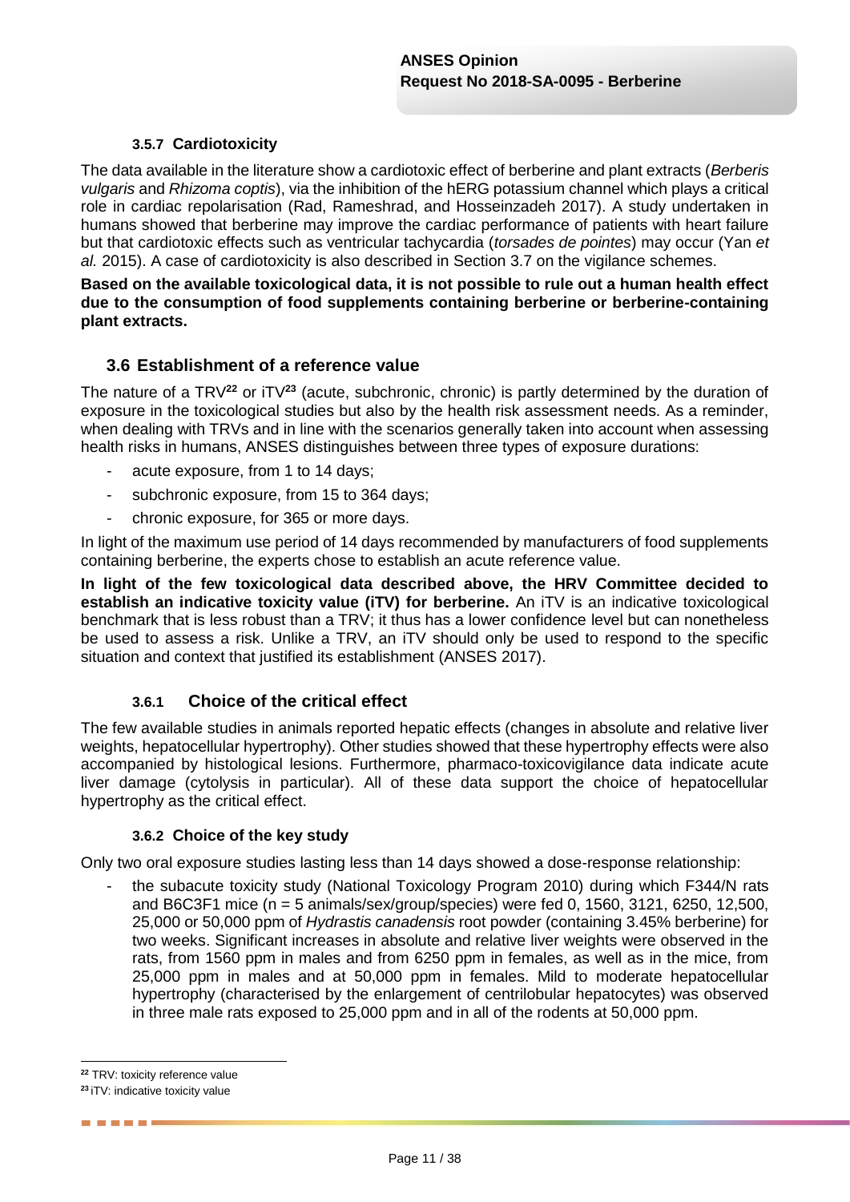#### 3.5.7 Cardiotoxicity

The data available in the literature show a cardiotoxic effect of berberine and plant extracts (*Berberis vulgaris* and *Rhizoma coptis*), via the inhibition of the hERG potassium channel which plays a critical role in cardiac repolarisation (Rad, Rameshrad, and Hosseinzadeh 2017). A study undertaken in humans showed that berberine may improve the cardiac performance of patients with heart failure but that cardiotoxic effects such as ventricular tachycardia (*torsades de pointes*) may occur (Yan *et al.* 2015). A case of cardiotoxicity is also described in Section 3.7 on the vigilance schemes.

**Based on the available toxicological data, it is not possible to rule out a human health effect due to the consumption of food supplements containing berberine or berberine-containing plant extracts.**

## 3.6 Establishment of a reference value

The nature of a TRV[22] or iTV[23] (acute, subchronic, chronic) is partly determined by the duration of exposure in the toxicological studies but also by the health risk assessment needs. As a reminder, when dealing with TRVs and in line with the scenarios generally taken into account when assessing health risks in humans, ANSES distinguishes between three types of exposure durations:

- acute exposure, from 1 to 14 days;
- subchronic exposure, from 15 to 364 days;
- chronic exposure, for 365 or more days.

In light of the maximum use period of 14 days recommended by manufacturers of food supplements containing berberine, the experts chose to establish an acute reference value.

**In light of the few toxicological data described above, the HRV Committee decided to establish an indicative toxicity value (iTV) for berberine.** An iTV is an indicative toxicological benchmark that is less robust than a TRV; it thus has a lower confidence level but can nonetheless be used to assess a risk. Unlike a TRV, an iTV should only be used to respond to the specific situation and context that justified its establishment (ANSES 2017).

### 3.6.1 Choice of the critical effect

The few available studies in animals reported hepatic effects (changes in absolute and relative liver weights, hepatocellular hypertrophy). Other studies showed that these hypertrophy effects were also accompanied by histological lesions. Furthermore, pharmaco-toxicovigilance data indicate acute liver damage (cytolysis in particular). All of these data support the choice of hepatocellular hypertrophy as the critical effect.

#### 3.6.2 Choice of the key study

Only two oral exposure studies lasting less than 14 days showed a dose-response relationship:

- the subacute toxicity study (National Toxicology Program 2010) during which F344/N rats and B6C3F1 mice (n = 5 animals/sex/group/species) were fed 0, 1560, 3121, 6250, 12,500, 25,000 or 50,000 ppm of *Hydrastis canadensis* root powder (containing 3.45% berberine) for two weeks. Significant increases in absolute and relative liver weights were observed in the rats, from 1560 ppm in males and from 6250 ppm in females, as well as in the mice, from 25,000 ppm in males and at 50,000 ppm in females. Mild to moderate hepatocellular hypertrophy (characterised by the enlargement of centrilobular hepatocytes) was observed in three male rats exposed to 25,000 ppm and in all of the rodents at 50,000 ppm.

---

[22] TRV: toxicity reference value

[23] iTV: indicative toxicity value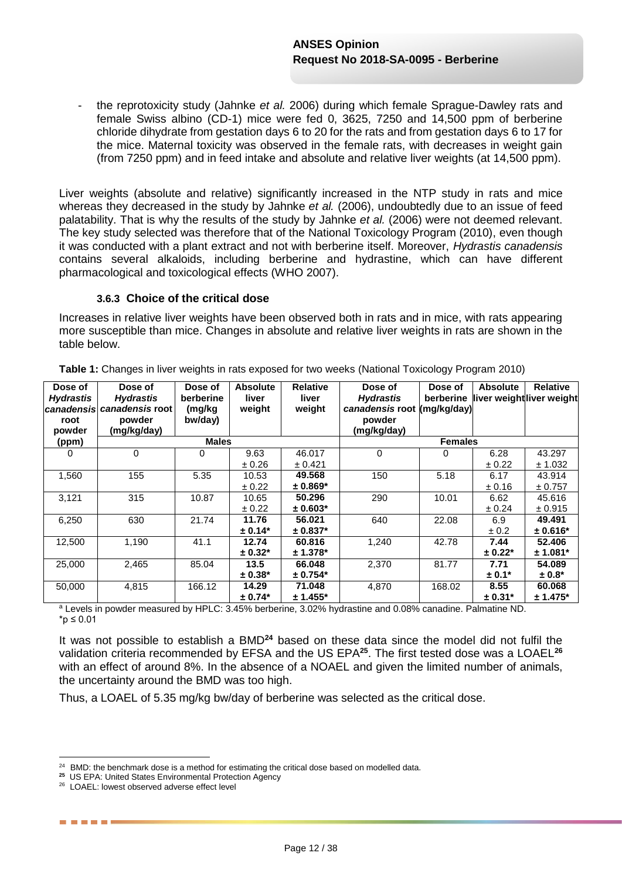- the reprotoxicity study (Jahnke *et al.* 2006) during which female Sprague-Dawley rats and female Swiss albino (CD-1) mice were fed 0, 3625, 7250 and 14,500 ppm of berberine chloride dihydrate from gestation days 6 to 20 for the rats and from gestation days 6 to 17 for the mice. Maternal toxicity was observed in the female rats, with decreases in weight gain (from 7250 ppm) and in feed intake and absolute and relative liver weights (at 14,500 ppm).

Liver weights (absolute and relative) significantly increased in the NTP study in rats and mice whereas they decreased in the study by Jahnke *et al.* (2006), undoubtedly due to an issue of feed palatability. That is why the results of the study by Jahnke *et al.* (2006) were not deemed relevant. The key study selected was therefore that of the National Toxicology Program (2010), even though it was conducted with a plant extract and not with berberine itself. Moreover, *Hydrastis canadensis* contains several alkaloids, including berberine and hydrastine, which can have different pharmacological and toxicological effects (WHO 2007).

### 3.6.3 Choice of the critical dose

Increases in relative liver weights have been observed both in rats and in mice, with rats appearing more susceptible than mice. Changes in absolute and relative liver weights in rats are shown in the table below.

**Table 1:** Changes in liver weights in rats exposed for two weeks (National Toxicology Program 2010)

| Dose of *Hydrastis canadensis* root powder (ppm) | Dose of *Hydrastis canadensis* root powder (mg/kg/day) | Dose of berberine (mg/kg bw/day) | Absolute liver weight | Relative liver weight | Dose of *Hydrastis canadensis* root powder (mg/kg/day) | Dose of berberine (mg/kg/day) | Absolute liver weight | Relative liver weight |
|---|---|---|---|---|---|---|---|---|
| | Males | | | | Females | | | |
| 0 | 0 | 0 | 9.63 ± 0.26 | 46.017 ± 0.421 | 0 | 0 | 6.28 ± 0.22 | 43.297 ± 1.032 |
| 1,560 | 155 | 5.35 | 10.53 ± 0.22 | **49.568 ± 0.869*** | 150 | 5.18 | 6.17 ± 0.16 | 43.914 ± 0.757 |
| 3,121 | 315 | 10.87 | 10.65 ± 0.22 | **50.296 ± 0.603*** | 290 | 10.01 | 6.62 ± 0.24 | 45.616 ± 0.915 |
| 6,250 | 630 | 21.74 | **11.76 ± 0.14*** | **56.021 ± 0.837*** | 640 | 22.08 | 6.9 ± 0.2 | **49.491 ± 0.616*** |
| 12,500 | 1,190 | 41.1 | **12.74 ± 0.32*** | **60.816 ± 1.378*** | 1,240 | 42.78 | **7.44 ± 0.22*** | **52.406 ± 1.081*** |
| 25,000 | 2,465 | 85.04 | **13.5 ± 0.38*** | **66.048 ± 0.754*** | 2,370 | 81.77 | **7.71 ± 0.1*** | **54.089 ± 0.8*** |
| 50,000 | 4,815 | 166.12 | **14.29 ± 0.74*** | **71.048 ± 1.455*** | 4,870 | 168.02 | **8.55 ± 0.31*** | **60.068 ± 1.475*** |

[a] Levels in powder measured by HPLC: 3.45% berberine, 3.02% hydrastine and 0.08% canadine. Palmatine ND.
*$p \leq 0.01$

It was not possible to establish a BMD[24] based on these data since the model did not fulfil the validation criteria recommended by EFSA and the US EPA[25]. The first tested dose was a LOAEL[26] with an effect of around 8%. In the absence of a NOAEL and given the limited number of animals, the uncertainty around the BMD was too high.

Thus, a LOAEL of 5.35 mg/kg bw/day of berberine was selected as the critical dose.

[24] BMD: the benchmark dose is a method for estimating the critical dose based on modelled data.
[25] US EPA: United States Environmental Protection Agency
[26] LOAEL: lowest observed adverse effect level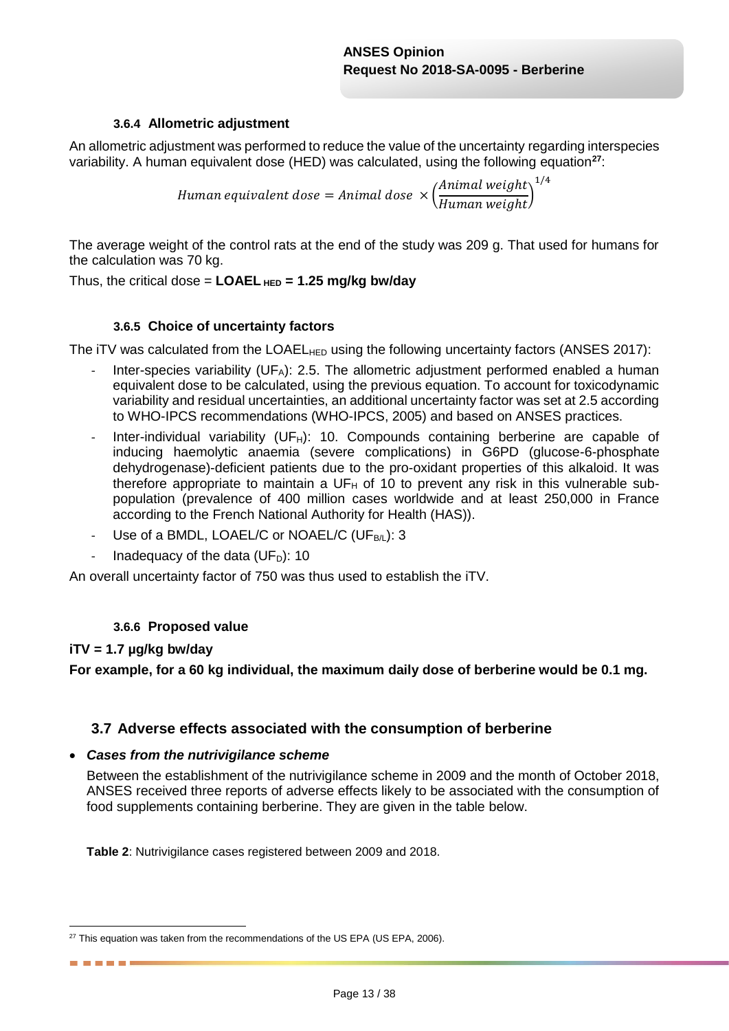### 3.6.4 Allometric adjustment

An allometric adjustment was performed to reduce the value of the uncertainty regarding interspecies variability. A human equivalent dose (HED) was calculated, using the following equation[27]:

$$Human\ equivalent\ dose = Animal\ dose \times \left(\frac{Animal\ weight}{Human\ weight}\right)^{1/4}$$

The average weight of the control rats at the end of the study was 209 g. That used for humans for the calculation was 70 kg.

Thus, the critical dose = **$LOAEL_{HED}$ = 1.25 mg/kg bw/day**

### 3.6.5 Choice of uncertainty factors

The iTV was calculated from the $LOAEL_{HED}$ using the following uncertainty factors (ANSES 2017):

- Inter-species variability ($UF_A$): 2.5. The allometric adjustment performed enabled a human equivalent dose to be calculated, using the previous equation. To account for toxicodynamic variability and residual uncertainties, an additional uncertainty factor was set at 2.5 according to WHO-IPCS recommendations (WHO-IPCS, 2005) and based on ANSES practices.
- Inter-individual variability ($UF_H$): 10. Compounds containing berberine are capable of inducing haemolytic anaemia (severe complications) in G6PD (glucose-6-phosphate dehydrogenase)-deficient patients due to the pro-oxidant properties of this alkaloid. It was therefore appropriate to maintain a $UF_H$ of 10 to prevent any risk in this vulnerable sub-population (prevalence of 400 million cases worldwide and at least 250,000 in France according to the French National Authority for Health (HAS)).
- Use of a BMDL, LOAEL/C or NOAEL/C ($UF_{B/L}$): 3
- Inadequacy of the data ($UF_D$): 10

An overall uncertainty factor of 750 was thus used to establish the iTV.

### 3.6.6 Proposed value

**iTV = 1.7 µg/kg bw/day**

**For example, for a 60 kg individual, the maximum daily dose of berberine would be 0.1 mg.**

## 3.7 Adverse effects associated with the consumption of berberine

- ***Cases from the nutrivigilance scheme***

  Between the establishment of the nutrivigilance scheme in 2009 and the month of October 2018, ANSES received three reports of adverse effects likely to be associated with the consumption of food supplements containing berberine. They are given in the table below.

  **Table 2**: Nutrivigilance cases registered between 2009 and 2018.

[27] This equation was taken from the recommendations of the US EPA (US EPA, 2006).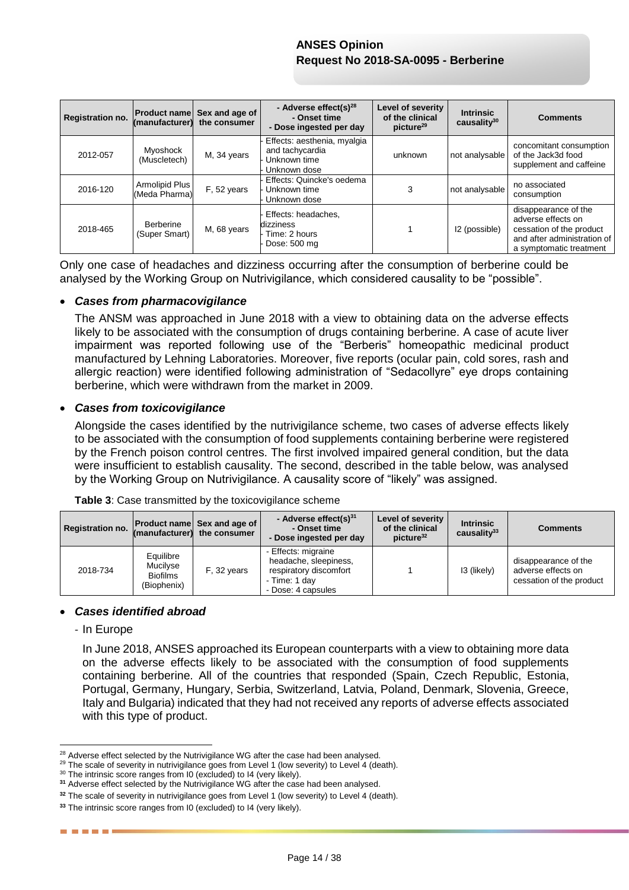| Registration no. | Product name (manufacturer) | Sex and age of the consumer | - Adverse effect(s)[28] - Onset time - Dose ingested per day | Level of severity of the clinical picture[29] | Intrinsic causality[30] | Comments |
|---|---|---|---|---|---|---|
| 2012-057 | Myoshock (Muscletech) | M, 34 years | - Effects: aesthenia, myalgia and tachycardia - Unknown time - Unknown dose | unknown | not analysable | concomitant consumption of the Jack3d food supplement and caffeine |
| 2016-120 | Armolipid Plus (Meda Pharma) | F, 52 years | - Effects: Quincke's oedema - Unknown time - Unknown dose | 3 | not analysable | no associated consumption |
| 2018-465 | Berberine (Super Smart) | M, 68 years | - Effects: headaches, dizziness - Time: 2 hours - Dose: 500 mg | 1 | I2 (possible) | disappearance of the adverse effects on cessation of the product and after administration of a symptomatic treatment |

Only one case of headaches and dizziness occurring after the consumption of berberine could be analysed by the Working Group on Nutrivigilance, which considered causality to be "possible".

- ***Cases from pharmacovigilance***

The ANSM was approached in June 2018 with a view to obtaining data on the adverse effects likely to be associated with the consumption of drugs containing berberine. A case of acute liver impairment was reported following use of the "Berberis" homeopathic medicinal product manufactured by Lehning Laboratories. Moreover, five reports (ocular pain, cold sores, rash and allergic reaction) were identified following administration of "Sedacollyre" eye drops containing berberine, which were withdrawn from the market in 2009.

- ***Cases from toxicovigilance***

Alongside the cases identified by the nutrivigilance scheme, two cases of adverse effects likely to be associated with the consumption of food supplements containing berberine were registered by the French poison control centres. The first involved impaired general condition, but the data were insufficient to establish causality. The second, described in the table below, was analysed by the Working Group on Nutrivigilance. A causality score of "likely" was assigned.

**Table 3**: Case transmitted by the toxicovigilance scheme

| Registration no. | Product name (manufacturer) | Sex and age of the consumer | - Adverse effect(s)[31] - Onset time - Dose ingested per day | Level of severity of the clinical picture[32] | Intrinsic causality[33] | Comments |
|---|---|---|---|---|---|---|
| 2018-734 | Equilibre Mucilyse Biofilms (Biophenix) | F, 32 years | - Effects: migraine headache, sleepiness, respiratory discomfort - Time: 1 day - Dose: 4 capsules | 1 | I3 (likely) | disappearance of the adverse effects on cessation of the product |

- ***Cases identified abroad***

  - In Europe

  In June 2018, ANSES approached its European counterparts with a view to obtaining more data on the adverse effects likely to be associated with the consumption of food supplements containing berberine. All of the countries that responded (Spain, Czech Republic, Estonia, Portugal, Germany, Hungary, Serbia, Switzerland, Latvia, Poland, Denmark, Slovenia, Greece, Italy and Bulgaria) indicated that they had not received any reports of adverse effects associated with this type of product.

---

[28] Adverse effect selected by the Nutrivigilance WG after the case had been analysed.
[29] The scale of severity in nutrivigilance goes from Level 1 (low severity) to Level 4 (death).
[30] The intrinsic score ranges from I0 (excluded) to I4 (very likely).
[31] Adverse effect selected by the Nutrivigilance WG after the case had been analysed.
[32] The scale of severity in nutrivigilance goes from Level 1 (low severity) to Level 4 (death).
[33] The intrinsic score ranges from I0 (excluded) to I4 (very likely).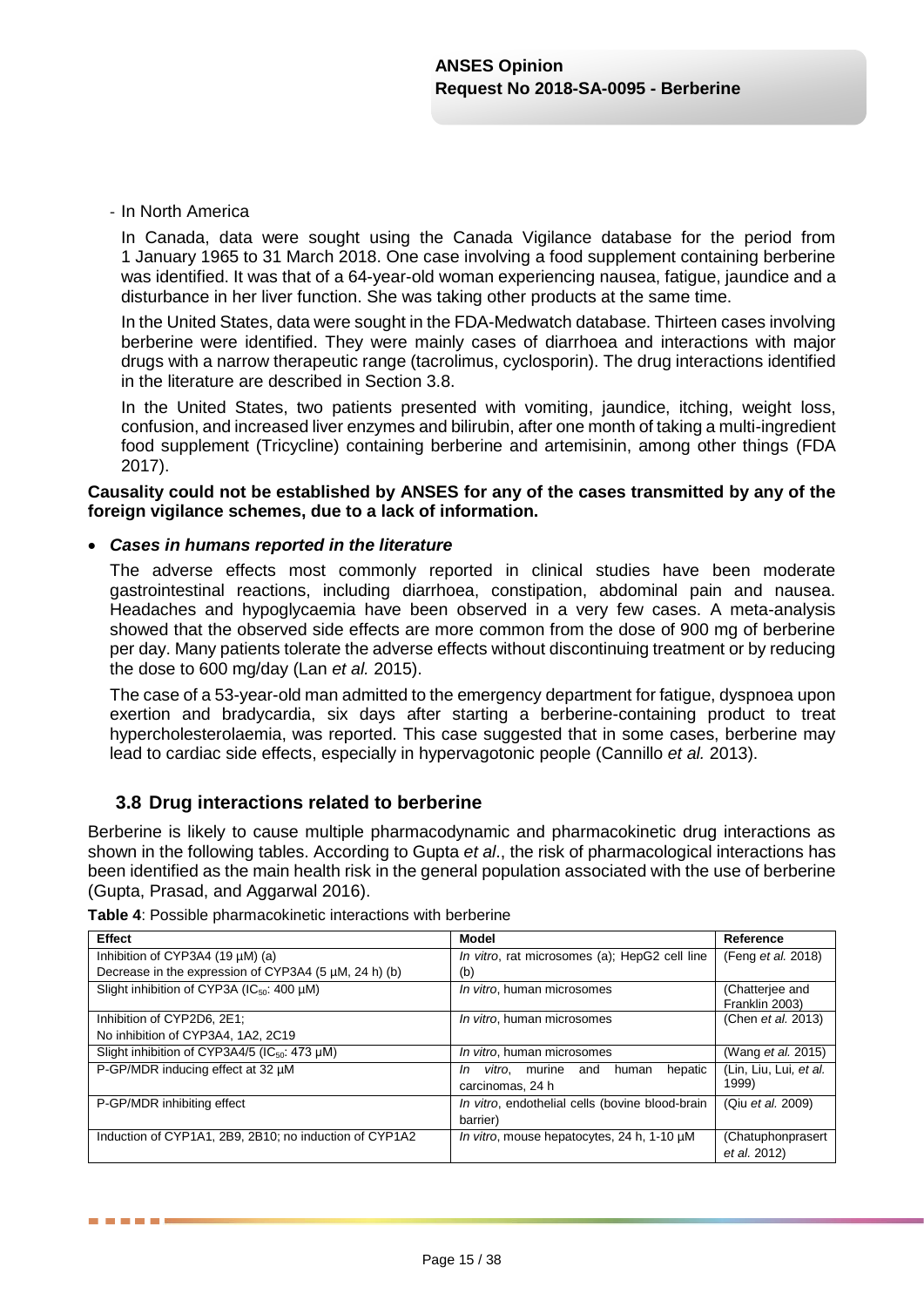- In North America

In Canada, data were sought using the Canada Vigilance database for the period from 1 January 1965 to 31 March 2018. One case involving a food supplement containing berberine was identified. It was that of a 64-year-old woman experiencing nausea, fatigue, jaundice and a disturbance in her liver function. She was taking other products at the same time.

In the United States, data were sought in the FDA-Medwatch database. Thirteen cases involving berberine were identified. They were mainly cases of diarrhoea and interactions with major drugs with a narrow therapeutic range (tacrolimus, cyclosporin). The drug interactions identified in the literature are described in Section 3.8.

In the United States, two patients presented with vomiting, jaundice, itching, weight loss, confusion, and increased liver enzymes and bilirubin, after one month of taking a multi-ingredient food supplement (Tricycline) containing berberine and artemisinin, among other things (FDA 2017).

**Causality could not be established by ANSES for any of the cases transmitted by any of the foreign vigilance schemes, due to a lack of information.**

- ***Cases in humans reported in the literature***

The adverse effects most commonly reported in clinical studies have been moderate gastrointestinal reactions, including diarrhoea, constipation, abdominal pain and nausea. Headaches and hypoglycaemia have been observed in a very few cases. A meta-analysis showed that the observed side effects are more common from the dose of 900 mg of berberine per day. Many patients tolerate the adverse effects without discontinuing treatment or by reducing the dose to 600 mg/day (Lan *et al.* 2015).

The case of a 53-year-old man admitted to the emergency department for fatigue, dyspnoea upon exertion and bradycardia, six days after starting a berberine-containing product to treat hypercholesterolaemia, was reported. This case suggested that in some cases, berberine may lead to cardiac side effects, especially in hypervagotonic people (Cannillo *et al.* 2013).

## 3.8 Drug interactions related to berberine

Berberine is likely to cause multiple pharmacodynamic and pharmacokinetic drug interactions as shown in the following tables. According to Gupta *et al*., the risk of pharmacological interactions has been identified as the main health risk in the general population associated with the use of berberine (Gupta, Prasad, and Aggarwal 2016).

**Table 4**: Possible pharmacokinetic interactions with berberine

| Effect | Model | Reference |
|---|---|---|
| Inhibition of CYP3A4 (19 µM) (a)<br>Decrease in the expression of CYP3A4 (5 µM, 24 h) (b) | *In vitro*, rat microsomes (a); HepG2 cell line (b) | (Feng *et al.* 2018) |
| Slight inhibition of CYP3A ($IC_{50}$: 400 µM) | *In vitro*, human microsomes | (Chatterjee and Franklin 2003) |
| Inhibition of CYP2D6, 2E1;<br>No inhibition of CYP3A4, 1A2, 2C19 | *In vitro*, human microsomes | (Chen *et al.* 2013) |
| Slight inhibition of CYP3A4/5 ($IC_{50}$: 473 µM) | *In vitro*, human microsomes | (Wang *et al.* 2015) |
| P-GP/MDR inducing effect at 32 µM | *In vitro*, murine and human hepatic carcinomas, 24 h | (Lin, Liu, Lui, *et al.* 1999) |
| P-GP/MDR inhibiting effect | *In vitro*, endothelial cells (bovine blood-brain barrier) | (Qiu *et al.* 2009) |
| Induction of CYP1A1, 2B9, 2B10; no induction of CYP1A2 | *In vitro*, mouse hepatocytes, 24 h, 1-10 µM | (Chatuphonprasert *et al.* 2012) |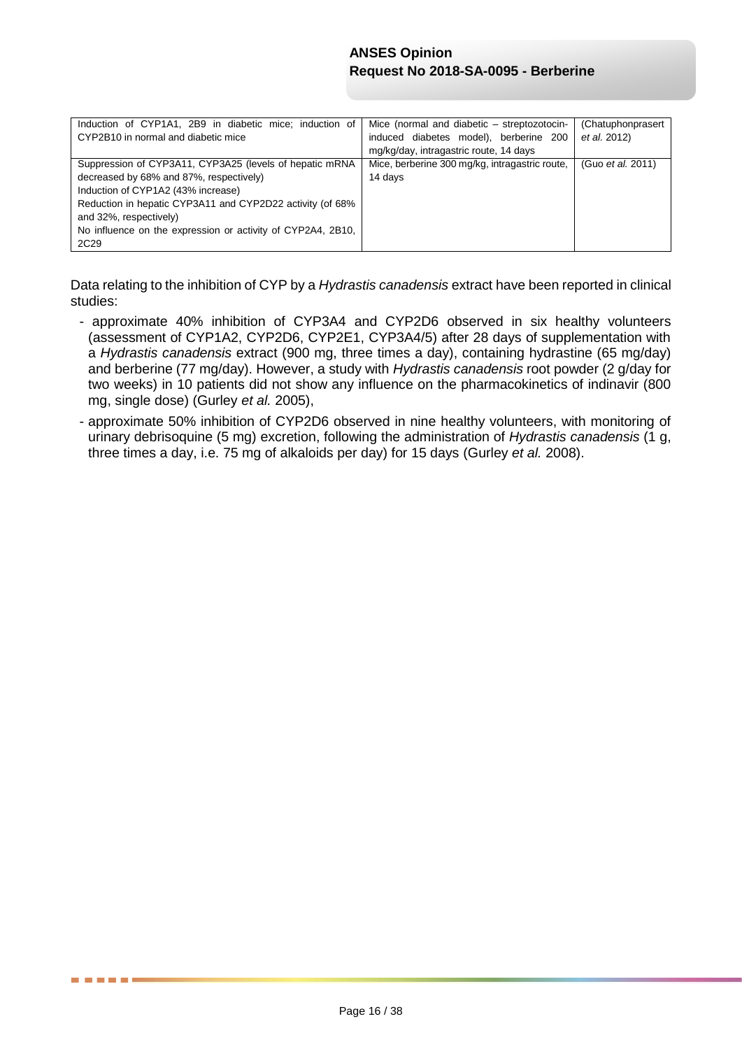| | | |
|---|---|---|
| Induction of CYP1A1, 2B9 in diabetic mice; induction of CYP2B10 in normal and diabetic mice | Mice (normal and diabetic – streptozotocin-induced diabetes model), berberine 200 mg/kg/day, intragastric route, 14 days | (Chatuphonprasert *et al.* 2012) |
| Suppression of CYP3A11, CYP3A25 (levels of hepatic mRNA decreased by 68% and 87%, respectively)<br>Induction of CYP1A2 (43% increase)<br>Reduction in hepatic CYP3A11 and CYP2D22 activity (of 68% and 32%, respectively)<br>No influence on the expression or activity of CYP2A4, 2B10, 2C29 | Mice, berberine 300 mg/kg, intragastric route, 14 days | (Guo *et al.* 2011) |

Data relating to the inhibition of CYP by a *Hydrastis canadensis* extract have been reported in clinical studies:

- approximate 40% inhibition of CYP3A4 and CYP2D6 observed in six healthy volunteers (assessment of CYP1A2, CYP2D6, CYP2E1, CYP3A4/5) after 28 days of supplementation with a *Hydrastis canadensis* extract (900 mg, three times a day), containing hydrastine (65 mg/day) and berberine (77 mg/day). However, a study with *Hydrastis canadensis* root powder (2 g/day for two weeks) in 10 patients did not show any influence on the pharmacokinetics of indinavir (800 mg, single dose) (Gurley *et al.* 2005),
- approximate 50% inhibition of CYP2D6 observed in nine healthy volunteers, with monitoring of urinary debrisoquine (5 mg) excretion, following the administration of *Hydrastis canadensis* (1 g, three times a day, i.e. 75 mg of alkaloids per day) for 15 days (Gurley *et al.* 2008).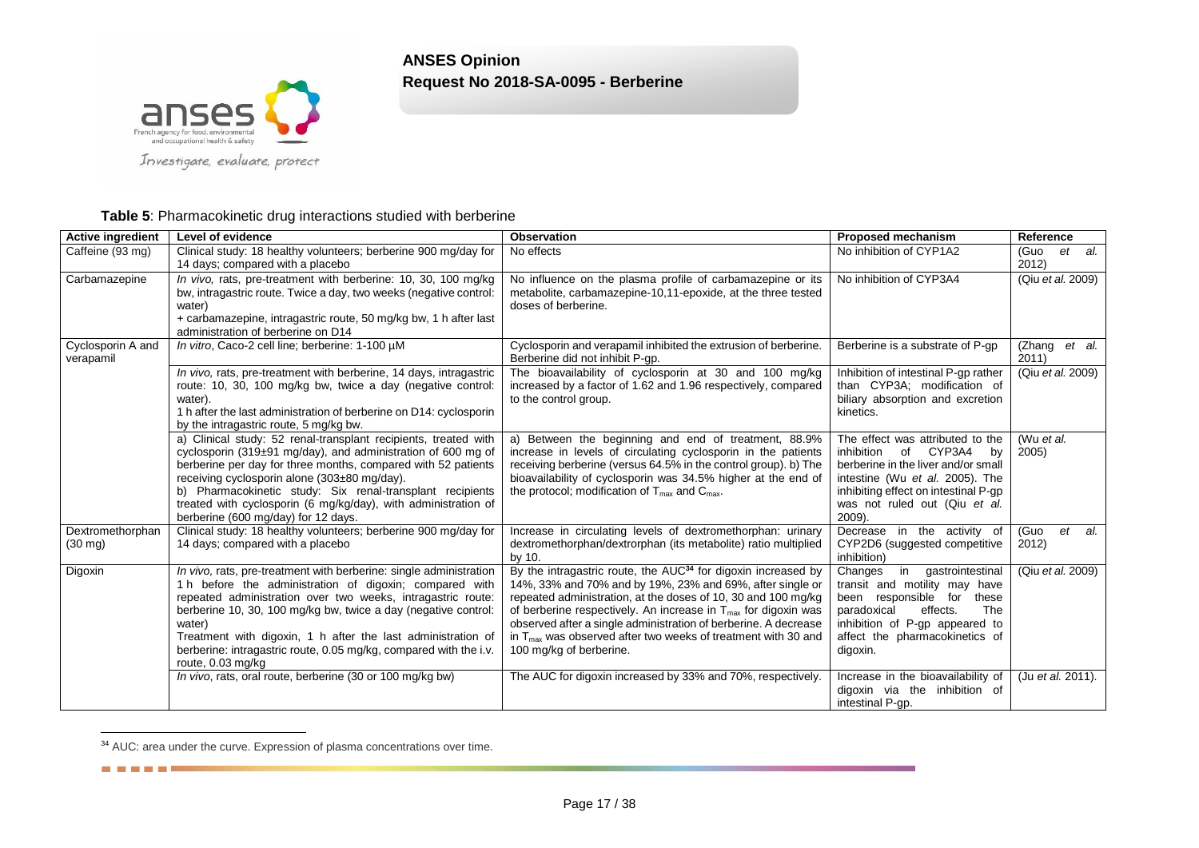**Table 5**: Pharmacokinetic drug interactions studied with berberine

| Active ingredient | Level of evidence | Observation | Proposed mechanism | Reference |
|---|---|---|---|---|
| Caffeine (93 mg) | Clinical study: 18 healthy volunteers; berberine 900 mg/day for 14 days; compared with a placebo | No effects | No inhibition of CYP1A2 | (Guo *et al.* 2012) |
| Carbamazepine | *In vivo,* rats, pre-treatment with berberine: 10, 30, 100 mg/kg bw, intragastric route. Twice a day, two weeks (negative control: water)<br>+ carbamazepine, intragastric route, 50 mg/kg bw, 1 h after last administration of berberine on D14 | No influence on the plasma profile of carbamazepine or its metabolite, carbamazepine-10,11-epoxide, at the three tested doses of berberine. | No inhibition of CYP3A4 | (Qiu *et al.* 2009) |
| Cyclosporin A and verapamil | *In vitro*, Caco-2 cell line; berberine: 1-100 µM | Cyclosporin and verapamil inhibited the extrusion of berberine. Berberine did not inhibit P-gp. | Berberine is a substrate of P-gp | (Zhang *et al.* 2011) |
| | *In vivo*, rats, pre-treatment with berberine, 14 days, intragastric route: 10, 30, 100 mg/kg bw, twice a day (negative control: water).<br>1 h after the last administration of berberine on D14: cyclosporin by the intragastric route, 5 mg/kg bw. | The bioavailability of cyclosporin at 30 and 100 mg/kg increased by a factor of 1.62 and 1.96 respectively, compared to the control group. | Inhibition of intestinal P-gp rather than CYP3A; modification of biliary absorption and excretion kinetics. | (Qiu *et al.* 2009) |
| | a) Clinical study: 52 renal-transplant recipients, treated with cyclosporin (319±91 mg/day), and administration of 600 mg of berberine per day for three months, compared with 52 patients receiving cyclosporin alone (303±80 mg/day).<br>b) Pharmacokinetic study: Six renal-transplant recipients treated with cyclosporin (6 mg/kg/day), with administration of berberine (600 mg/day) for 12 days. | a) Between the beginning and end of treatment, 88.9% increase in levels of circulating cyclosporin in the patients receiving berberine (versus 64.5% in the control group). b) The bioavailability of cyclosporin was 34.5% higher at the end of the protocol; modification of $T_{max}$ and $C_{max}$. | The effect was attributed to the inhibition of CYP3A4 by berberine in the liver and/or small intestine (Wu *et al.* 2005). The inhibiting effect on intestinal P-gp was not ruled out (Qiu *et al.* 2009). | (Wu *et al.* 2005) |
| Dextromethorphan (30 mg) | Clinical study: 18 healthy volunteers; berberine 900 mg/day for 14 days; compared with a placebo | Increase in circulating levels of dextromethorphan: urinary dextromethorphan/dextrorphan (its metabolite) ratio multiplied by 10. | Decrease in the activity of CYP2D6 (suggested competitive inhibition) | (Guo *et al.* 2012) |
| Digoxin | *In vivo,* rats, pre-treatment with berberine: single administration 1 h before the administration of digoxin; compared with repeated administration over two weeks, intragastric route: berberine 10, 30, 100 mg/kg bw, twice a day (negative control: water)<br>Treatment with digoxin, 1 h after the last administration of berberine: intragastric route, 0.05 mg/kg, compared with the i.v. route, 0.03 mg/kg | By the intragastric route, the AUC[34] for digoxin increased by 14%, 33% and 70% and by 19%, 23% and 69%, after single or repeated administration, at the doses of 10, 30 and 100 mg/kg of berberine respectively. An increase in $T_{max}$ for digoxin was observed after a single administration of berberine. A decrease in $T_{max}$ was observed after two weeks of treatment with 30 and 100 mg/kg of berberine. | Changes in gastrointestinal transit and motility may have been responsible for these paradoxical effects. The inhibition of P-gp appeared to affect the pharmacokinetics of digoxin. | (Qiu *et al.* 2009) |
| | *In vivo*, rats, oral route, berberine (30 or 100 mg/kg bw) | The AUC for digoxin increased by 33% and 70%, respectively. | Increase in the bioavailability of digoxin via the inhibition of intestinal P-gp. | (Ju *et al.* 2011). |

[34] AUC: area under the curve. Expression of plasma concentrations over time.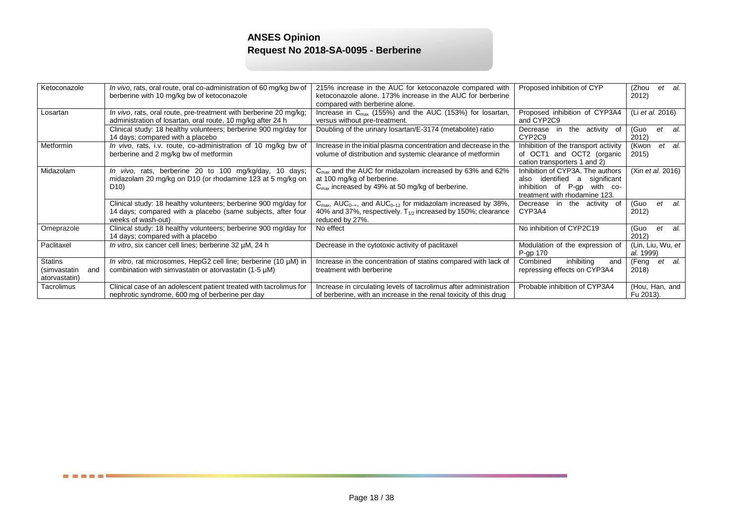| Ketoconazole | *In vivo*, rats, oral route, oral co-administration of 60 mg/kg bw of berberine with 10 mg/kg bw of ketoconazole | 215% increase in the AUC for ketoconazole compared with ketoconazole alone. 173% increase in the AUC for berberine compared with berberine alone. | Proposed inhibition of CYP | (Zhou *et al.* 2012) |
|---|---|---|---|---|
| Losartan | *In vivo*, rats, oral route, pre-treatment with berberine 20 mg/kg; administration of losartan, oral route, 10 mg/kg after 24 h | Increase in $C_{max}$ (155%) and the AUC (153%) for losartan, versus without pre-treatment. | Proposed inhibition of CYP3A4 and CYP2C9 | (Li *et al.* 2016) |
| | Clinical study: 18 healthy volunteers; berberine 900 mg/day for 14 days; compared with a placebo | Doubling of the urinary losartan/E-3174 (metabolite) ratio | Decrease in the activity of CYP2C9 | (Guo *et al.* 2012) |
| Metformin | *In vivo*, rats, i.v. route, co-administration of 10 mg/kg bw of berberine and 2 mg/kg bw of metformin | Increase in the initial plasma concentration and decrease in the volume of distribution and systemic clearance of metformin | Inhibition of the transport activity of OCT1 and OCT2 (organic cation transporters 1 and 2) | (Kwon *et al.* 2015) |
| Midazolam | *In vivo*, rats, berberine 20 to 100 mg/kg/day, 10 days; midazolam 20 mg/kg on D10 (or rhodamine 123 at 5 mg/kg on D10) | $C_{max}$ and the AUC for midazolam increased by 63% and 62% at 100 mg/kg of berberine. $C_{max}$ increased by 49% at 50 mg/kg of berberine. | Inhibition of CYP3A. The authors also identified a significant inhibition of P-gp with co-treatment with rhodamine 123. | (Xin *et al.* 2016) |
| | Clinical study: 18 healthy volunteers; berberine 900 mg/day for 14 days; compared with a placebo (same subjects, after four weeks of wash-out) | $C_{max}$, $AUC_{0-\infty}$, and $AUC_{0-12}$ for midazolam increased by 38%, 40% and 37%, respectively. $T_{1/2}$ increased by 150%; clearance reduced by 27%. | Decrease in the activity of CYP3A4 | (Guo *et al.* 2012) |
| Omeprazole | Clinical study: 18 healthy volunteers; berberine 900 mg/day for 14 days; compared with a placebo | No effect | No inhibition of CYP2C19 | (Guo *et al.* 2012) |
| Paclitaxel | *In vitro*, six cancer cell lines; berberine 32 µM, 24 h | Decrease in the cytotoxic activity of paclitaxel | Modulation of the expression of P-gp 170 | (Lin, Liu, Wu, *et al.* 1999) |
| Statins (simvastatin and atorvastatin) | *In vitro*, rat microsomes, HepG2 cell line; berberine (10 µM) in combination with simvastatin or atorvastatin (1-5 µM) | Increase in the concentration of statins compared with lack of treatment with berberine | Combined inhibiting and repressing effects on CYP3A4 | (Feng *et al.* 2018) |
| Tacrolimus | Clinical case of an adolescent patient treated with tacrolimus for nephrotic syndrome, 600 mg of berberine per day | Increase in circulating levels of tacrolimus after administration of berberine, with an increase in the renal toxicity of this drug | Probable inhibition of CYP3A4 | (Hou, Han, and Fu 2013). |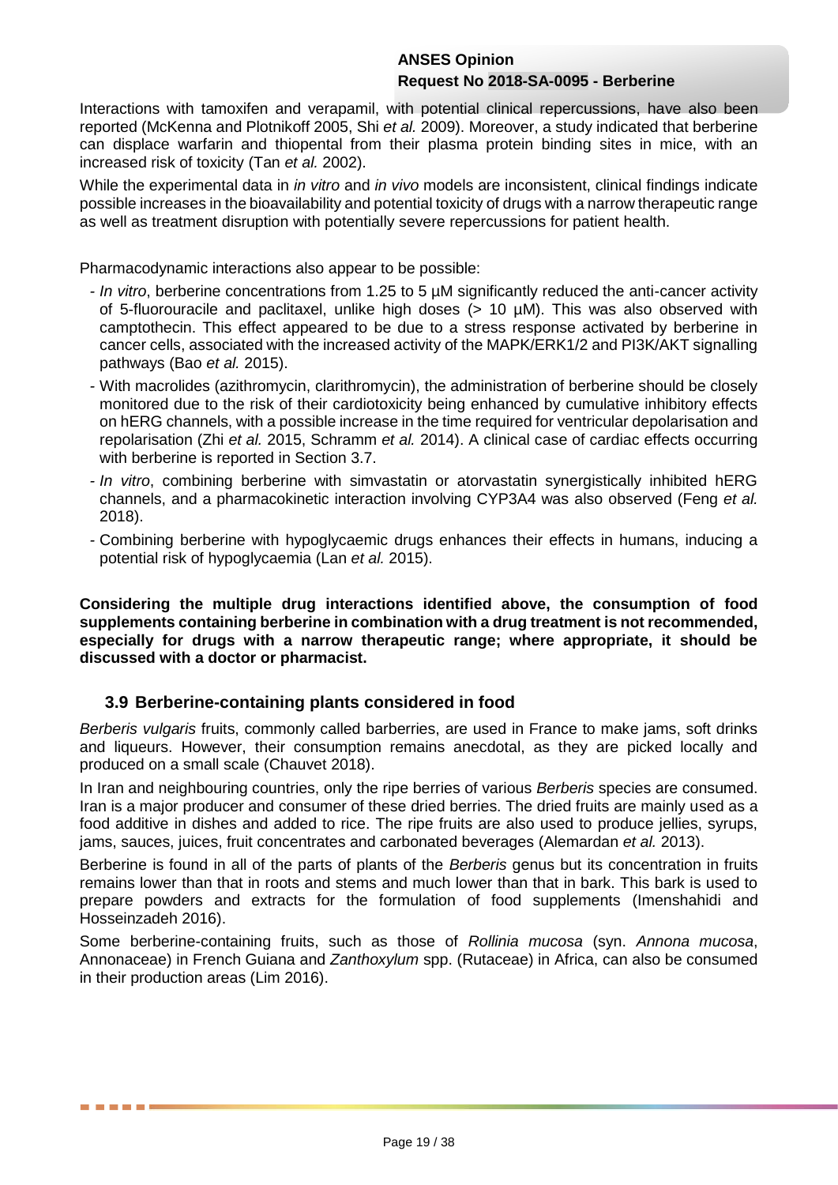Interactions with tamoxifen and verapamil, with potential clinical repercussions, have also been reported (McKenna and Plotnikoff 2005, Shi *et al.* 2009). Moreover, a study indicated that berberine can displace warfarin and thiopental from their plasma protein binding sites in mice, with an increased risk of toxicity (Tan *et al.* 2002).

While the experimental data in *in vitro* and *in vivo* models are inconsistent, clinical findings indicate possible increases in the bioavailability and potential toxicity of drugs with a narrow therapeutic range as well as treatment disruption with potentially severe repercussions for patient health.

Pharmacodynamic interactions also appear to be possible:

- *In vitro*, berberine concentrations from 1.25 to 5 µM significantly reduced the anti-cancer activity of 5-fluorouracile and paclitaxel, unlike high doses (> 10 µM). This was also observed with camptothecin. This effect appeared to be due to a stress response activated by berberine in cancer cells, associated with the increased activity of the MAPK/ERK1/2 and PI3K/AKT signalling pathways (Bao *et al.* 2015).
- With macrolides (azithromycin, clarithromycin), the administration of berberine should be closely monitored due to the risk of their cardiotoxicity being enhanced by cumulative inhibitory effects on hERG channels, with a possible increase in the time required for ventricular depolarisation and repolarisation (Zhi *et al.* 2015, Schramm *et al.* 2014). A clinical case of cardiac effects occurring with berberine is reported in Section 3.7.
- *In vitro*, combining berberine with simvastatin or atorvastatin synergistically inhibited hERG channels, and a pharmacokinetic interaction involving CYP3A4 was also observed (Feng *et al.* 2018).
- Combining berberine with hypoglycaemic drugs enhances their effects in humans, inducing a potential risk of hypoglycaemia (Lan *et al.* 2015).

**Considering the multiple drug interactions identified above, the consumption of food supplements containing berberine in combination with a drug treatment is not recommended, especially for drugs with a narrow therapeutic range; where appropriate, it should be discussed with a doctor or pharmacist.**

## 3.9 Berberine-containing plants considered in food

*Berberis vulgaris* fruits, commonly called barberries, are used in France to make jams, soft drinks and liqueurs. However, their consumption remains anecdotal, as they are picked locally and produced on a small scale (Chauvet 2018).

In Iran and neighbouring countries, only the ripe berries of various *Berberis* species are consumed. Iran is a major producer and consumer of these dried berries. The dried fruits are mainly used as a food additive in dishes and added to rice. The ripe fruits are also used to produce jellies, syrups, jams, sauces, juices, fruit concentrates and carbonated beverages (Alemardan *et al.* 2013).

Berberine is found in all of the parts of plants of the *Berberis* genus but its concentration in fruits remains lower than that in roots and stems and much lower than that in bark. This bark is used to prepare powders and extracts for the formulation of food supplements (Imenshahidi and Hosseinzadeh 2016).

Some berberine-containing fruits, such as those of *Rollinia mucosa* (syn. *Annona mucosa*, Annonaceae) in French Guiana and *Zanthoxylum* spp. (Rutaceae) in Africa, can also be consumed in their production areas (Lim 2016).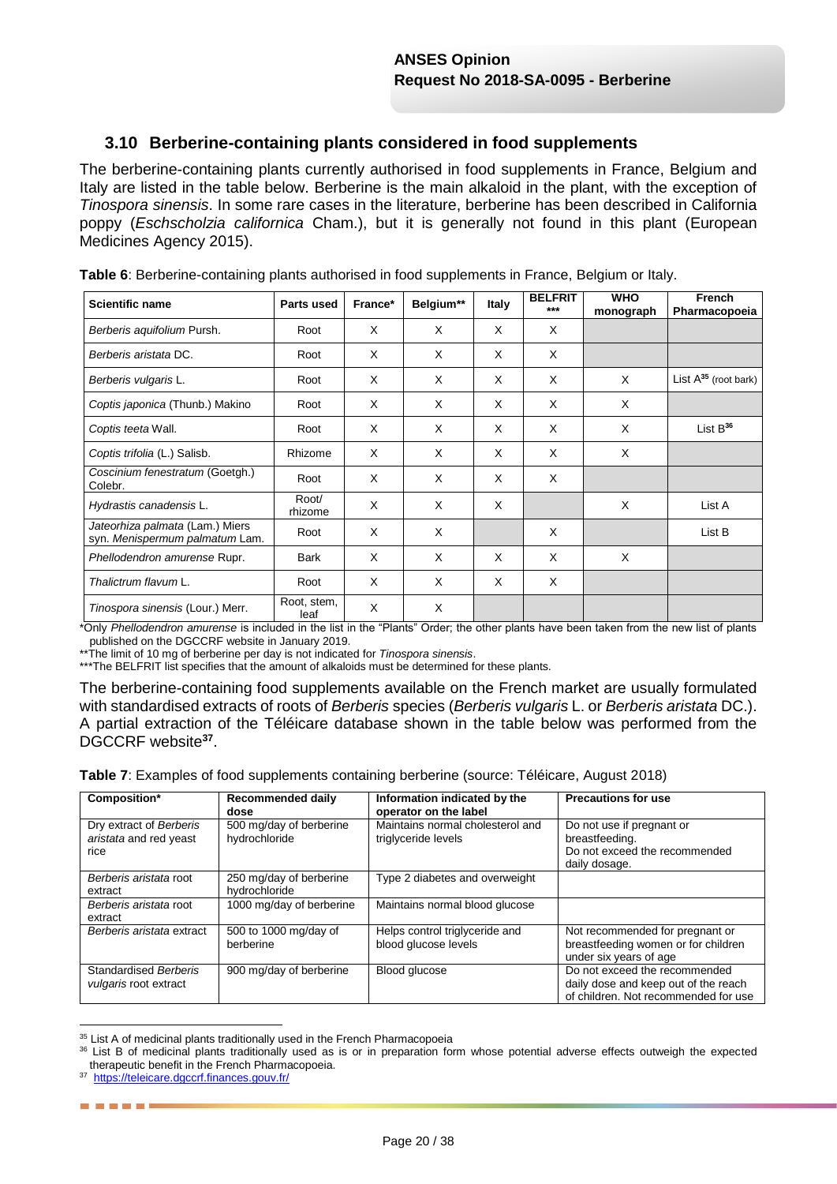## 3.10 Berberine-containing plants considered in food supplements

The berberine-containing plants currently authorised in food supplements in France, Belgium and Italy are listed in the table below. Berberine is the main alkaloid in the plant, with the exception of *Tinospora sinensis*. In some rare cases in the literature, berberine has been described in California poppy (*Eschscholzia californica* Cham.), but it is generally not found in this plant (European Medicines Agency 2015).

**Table 6**: Berberine-containing plants authorised in food supplements in France, Belgium or Italy.

| Scientific name | Parts used | France* | Belgium** | Italy | BELFRIT *** | WHO monograph | French Pharmacopoeia |
|---|---|---|---|---|---|---|---|
| *Berberis aquifolium* Pursh. | Root | X | X | X | X | | |
| *Berberis aristata* DC. | Root | X | X | X | X | | |
| *Berberis vulgaris* L. | Root | X | X | X | X | X | List A[35] (root bark) |
| *Coptis japonica* (Thunb.) Makino | Root | X | X | X | X | X | |
| *Coptis teeta* Wall. | Root | X | X | X | X | X | List B[36] |
| *Coptis trifolia* (L.) Salisb. | Rhizome | X | X | X | X | X | |
| *Coscinium fenestratum* (Goetgh.) Colebr. | Root | X | X | X | X | | |
| *Hydrastis canadensis* L. | Root/ rhizome | X | X | X | | X | List A |
| *Jateorhiza palmata* (Lam.) Miers syn. *Menispermum palmatum* Lam. | Root | X | X | | X | | List B |
| *Phellodendron amurense* Rupr. | Bark | X | X | X | X | X | |
| *Thalictrum flavum* L. | Root | X | X | X | X | | |
| *Tinospora sinensis* (Lour.) Merr. | Root, stem, leaf | X | X | | | | |

*Only *Phellodendron amurense* is included in the list in the "Plants" Order; the other plants have been taken from the new list of plants published on the DGCCRF website in January 2019.
**The limit of 10 mg of berberine per day is not indicated for *Tinospora sinensis*.
***The BELFRIT list specifies that the amount of alkaloids must be determined for these plants.

The berberine-containing food supplements available on the French market are usually formulated with standardised extracts of roots of *Berberis* species (*Berberis vulgaris* L. or *Berberis aristata* DC.). A partial extraction of the Téléicare database shown in the table below was performed from the DGCCRF website[37].

**Table 7**: Examples of food supplements containing berberine (source: Téléicare, August 2018)

| Composition* | Recommended daily dose | Information indicated by the operator on the label | Precautions for use |
|---|---|---|---|
| Dry extract of *Berberis aristata* and red yeast rice | 500 mg/day of berberine hydrochloride | Maintains normal cholesterol and triglyceride levels | Do not use if pregnant or breastfeeding. Do not exceed the recommended daily dosage. |
| *Berberis aristata* root extract | 250 mg/day of berberine hydrochloride | Type 2 diabetes and overweight | |
| *Berberis aristata* root extract | 1000 mg/day of berberine | Maintains normal blood glucose | |
| *Berberis aristata* extract | 500 to 1000 mg/day of berberine | Helps control triglyceride and blood glucose levels | Not recommended for pregnant or breastfeeding women or for children under six years of age |
| Standardised *Berberis vulgaris* root extract | 900 mg/day of berberine | Blood glucose | Do not exceed the recommended daily dose and keep out of the reach of children. Not recommended for use |

[35] List A of medicinal plants traditionally used in the French Pharmacopoeia
[36] List B of medicinal plants traditionally used as is or in preparation form whose potential adverse effects outweigh the expected therapeutic benefit in the French Pharmacopoeia.
[37] https://teleicare.dgccrf.finances.gouv.fr/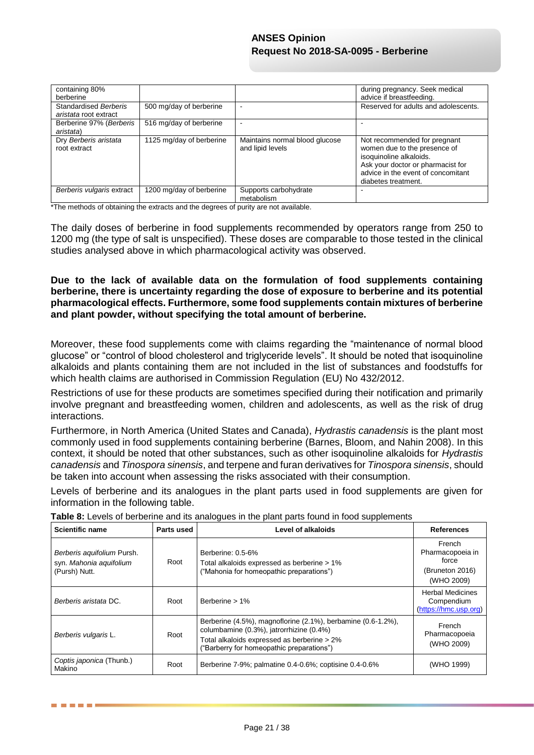| containing 80% berberine | | | during pregnancy. Seek medical advice if breastfeeding. |
|---|---|---|---|
| Standardised *Berberis aristata* root extract | 500 mg/day of berberine | - | Reserved for adults and adolescents. |
| Berberine 97% (*Berberis aristata*) | 516 mg/day of berberine | - | - |
| Dry *Berberis aristata* root extract | 1125 mg/day of berberine | Maintains normal blood glucose and lipid levels | Not recommended for pregnant women due to the presence of isoquinoline alkaloids. Ask your doctor or pharmacist for advice in the event of concomitant diabetes treatment. |
| *Berberis vulgaris* extract | 1200 mg/day of berberine | Supports carbohydrate metabolism | - |

*The methods of obtaining the extracts and the degrees of purity are not available.

The daily doses of berberine in food supplements recommended by operators range from 250 to 1200 mg (the type of salt is unspecified). These doses are comparable to those tested in the clinical studies analysed above in which pharmacological activity was observed.

**Due to the lack of available data on the formulation of food supplements containing berberine, there is uncertainty regarding the dose of exposure to berberine and its potential pharmacological effects. Furthermore, some food supplements contain mixtures of berberine and plant powder, without specifying the total amount of berberine.**

Moreover, these food supplements come with claims regarding the "maintenance of normal blood glucose" or "control of blood cholesterol and triglyceride levels". It should be noted that isoquinoline alkaloids and plants containing them are not included in the list of substances and foodstuffs for which health claims are authorised in Commission Regulation (EU) No 432/2012.

Restrictions of use for these products are sometimes specified during their notification and primarily involve pregnant and breastfeeding women, children and adolescents, as well as the risk of drug interactions.

Furthermore, in North America (United States and Canada), *Hydrastis canadensis* is the plant most commonly used in food supplements containing berberine (Barnes, Bloom, and Nahin 2008). In this context, it should be noted that other substances, such as other isoquinoline alkaloids for *Hydrastis canadensis* and *Tinospora sinensis*, and terpene and furan derivatives for *Tinospora sinensis*, should be taken into account when assessing the risks associated with their consumption.

Levels of berberine and its analogues in the plant parts used in food supplements are given for information in the following table.

**Table 8:** Levels of berberine and its analogues in the plant parts found in food supplements

| Scientific name | Parts used | Level of alkaloids | References |
|---|---|---|---|
| *Berberis aquifolium* Pursh. syn. *Mahonia aquifolium* (Pursh) Nutt. | Root | Berberine: 0.5-6%<br>Total alkaloids expressed as berberine > 1%<br>("Mahonia for homeopathic preparations") | French Pharmacopoeia in force<br>(Bruneton 2016)<br>(WHO 2009) |
| *Berberis aristata* DC. | Root | Berberine > 1% | Herbal Medicines Compendium (https://hmc.usp.org) |
| *Berberis vulgaris* L. | Root | Berberine (4.5%), magnoflorine (2.1%), berbamine (0.6-1.2%), columbamine (0.3%), jatrorrhizine (0.4%)<br>Total alkaloids expressed as berberine > 2%<br>("Barberry for homeopathic preparations") | French Pharmacopoeia<br>(WHO 2009) |
| *Coptis japonica* (Thunb.) Makino | Root | Berberine 7-9%; palmatine 0.4-0.6%; coptisine 0.4-0.6% | (WHO 1999) |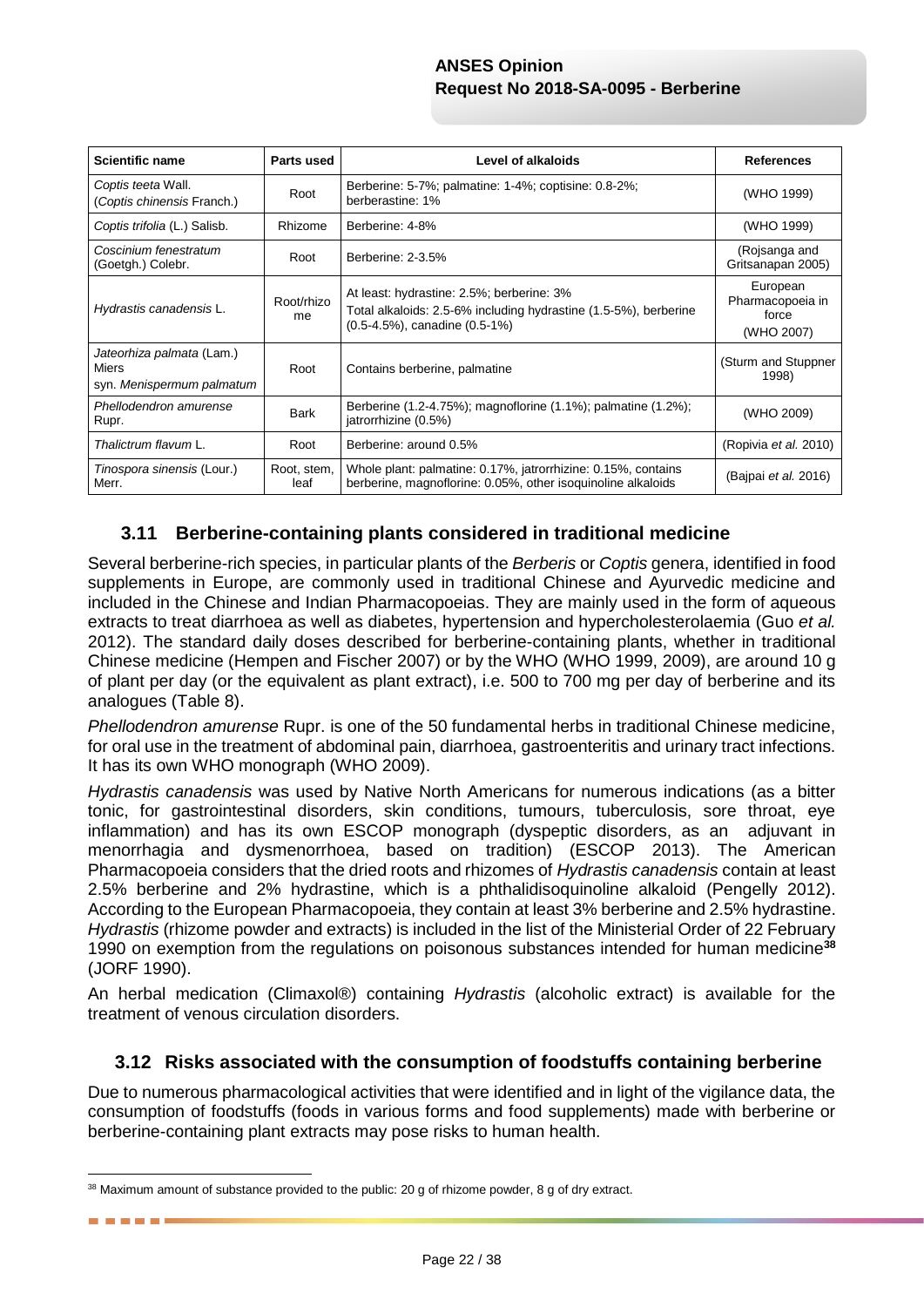| Scientific name | Parts used | Level of alkaloids | References |
| --- | --- | --- | --- |
| *Coptis teeta* Wall. (*Coptis chinensis* Franch.) | Root | Berberine: 5-7%; palmatine: 1-4%; coptisine: 0.8-2%; berberastine: 1% | (WHO 1999) |
| *Coptis trifolia* (L.) Salisb. | Rhizome | Berberine: 4-8% | (WHO 1999) |
| *Coscinium fenestratum* (Goetgh.) Colebr. | Root | Berberine: 2-3.5% | (Rojsanga and Gritsanapan 2005) |
| *Hydrastis canadensis* L. | Root/rhizome | At least: hydrastine: 2.5%; berberine: 3% Total alkaloids: 2.5-6% including hydrastine (1.5-5%), berberine (0.5-4.5%), canadine (0.5-1%) | European Pharmacopoeia in force (WHO 2007) |
| *Jateorhiza palmata* (Lam.) Miers syn. *Menispermum palmatum* | Root | Contains berberine, palmatine | (Sturm and Stuppner 1998) |
| *Phellodendron amurense* Rupr. | Bark | Berberine (1.2-4.75%); magnoflorine (1.1%); palmatine (1.2%); jatrorrhizine (0.5%) | (WHO 2009) |
| *Thalictrum flavum* L. | Root | Berberine: around 0.5% | (Ropivia *et al.* 2010) |
| *Tinospora sinensis* (Lour.) Merr. | Root, stem, leaf | Whole plant: palmatine: 0.17%, jatrorrhizine: 0.15%, contains berberine, magnoflorine: 0.05%, other isoquinoline alkaloids | (Bajpai *et al.* 2016) |

## 3.11 Berberine-containing plants considered in traditional medicine

Several berberine-rich species, in particular plants of the *Berberis* or *Coptis* genera, identified in food supplements in Europe, are commonly used in traditional Chinese and Ayurvedic medicine and included in the Chinese and Indian Pharmacopoeias. They are mainly used in the form of aqueous extracts to treat diarrhoea as well as diabetes, hypertension and hypercholesterolaemia (Guo *et al.* 2012). The standard daily doses described for berberine-containing plants, whether in traditional Chinese medicine (Hempen and Fischer 2007) or by the WHO (WHO 1999, 2009), are around 10 g of plant per day (or the equivalent as plant extract), i.e. 500 to 700 mg per day of berberine and its analogues (Table 8).

*Phellodendron amurense* Rupr. is one of the 50 fundamental herbs in traditional Chinese medicine, for oral use in the treatment of abdominal pain, diarrhoea, gastroenteritis and urinary tract infections. It has its own WHO monograph (WHO 2009).

*Hydrastis canadensis* was used by Native North Americans for numerous indications (as a bitter tonic, for gastrointestinal disorders, skin conditions, tumours, tuberculosis, sore throat, eye inflammation) and has its own ESCOP monograph (dyspeptic disorders, as an adjuvant in menorrhagia and dysmenorrhoea, based on tradition) (ESCOP 2013). The American Pharmacopoeia considers that the dried roots and rhizomes of *Hydrastis canadensis* contain at least 2.5% berberine and 2% hydrastine, which is a phthalidisoquinoline alkaloid (Pengelly 2012). According to the European Pharmacopoeia, they contain at least 3% berberine and 2.5% hydrastine. *Hydrastis* (rhizome powder and extracts) is included in the list of the Ministerial Order of 22 February 1990 on exemption from the regulations on poisonous substances intended for human medicine[38] (JORF 1990).

An herbal medication (Climaxol®) containing *Hydrastis* (alcoholic extract) is available for the treatment of venous circulation disorders.

## 3.12 Risks associated with the consumption of foodstuffs containing berberine

Due to numerous pharmacological activities that were identified and in light of the vigilance data, the consumption of foodstuffs (foods in various forms and food supplements) made with berberine or berberine-containing plant extracts may pose risks to human health.

---

[38] Maximum amount of substance provided to the public: 20 g of rhizome powder, 8 g of dry extract.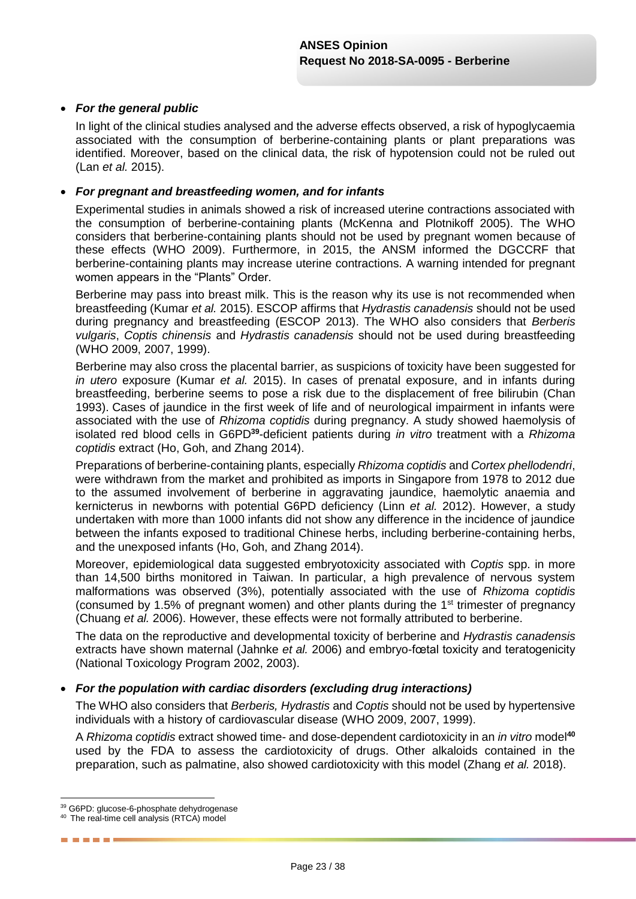- ***For the general public***

  In light of the clinical studies analysed and the adverse effects observed, a risk of hypoglycaemia associated with the consumption of berberine-containing plants or plant preparations was identified. Moreover, based on the clinical data, the risk of hypotension could not be ruled out (Lan *et al.* 2015).

- ***For pregnant and breastfeeding women, and for infants***

  Experimental studies in animals showed a risk of increased uterine contractions associated with the consumption of berberine-containing plants (McKenna and Plotnikoff 2005). The WHO considers that berberine-containing plants should not be used by pregnant women because of these effects (WHO 2009). Furthermore, in 2015, the ANSM informed the DGCCRF that berberine-containing plants may increase uterine contractions. A warning intended for pregnant women appears in the "Plants" Order.

  Berberine may pass into breast milk. This is the reason why its use is not recommended when breastfeeding (Kumar *et al.* 2015). ESCOP affirms that *Hydrastis canadensis* should not be used during pregnancy and breastfeeding (ESCOP 2013). The WHO also considers that *Berberis vulgaris*, *Coptis chinensis* and *Hydrastis canadensis* should not be used during breastfeeding (WHO 2009, 2007, 1999).

  Berberine may also cross the placental barrier, as suspicions of toxicity have been suggested for *in utero* exposure (Kumar *et al.* 2015). In cases of prenatal exposure, and in infants during breastfeeding, berberine seems to pose a risk due to the displacement of free bilirubin (Chan 1993). Cases of jaundice in the first week of life and of neurological impairment in infants were associated with the use of *Rhizoma coptidis* during pregnancy. A study showed haemolysis of isolated red blood cells in G6PD[39]-deficient patients during *in vitro* treatment with a *Rhizoma coptidis* extract (Ho, Goh, and Zhang 2014).

  Preparations of berberine-containing plants, especially *Rhizoma coptidis* and *Cortex phellodendri*, were withdrawn from the market and prohibited as imports in Singapore from 1978 to 2012 due to the assumed involvement of berberine in aggravating jaundice, haemolytic anaemia and kernicterus in newborns with potential G6PD deficiency (Linn *et al.* 2012). However, a study undertaken with more than 1000 infants did not show any difference in the incidence of jaundice between the infants exposed to traditional Chinese herbs, including berberine-containing herbs, and the unexposed infants (Ho, Goh, and Zhang 2014).

  Moreover, epidemiological data suggested embryotoxicity associated with *Coptis* spp. in more than 14,500 births monitored in Taiwan. In particular, a high prevalence of nervous system malformations was observed (3%), potentially associated with the use of *Rhizoma coptidis* (consumed by 1.5% of pregnant women) and other plants during the 1st trimester of pregnancy (Chuang *et al.* 2006). However, these effects were not formally attributed to berberine.

  The data on the reproductive and developmental toxicity of berberine and *Hydrastis canadensis* extracts have shown maternal (Jahnke *et al.* 2006) and embryo-fœtal toxicity and teratogenicity (National Toxicology Program 2002, 2003).

- ***For the population with cardiac disorders (excluding drug interactions)***

  The WHO also considers that *Berberis, Hydrastis* and *Coptis* should not be used by hypertensive individuals with a history of cardiovascular disease (WHO 2009, 2007, 1999).

  A *Rhizoma coptidis* extract showed time- and dose-dependent cardiotoxicity in an *in vitro* model[40] used by the FDA to assess the cardiotoxicity of drugs. Other alkaloids contained in the preparation, such as palmatine, also showed cardiotoxicity with this model (Zhang *et al.* 2018).

---

[39] G6PD: glucose-6-phosphate dehydrogenase

[40] The real-time cell analysis (RTCA) model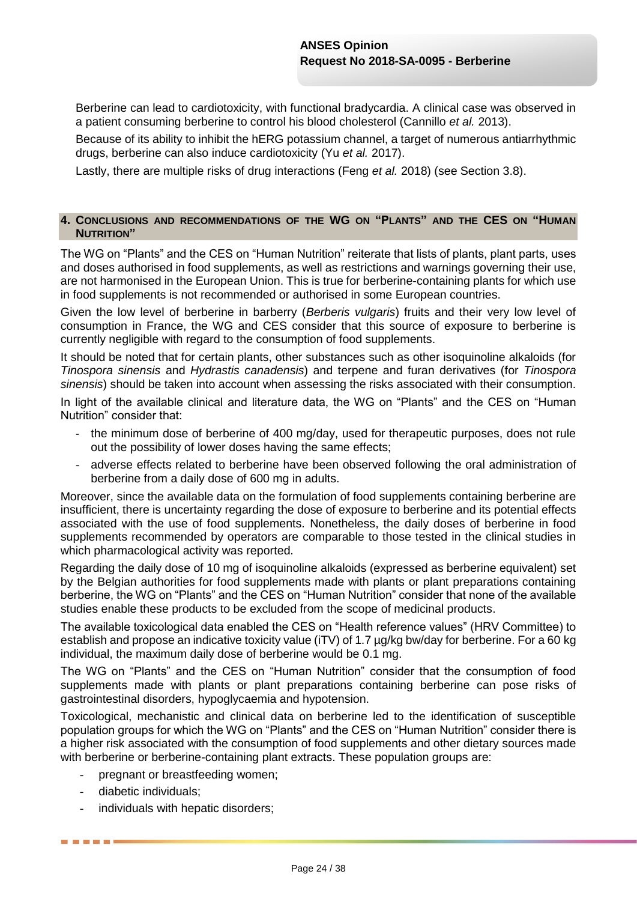Berberine can lead to cardiotoxicity, with functional bradycardia. A clinical case was observed in a patient consuming berberine to control his blood cholesterol (Cannillo *et al.* 2013).

Because of its ability to inhibit the hERG potassium channel, a target of numerous antiarrhythmic drugs, berberine can also induce cardiotoxicity (Yu *et al.* 2017).

Lastly, there are multiple risks of drug interactions (Feng *et al.* 2018) (see Section 3.8).

## 4. Conclusions and recommendations of the WG on "Plants" and the CES on "Human Nutrition"

The WG on "Plants" and the CES on "Human Nutrition" reiterate that lists of plants, plant parts, uses and doses authorised in food supplements, as well as restrictions and warnings governing their use, are not harmonised in the European Union. This is true for berberine-containing plants for which use in food supplements is not recommended or authorised in some European countries.

Given the low level of berberine in barberry (*Berberis vulgaris*) fruits and their very low level of consumption in France, the WG and CES consider that this source of exposure to berberine is currently negligible with regard to the consumption of food supplements.

It should be noted that for certain plants, other substances such as other isoquinoline alkaloids (for *Tinospora sinensis* and *Hydrastis canadensis*) and terpene and furan derivatives (for *Tinospora sinensis*) should be taken into account when assessing the risks associated with their consumption.

In light of the available clinical and literature data, the WG on "Plants" and the CES on "Human Nutrition" consider that:

- the minimum dose of berberine of 400 mg/day, used for therapeutic purposes, does not rule out the possibility of lower doses having the same effects;
- adverse effects related to berberine have been observed following the oral administration of berberine from a daily dose of 600 mg in adults.

Moreover, since the available data on the formulation of food supplements containing berberine are insufficient, there is uncertainty regarding the dose of exposure to berberine and its potential effects associated with the use of food supplements. Nonetheless, the daily doses of berberine in food supplements recommended by operators are comparable to those tested in the clinical studies in which pharmacological activity was reported.

Regarding the daily dose of 10 mg of isoquinoline alkaloids (expressed as berberine equivalent) set by the Belgian authorities for food supplements made with plants or plant preparations containing berberine, the WG on "Plants" and the CES on "Human Nutrition" consider that none of the available studies enable these products to be excluded from the scope of medicinal products.

The available toxicological data enabled the CES on "Health reference values" (HRV Committee) to establish and propose an indicative toxicity value (iTV) of 1.7 µg/kg bw/day for berberine. For a 60 kg individual, the maximum daily dose of berberine would be 0.1 mg.

The WG on "Plants" and the CES on "Human Nutrition" consider that the consumption of food supplements made with plants or plant preparations containing berberine can pose risks of gastrointestinal disorders, hypoglycaemia and hypotension.

Toxicological, mechanistic and clinical data on berberine led to the identification of susceptible population groups for which the WG on "Plants" and the CES on "Human Nutrition" consider there is a higher risk associated with the consumption of food supplements and other dietary sources made with berberine or berberine-containing plant extracts. These population groups are:

- pregnant or breastfeeding women;
- diabetic individuals;
- individuals with hepatic disorders;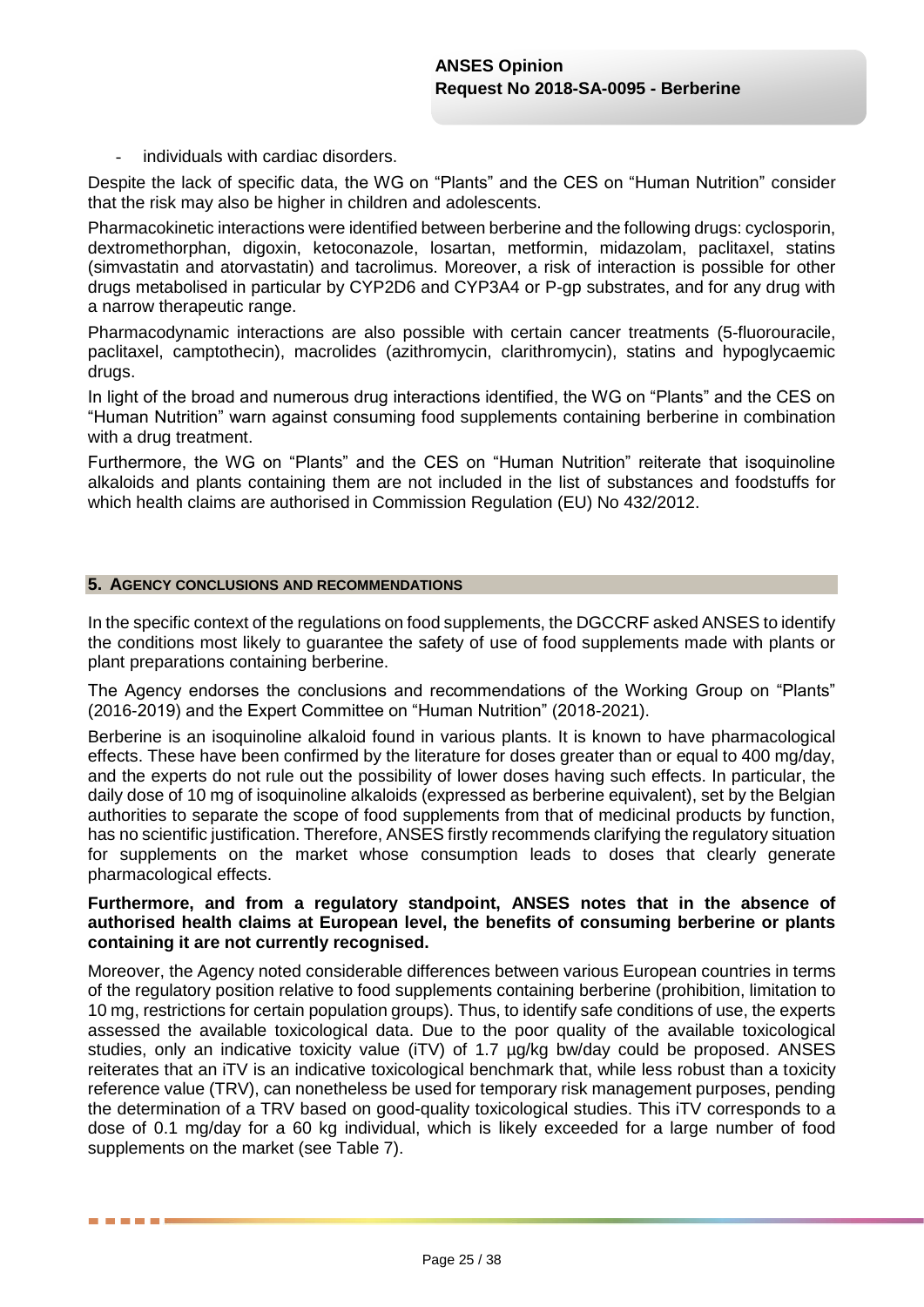- individuals with cardiac disorders.

Despite the lack of specific data, the WG on "Plants" and the CES on "Human Nutrition" consider that the risk may also be higher in children and adolescents.

Pharmacokinetic interactions were identified between berberine and the following drugs: cyclosporin, dextromethorphan, digoxin, ketoconazole, losartan, metformin, midazolam, paclitaxel, statins (simvastatin and atorvastatin) and tacrolimus. Moreover, a risk of interaction is possible for other drugs metabolised in particular by CYP2D6 and CYP3A4 or P-gp substrates, and for any drug with a narrow therapeutic range.

Pharmacodynamic interactions are also possible with certain cancer treatments (5-fluorouracile, paclitaxel, camptothecin), macrolides (azithromycin, clarithromycin), statins and hypoglycaemic drugs.

In light of the broad and numerous drug interactions identified, the WG on "Plants" and the CES on "Human Nutrition" warn against consuming food supplements containing berberine in combination with a drug treatment.

Furthermore, the WG on "Plants" and the CES on "Human Nutrition" reiterate that isoquinoline alkaloids and plants containing them are not included in the list of substances and foodstuffs for which health claims are authorised in Commission Regulation (EU) No 432/2012.

## 5. Agency conclusions and recommendations

In the specific context of the regulations on food supplements, the DGCCRF asked ANSES to identify the conditions most likely to guarantee the safety of use of food supplements made with plants or plant preparations containing berberine.

The Agency endorses the conclusions and recommendations of the Working Group on "Plants" (2016-2019) and the Expert Committee on "Human Nutrition" (2018-2021).

Berberine is an isoquinoline alkaloid found in various plants. It is known to have pharmacological effects. These have been confirmed by the literature for doses greater than or equal to 400 mg/day, and the experts do not rule out the possibility of lower doses having such effects. In particular, the daily dose of 10 mg of isoquinoline alkaloids (expressed as berberine equivalent), set by the Belgian authorities to separate the scope of food supplements from that of medicinal products by function, has no scientific justification. Therefore, ANSES firstly recommends clarifying the regulatory situation for supplements on the market whose consumption leads to doses that clearly generate pharmacological effects.

**Furthermore, and from a regulatory standpoint, ANSES notes that in the absence of authorised health claims at European level, the benefits of consuming berberine or plants containing it are not currently recognised.**

Moreover, the Agency noted considerable differences between various European countries in terms of the regulatory position relative to food supplements containing berberine (prohibition, limitation to 10 mg, restrictions for certain population groups). Thus, to identify safe conditions of use, the experts assessed the available toxicological data. Due to the poor quality of the available toxicological studies, only an indicative toxicity value (iTV) of 1.7 µg/kg bw/day could be proposed. ANSES reiterates that an iTV is an indicative toxicological benchmark that, while less robust than a toxicity reference value (TRV), can nonetheless be used for temporary risk management purposes, pending the determination of a TRV based on good-quality toxicological studies. This iTV corresponds to a dose of 0.1 mg/day for a 60 kg individual, which is likely exceeded for a large number of food supplements on the market (see Table 7).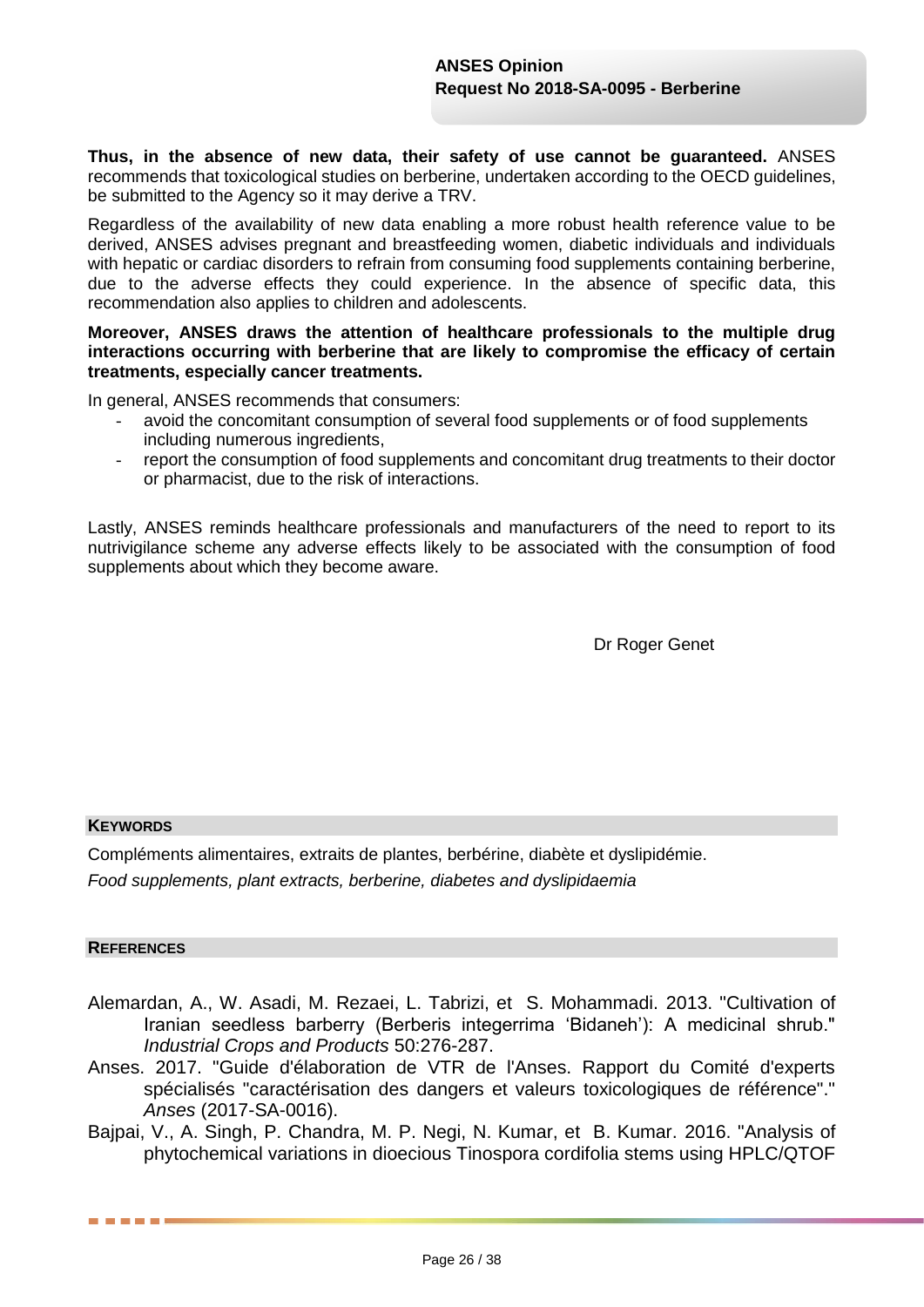**Thus, in the absence of new data, their safety of use cannot be guaranteed.** ANSES recommends that toxicological studies on berberine, undertaken according to the OECD guidelines, be submitted to the Agency so it may derive a TRV.

Regardless of the availability of new data enabling a more robust health reference value to be derived, ANSES advises pregnant and breastfeeding women, diabetic individuals and individuals with hepatic or cardiac disorders to refrain from consuming food supplements containing berberine, due to the adverse effects they could experience. In the absence of specific data, this recommendation also applies to children and adolescents.

**Moreover, ANSES draws the attention of healthcare professionals to the multiple drug interactions occurring with berberine that are likely to compromise the efficacy of certain treatments, especially cancer treatments.**

In general, ANSES recommends that consumers:

- avoid the concomitant consumption of several food supplements or of food supplements including numerous ingredients,
- report the consumption of food supplements and concomitant drug treatments to their doctor or pharmacist, due to the risk of interactions.

Lastly, ANSES reminds healthcare professionals and manufacturers of the need to report to its nutrivigilance scheme any adverse effects likely to be associated with the consumption of food supplements about which they become aware.

Dr Roger Genet

## KEYWORDS

Compléments alimentaires, extraits de plantes, berbérine, diabète et dyslipidémie.

*Food supplements, plant extracts, berberine, diabetes and dyslipidaemia*

## REFERENCES

Alemardan, A., W. Asadi, M. Rezaei, L. Tabrizi, et S. Mohammadi. 2013. "Cultivation of Iranian seedless barberry (Berberis integerrima 'Bidaneh'): A medicinal shrub." *Industrial Crops and Products* 50:276-287.

Anses. 2017. "Guide d'élaboration de VTR de l'Anses. Rapport du Comité d'experts spécialisés "caractérisation des dangers et valeurs toxicologiques de référence"." *Anses* (2017-SA-0016).

Bajpai, V., A. Singh, P. Chandra, M. P. Negi, N. Kumar, et B. Kumar. 2016. "Analysis of phytochemical variations in dioecious Tinospora cordifolia stems using HPLC/QTOF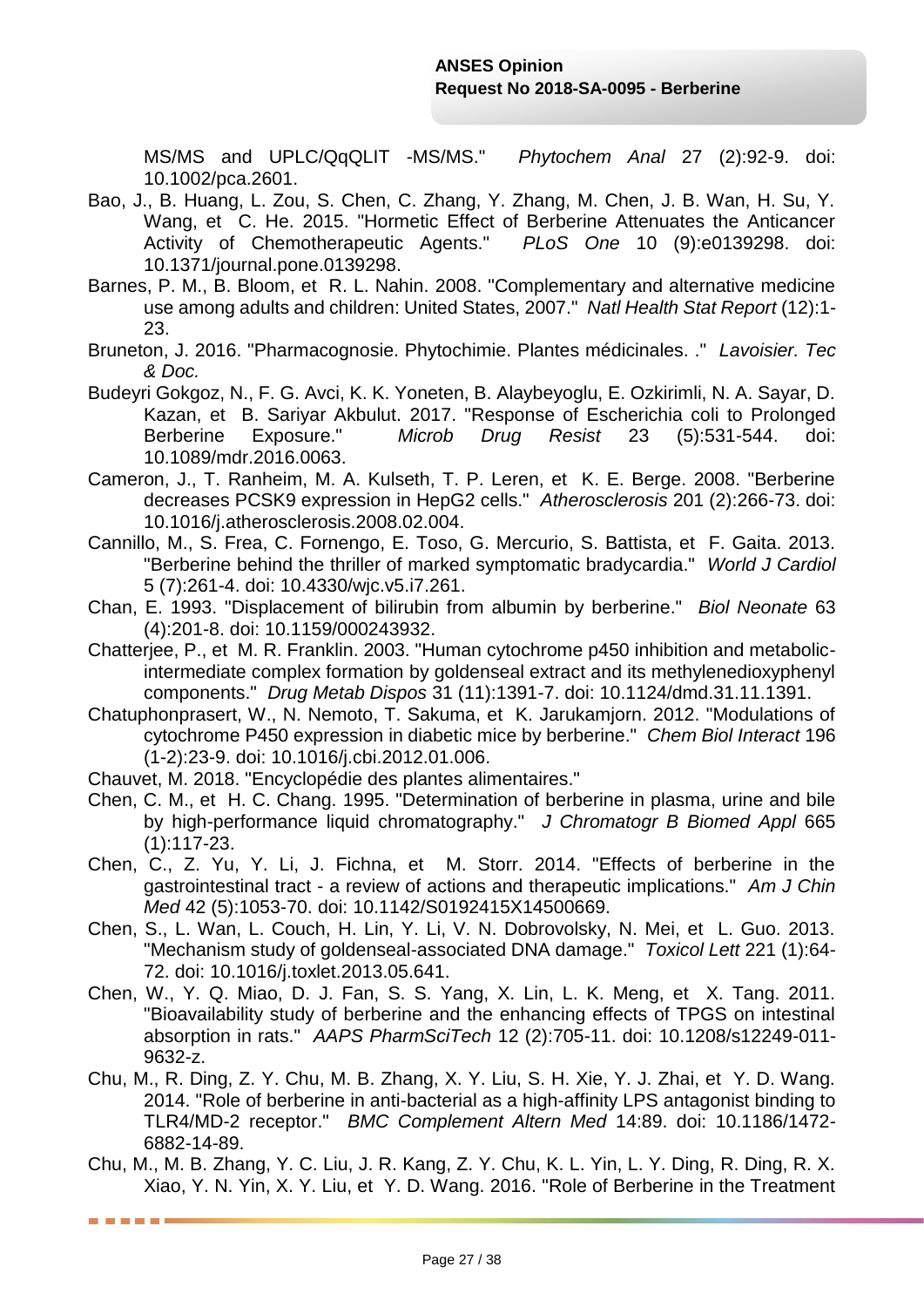MS/MS and UPLC/QqQLIT -MS/MS." *Phytochem Anal* 27 (2):92-9. doi: 10.1002/pca.2601.

Bao, J., B. Huang, L. Zou, S. Chen, C. Zhang, Y. Zhang, M. Chen, J. B. Wan, H. Su, Y. Wang, et C. He. 2015. "Hormetic Effect of Berberine Attenuates the Anticancer Activity of Chemotherapeutic Agents." *PLoS One* 10 (9):e0139298. doi: 10.1371/journal.pone.0139298.

Barnes, P. M., B. Bloom, et R. L. Nahin. 2008. "Complementary and alternative medicine use among adults and children: United States, 2007." *Natl Health Stat Report* (12):1-23.

Bruneton, J. 2016. "Pharmacognosie. Phytochimie. Plantes médicinales. ." *Lavoisier. Tec & Doc.*

Budeyri Gokgoz, N., F. G. Avci, K. K. Yoneten, B. Alaybeyoglu, E. Ozkirimli, N. A. Sayar, D. Kazan, et B. Sariyar Akbulut. 2017. "Response of Escherichia coli to Prolonged Berberine Exposure." *Microb Drug Resist* 23 (5):531-544. doi: 10.1089/mdr.2016.0063.

Cameron, J., T. Ranheim, M. A. Kulseth, T. P. Leren, et K. E. Berge. 2008. "Berberine decreases PCSK9 expression in HepG2 cells." *Atherosclerosis* 201 (2):266-73. doi: 10.1016/j.atherosclerosis.2008.02.004.

Cannillo, M., S. Frea, C. Fornengo, E. Toso, G. Mercurio, S. Battista, et F. Gaita. 2013. "Berberine behind the thriller of marked symptomatic bradycardia." *World J Cardiol* 5 (7):261-4. doi: 10.4330/wjc.v5.i7.261.

Chan, E. 1993. "Displacement of bilirubin from albumin by berberine." *Biol Neonate* 63 (4):201-8. doi: 10.1159/000243932.

Chatterjee, P., et M. R. Franklin. 2003. "Human cytochrome p450 inhibition and metabolic-intermediate complex formation by goldenseal extract and its methylenedioxyphenyl components." *Drug Metab Dispos* 31 (11):1391-7. doi: 10.1124/dmd.31.11.1391.

Chatuphonprasert, W., N. Nemoto, T. Sakuma, et K. Jarukamjorn. 2012. "Modulations of cytochrome P450 expression in diabetic mice by berberine." *Chem Biol Interact* 196 (1-2):23-9. doi: 10.1016/j.cbi.2012.01.006.

Chauvet, M. 2018. "Encyclopédie des plantes alimentaires."

Chen, C. M., et H. C. Chang. 1995. "Determination of berberine in plasma, urine and bile by high-performance liquid chromatography." *J Chromatogr B Biomed Appl* 665 (1):117-23.

Chen, C., Z. Yu, Y. Li, J. Fichna, et M. Storr. 2014. "Effects of berberine in the gastrointestinal tract - a review of actions and therapeutic implications." *Am J Chin Med* 42 (5):1053-70. doi: 10.1142/S0192415X14500669.

Chen, S., L. Wan, L. Couch, H. Lin, Y. Li, V. N. Dobrovolsky, N. Mei, et L. Guo. 2013. "Mechanism study of goldenseal-associated DNA damage." *Toxicol Lett* 221 (1):64-72. doi: 10.1016/j.toxlet.2013.05.641.

Chen, W., Y. Q. Miao, D. J. Fan, S. S. Yang, X. Lin, L. K. Meng, et X. Tang. 2011. "Bioavailability study of berberine and the enhancing effects of TPGS on intestinal absorption in rats." *AAPS PharmSciTech* 12 (2):705-11. doi: 10.1208/s12249-011-9632-z.

Chu, M., R. Ding, Z. Y. Chu, M. B. Zhang, X. Y. Liu, S. H. Xie, Y. J. Zhai, et Y. D. Wang. 2014. "Role of berberine in anti-bacterial as a high-affinity LPS antagonist binding to TLR4/MD-2 receptor." *BMC Complement Altern Med* 14:89. doi: 10.1186/1472-6882-14-89.

Chu, M., M. B. Zhang, Y. C. Liu, J. R. Kang, Z. Y. Chu, K. L. Yin, L. Y. Ding, R. Ding, R. X. Xiao, Y. N. Yin, X. Y. Liu, et Y. D. Wang. 2016. "Role of Berberine in the Treatment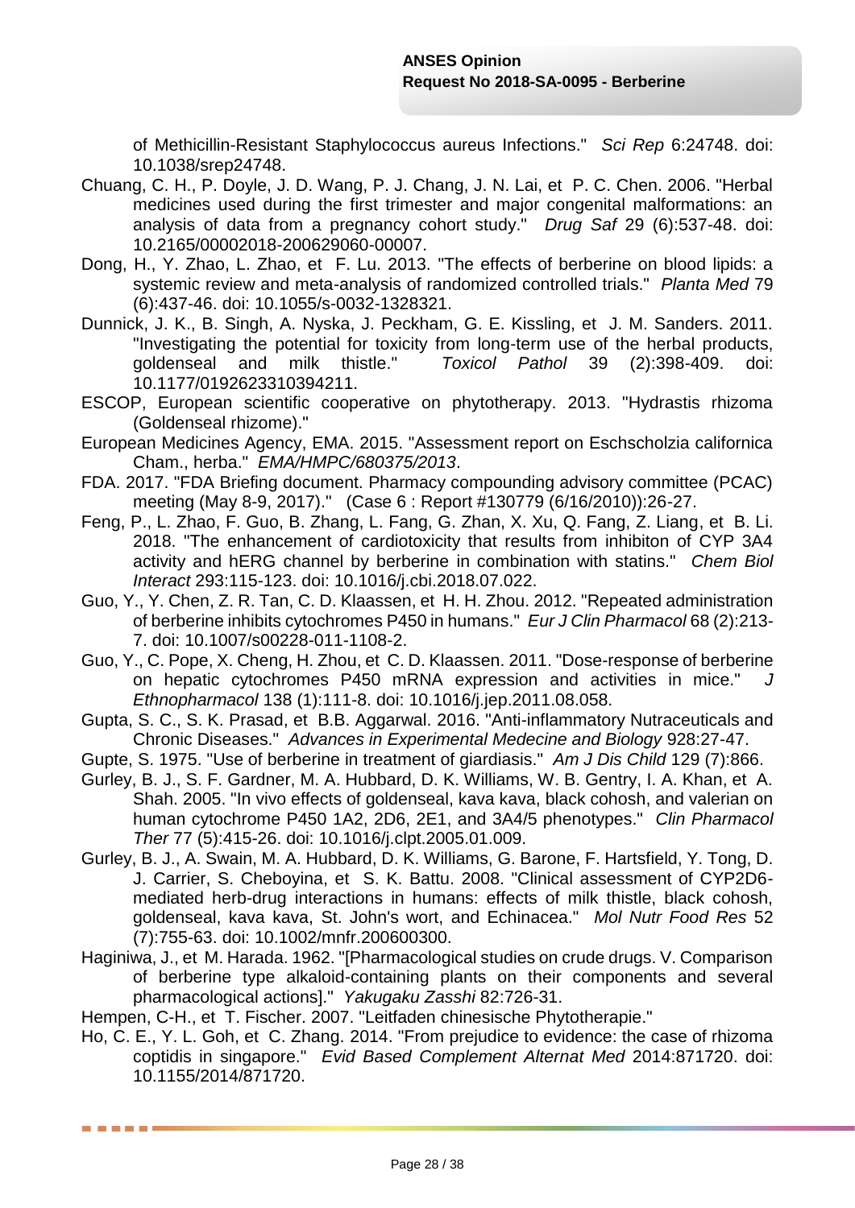of Methicillin-Resistant Staphylococcus aureus Infections." *Sci Rep* 6:24748. doi: 10.1038/srep24748.

Chuang, C. H., P. Doyle, J. D. Wang, P. J. Chang, J. N. Lai, et P. C. Chen. 2006. "Herbal medicines used during the first trimester and major congenital malformations: an analysis of data from a pregnancy cohort study." *Drug Saf* 29 (6):537-48. doi: 10.2165/00002018-200629060-00007.

Dong, H., Y. Zhao, L. Zhao, et F. Lu. 2013. "The effects of berberine on blood lipids: a systemic review and meta-analysis of randomized controlled trials." *Planta Med* 79 (6):437-46. doi: 10.1055/s-0032-1328321.

Dunnick, J. K., B. Singh, A. Nyska, J. Peckham, G. E. Kissling, et J. M. Sanders. 2011. "Investigating the potential for toxicity from long-term use of the herbal products, goldenseal and milk thistle." *Toxicol Pathol* 39 (2):398-409. doi: 10.1177/0192623310394211.

ESCOP, European scientific cooperative on phytotherapy. 2013. "Hydrastis rhizoma (Goldenseal rhizome)."

European Medicines Agency, EMA. 2015. "Assessment report on Eschscholzia californica Cham., herba." *EMA/HMPC/680375/2013*.

FDA. 2017. "FDA Briefing document. Pharmacy compounding advisory committee (PCAC) meeting (May 8-9, 2017)." (Case 6 : Report #130779 (6/16/2010)):26-27.

Feng, P., L. Zhao, F. Guo, B. Zhang, L. Fang, G. Zhan, X. Xu, Q. Fang, Z. Liang, et B. Li. 2018. "The enhancement of cardiotoxicity that results from inhibiton of CYP 3A4 activity and hERG channel by berberine in combination with statins." *Chem Biol Interact* 293:115-123. doi: 10.1016/j.cbi.2018.07.022.

Guo, Y., Y. Chen, Z. R. Tan, C. D. Klaassen, et H. H. Zhou. 2012. "Repeated administration of berberine inhibits cytochromes P450 in humans." *Eur J Clin Pharmacol* 68 (2):213-7. doi: 10.1007/s00228-011-1108-2.

Guo, Y., C. Pope, X. Cheng, H. Zhou, et C. D. Klaassen. 2011. "Dose-response of berberine on hepatic cytochromes P450 mRNA expression and activities in mice." *J Ethnopharmacol* 138 (1):111-8. doi: 10.1016/j.jep.2011.08.058.

Gupta, S. C., S. K. Prasad, et B.B. Aggarwal. 2016. "Anti-inflammatory Nutraceuticals and Chronic Diseases." *Advances in Experimental Medecine and Biology* 928:27-47.

Gupte, S. 1975. "Use of berberine in treatment of giardiasis." *Am J Dis Child* 129 (7):866.

Gurley, B. J., S. F. Gardner, M. A. Hubbard, D. K. Williams, W. B. Gentry, I. A. Khan, et A. Shah. 2005. "In vivo effects of goldenseal, kava kava, black cohosh, and valerian on human cytochrome P450 1A2, 2D6, 2E1, and 3A4/5 phenotypes." *Clin Pharmacol Ther* 77 (5):415-26. doi: 10.1016/j.clpt.2005.01.009.

Gurley, B. J., A. Swain, M. A. Hubbard, D. K. Williams, G. Barone, F. Hartsfield, Y. Tong, D. J. Carrier, S. Cheboyina, et S. K. Battu. 2008. "Clinical assessment of CYP2D6-mediated herb-drug interactions in humans: effects of milk thistle, black cohosh, goldenseal, kava kava, St. John's wort, and Echinacea." *Mol Nutr Food Res* 52 (7):755-63. doi: 10.1002/mnfr.200600300.

Haginiwa, J., et M. Harada. 1962. "[Pharmacological studies on crude drugs. V. Comparison of berberine type alkaloid-containing plants on their components and several pharmacological actions]." *Yakugaku Zasshi* 82:726-31.

Hempen, C-H., et T. Fischer. 2007. "Leitfaden chinesische Phytotherapie."

Ho, C. E., Y. L. Goh, et C. Zhang. 2014. "From prejudice to evidence: the case of rhizoma coptidis in singapore." *Evid Based Complement Alternat Med* 2014:871720. doi: 10.1155/2014/871720.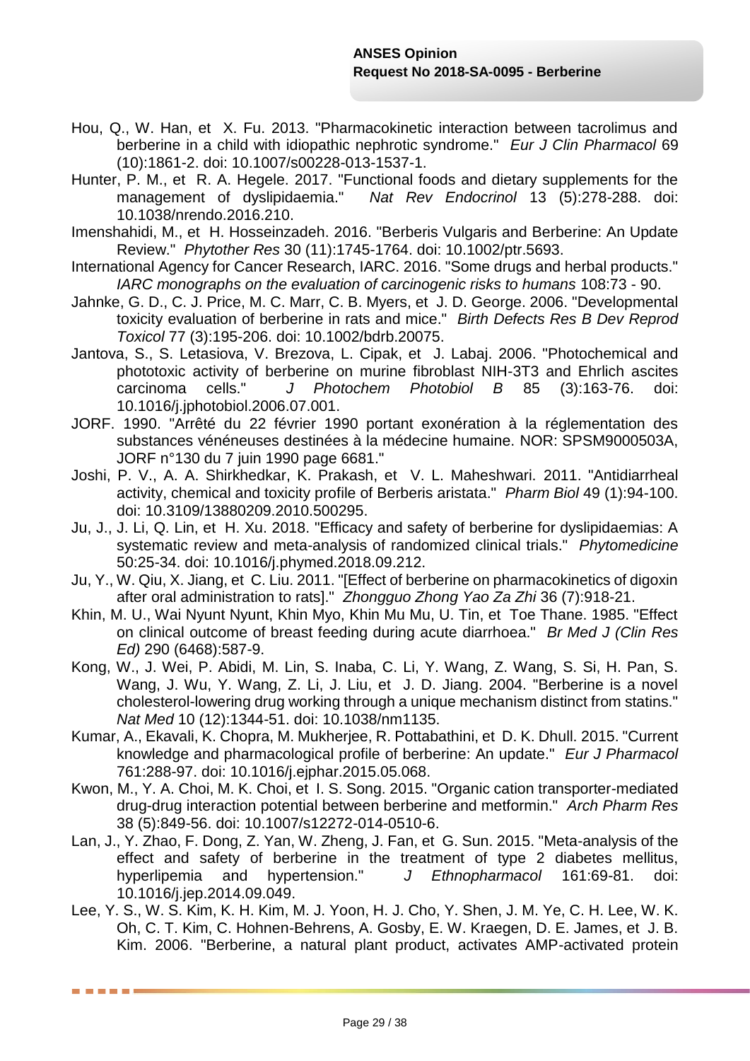Hou, Q., W. Han, et X. Fu. 2013. "Pharmacokinetic interaction between tacrolimus and berberine in a child with idiopathic nephrotic syndrome." *Eur J Clin Pharmacol* 69 (10):1861-2. doi: 10.1007/s00228-013-1537-1.

Hunter, P. M., et R. A. Hegele. 2017. "Functional foods and dietary supplements for the management of dyslipidaemia." *Nat Rev Endocrinol* 13 (5):278-288. doi: 10.1038/nrendo.2016.210.

Imenshahidi, M., et H. Hosseinzadeh. 2016. "Berberis Vulgaris and Berberine: An Update Review." *Phytother Res* 30 (11):1745-1764. doi: 10.1002/ptr.5693.

International Agency for Cancer Research, IARC. 2016. "Some drugs and herbal products." *IARC monographs on the evaluation of carcinogenic risks to humans* 108:73 - 90.

Jahnke, G. D., C. J. Price, M. C. Marr, C. B. Myers, et J. D. George. 2006. "Developmental toxicity evaluation of berberine in rats and mice." *Birth Defects Res B Dev Reprod Toxicol* 77 (3):195-206. doi: 10.1002/bdrb.20075.

Jantova, S., S. Letasiova, V. Brezova, L. Cipak, et J. Labaj. 2006. "Photochemical and phototoxic activity of berberine on murine fibroblast NIH-3T3 and Ehrlich ascites carcinoma cells." *J Photochem Photobiol B* 85 (3):163-76. doi: 10.1016/j.jphotobiol.2006.07.001.

JORF. 1990. "Arrêté du 22 février 1990 portant exonération à la réglementation des substances vénéneuses destinées à la médecine humaine. NOR: SPSM9000503A, JORF n°130 du 7 juin 1990 page 6681."

Joshi, P. V., A. A. Shirkhedkar, K. Prakash, et V. L. Maheshwari. 2011. "Antidiarrheal activity, chemical and toxicity profile of Berberis aristata." *Pharm Biol* 49 (1):94-100. doi: 10.3109/13880209.2010.500295.

Ju, J., J. Li, Q. Lin, et H. Xu. 2018. "Efficacy and safety of berberine for dyslipidaemias: A systematic review and meta-analysis of randomized clinical trials." *Phytomedicine* 50:25-34. doi: 10.1016/j.phymed.2018.09.212.

Ju, Y., W. Qiu, X. Jiang, et C. Liu. 2011. "[Effect of berberine on pharmacokinetics of digoxin after oral administration to rats]." *Zhongguo Zhong Yao Za Zhi* 36 (7):918-21.

Khin, M. U., Wai Nyunt Nyunt, Khin Myo, Khin Mu Mu, U. Tin, et Toe Thane. 1985. "Effect on clinical outcome of breast feeding during acute diarrhoea." *Br Med J (Clin Res Ed)* 290 (6468):587-9.

Kong, W., J. Wei, P. Abidi, M. Lin, S. Inaba, C. Li, Y. Wang, Z. Wang, S. Si, H. Pan, S. Wang, J. Wu, Y. Wang, Z. Li, J. Liu, et J. D. Jiang. 2004. "Berberine is a novel cholesterol-lowering drug working through a unique mechanism distinct from statins." *Nat Med* 10 (12):1344-51. doi: 10.1038/nm1135.

Kumar, A., Ekavali, K. Chopra, M. Mukherjee, R. Pottabathini, et D. K. Dhull. 2015. "Current knowledge and pharmacological profile of berberine: An update." *Eur J Pharmacol* 761:288-97. doi: 10.1016/j.ejphar.2015.05.068.

Kwon, M., Y. A. Choi, M. K. Choi, et I. S. Song. 2015. "Organic cation transporter-mediated drug-drug interaction potential between berberine and metformin." *Arch Pharm Res* 38 (5):849-56. doi: 10.1007/s12272-014-0510-6.

Lan, J., Y. Zhao, F. Dong, Z. Yan, W. Zheng, J. Fan, et G. Sun. 2015. "Meta-analysis of the effect and safety of berberine in the treatment of type 2 diabetes mellitus, hyperlipemia and hypertension." *J Ethnopharmacol* 161:69-81. doi: 10.1016/j.jep.2014.09.049.

Lee, Y. S., W. S. Kim, K. H. Kim, M. J. Yoon, H. J. Cho, Y. Shen, J. M. Ye, C. H. Lee, W. K. Oh, C. T. Kim, C. Hohnen-Behrens, A. Gosby, E. W. Kraegen, D. E. James, et J. B. Kim. 2006. "Berberine, a natural plant product, activates AMP-activated protein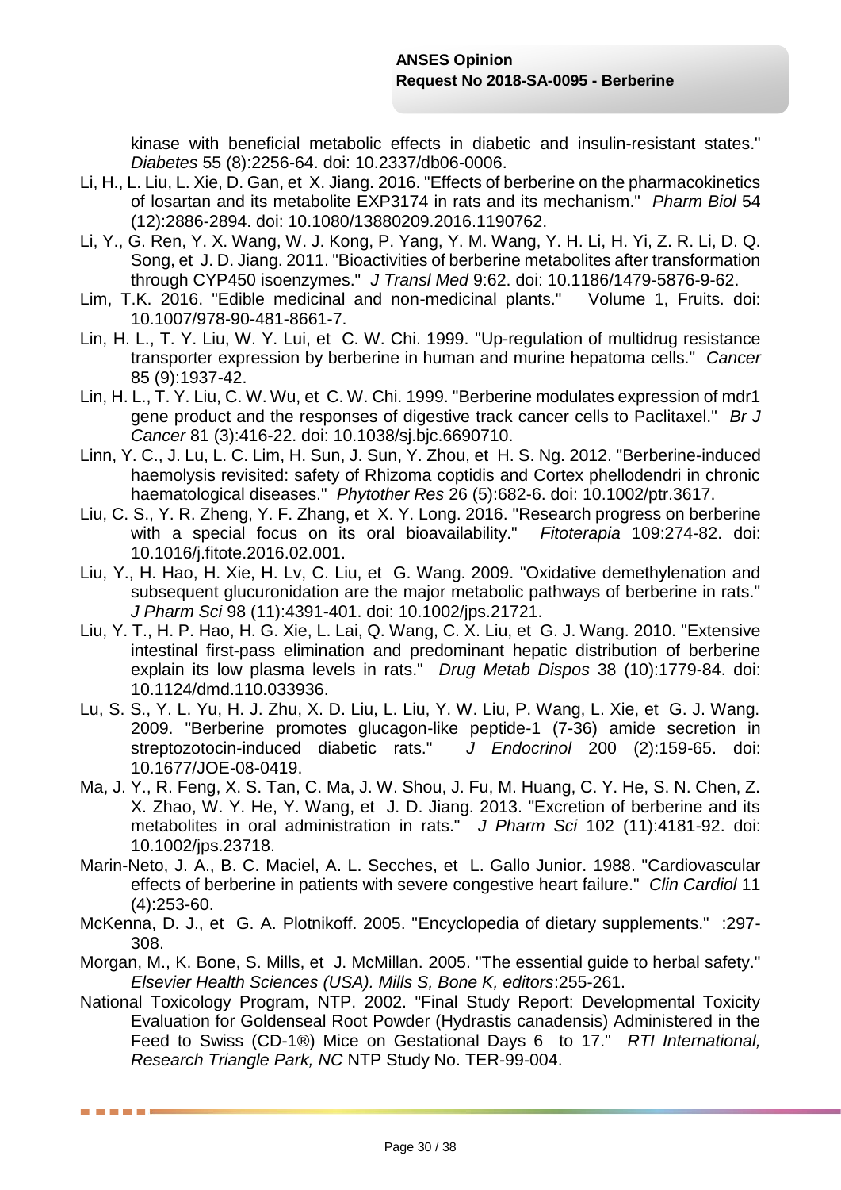kinase with beneficial metabolic effects in diabetic and insulin-resistant states." *Diabetes* 55 (8):2256-64. doi: 10.2337/db06-0006.

Li, H., L. Liu, L. Xie, D. Gan, et X. Jiang. 2016. "Effects of berberine on the pharmacokinetics of losartan and its metabolite EXP3174 in rats and its mechanism." *Pharm Biol* 54 (12):2886-2894. doi: 10.1080/13880209.2016.1190762.

Li, Y., G. Ren, Y. X. Wang, W. J. Kong, P. Yang, Y. M. Wang, Y. H. Li, H. Yi, Z. R. Li, D. Q. Song, et J. D. Jiang. 2011. "Bioactivities of berberine metabolites after transformation through CYP450 isoenzymes." *J Transl Med* 9:62. doi: 10.1186/1479-5876-9-62.

Lim, T.K. 2016. "Edible medicinal and non-medicinal plants." Volume 1, Fruits. doi: 10.1007/978-90-481-8661-7.

Lin, H. L., T. Y. Liu, W. Y. Lui, et C. W. Chi. 1999. "Up-regulation of multidrug resistance transporter expression by berberine in human and murine hepatoma cells." *Cancer* 85 (9):1937-42.

Lin, H. L., T. Y. Liu, C. W. Wu, et C. W. Chi. 1999. "Berberine modulates expression of mdr1 gene product and the responses of digestive track cancer cells to Paclitaxel." *Br J Cancer* 81 (3):416-22. doi: 10.1038/sj.bjc.6690710.

Linn, Y. C., J. Lu, L. C. Lim, H. Sun, J. Sun, Y. Zhou, et H. S. Ng. 2012. "Berberine-induced haemolysis revisited: safety of Rhizoma coptidis and Cortex phellodendri in chronic haematological diseases." *Phytother Res* 26 (5):682-6. doi: 10.1002/ptr.3617.

Liu, C. S., Y. R. Zheng, Y. F. Zhang, et X. Y. Long. 2016. "Research progress on berberine with a special focus on its oral bioavailability." *Fitoterapia* 109:274-82. doi: 10.1016/j.fitote.2016.02.001.

Liu, Y., H. Hao, H. Xie, H. Lv, C. Liu, et G. Wang. 2009. "Oxidative demethylenation and subsequent glucuronidation are the major metabolic pathways of berberine in rats." *J Pharm Sci* 98 (11):4391-401. doi: 10.1002/jps.21721.

Liu, Y. T., H. P. Hao, H. G. Xie, L. Lai, Q. Wang, C. X. Liu, et G. J. Wang. 2010. "Extensive intestinal first-pass elimination and predominant hepatic distribution of berberine explain its low plasma levels in rats." *Drug Metab Dispos* 38 (10):1779-84. doi: 10.1124/dmd.110.033936.

Lu, S. S., Y. L. Yu, H. J. Zhu, X. D. Liu, L. Liu, Y. W. Liu, P. Wang, L. Xie, et G. J. Wang. 2009. "Berberine promotes glucagon-like peptide-1 (7-36) amide secretion in streptozotocin-induced diabetic rats." *J Endocrinol* 200 (2):159-65. doi: 10.1677/JOE-08-0419.

Ma, J. Y., R. Feng, X. S. Tan, C. Ma, J. W. Shou, J. Fu, M. Huang, C. Y. He, S. N. Chen, Z. X. Zhao, W. Y. He, Y. Wang, et J. D. Jiang. 2013. "Excretion of berberine and its metabolites in oral administration in rats." *J Pharm Sci* 102 (11):4181-92. doi: 10.1002/jps.23718.

Marin-Neto, J. A., B. C. Maciel, A. L. Secches, et L. Gallo Junior. 1988. "Cardiovascular effects of berberine in patients with severe congestive heart failure." *Clin Cardiol* 11 (4):253-60.

McKenna, D. J., et G. A. Plotnikoff. 2005. "Encyclopedia of dietary supplements." :297-308.

Morgan, M., K. Bone, S. Mills, et J. McMillan. 2005. "The essential guide to herbal safety." *Elsevier Health Sciences (USA). Mills S, Bone K, editors*:255-261.

National Toxicology Program, NTP. 2002. "Final Study Report: Developmental Toxicity Evaluation for Goldenseal Root Powder (Hydrastis canadensis) Administered in the Feed to Swiss (CD-1®) Mice on Gestational Days 6 to 17." *RTI International, Research Triangle Park, NC* NTP Study No. TER-99-004.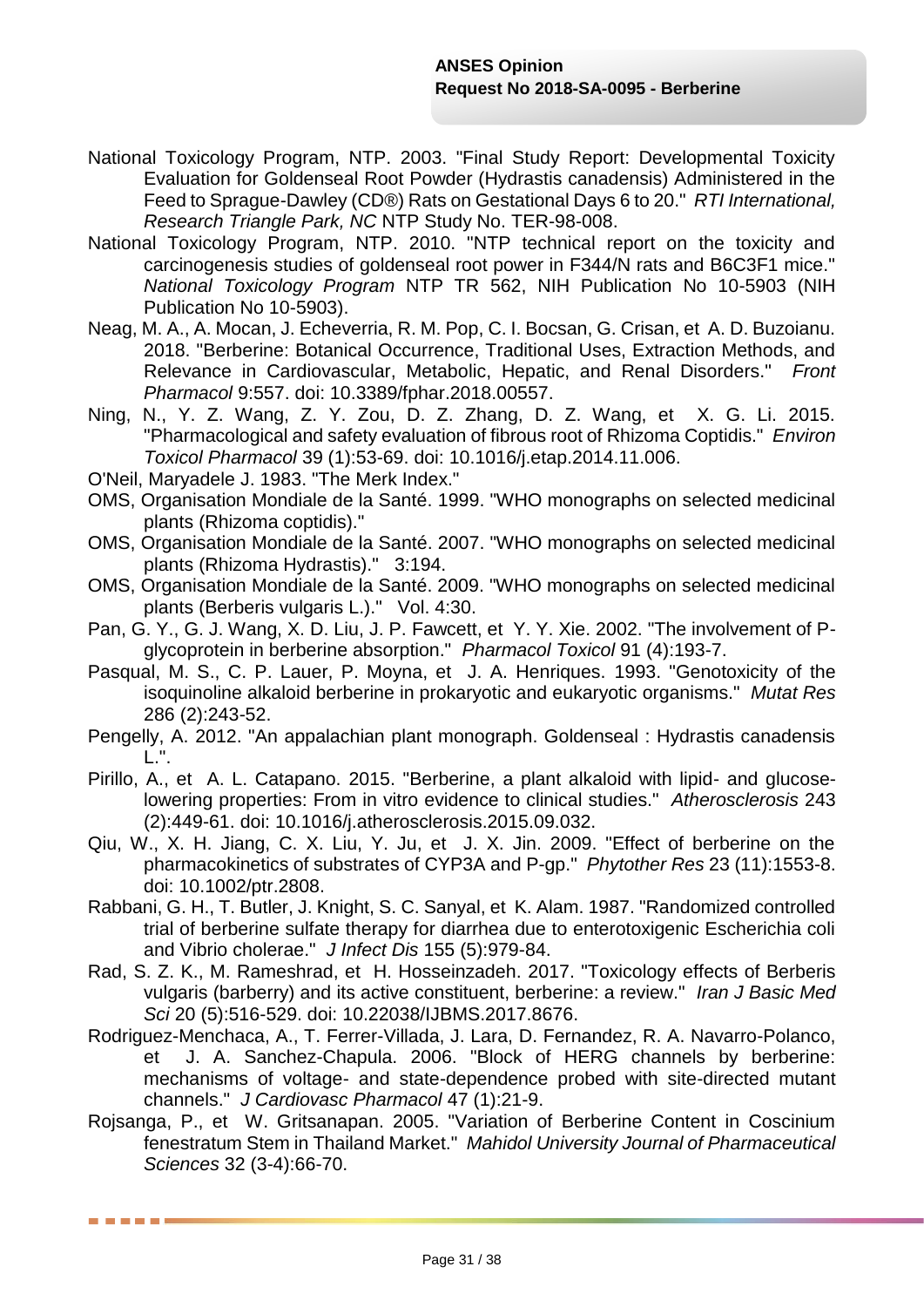National Toxicology Program, NTP. 2003. "Final Study Report: Developmental Toxicity Evaluation for Goldenseal Root Powder (Hydrastis canadensis) Administered in the Feed to Sprague-Dawley (CD®) Rats on Gestational Days 6 to 20." *RTI International, Research Triangle Park, NC* NTP Study No. TER-98-008.

National Toxicology Program, NTP. 2010. "NTP technical report on the toxicity and carcinogenesis studies of goldenseal root power in F344/N rats and B6C3F1 mice." *National Toxicology Program* NTP TR 562, NIH Publication No 10-5903 (NIH Publication No 10-5903).

Neag, M. A., A. Mocan, J. Echeverria, R. M. Pop, C. I. Bocsan, G. Crisan, et A. D. Buzoianu. 2018. "Berberine: Botanical Occurrence, Traditional Uses, Extraction Methods, and Relevance in Cardiovascular, Metabolic, Hepatic, and Renal Disorders." *Front Pharmacol* 9:557. doi: 10.3389/fphar.2018.00557.

Ning, N., Y. Z. Wang, Z. Y. Zou, D. Z. Zhang, D. Z. Wang, et X. G. Li. 2015. "Pharmacological and safety evaluation of fibrous root of Rhizoma Coptidis." *Environ Toxicol Pharmacol* 39 (1):53-69. doi: 10.1016/j.etap.2014.11.006.

O'Neil, Maryadele J. 1983. "The Merk Index."

OMS, Organisation Mondiale de la Santé. 1999. "WHO monographs on selected medicinal plants (Rhizoma coptidis)."

OMS, Organisation Mondiale de la Santé. 2007. "WHO monographs on selected medicinal plants (Rhizoma Hydrastis)." 3:194.

OMS, Organisation Mondiale de la Santé. 2009. "WHO monographs on selected medicinal plants (Berberis vulgaris L.)." Vol. 4:30.

Pan, G. Y., G. J. Wang, X. D. Liu, J. P. Fawcett, et Y. Y. Xie. 2002. "The involvement of P-glycoprotein in berberine absorption." *Pharmacol Toxicol* 91 (4):193-7.

Pasqual, M. S., C. P. Lauer, P. Moyna, et J. A. Henriques. 1993. "Genotoxicity of the isoquinoline alkaloid berberine in prokaryotic and eukaryotic organisms." *Mutat Res* 286 (2):243-52.

Pengelly, A. 2012. "An appalachian plant monograph. Goldenseal : Hydrastis canadensis L.".

Pirillo, A., et A. L. Catapano. 2015. "Berberine, a plant alkaloid with lipid- and glucose-lowering properties: From in vitro evidence to clinical studies." *Atherosclerosis* 243 (2):449-61. doi: 10.1016/j.atherosclerosis.2015.09.032.

Qiu, W., X. H. Jiang, C. X. Liu, Y. Ju, et J. X. Jin. 2009. "Effect of berberine on the pharmacokinetics of substrates of CYP3A and P-gp." *Phytother Res* 23 (11):1553-8. doi: 10.1002/ptr.2808.

Rabbani, G. H., T. Butler, J. Knight, S. C. Sanyal, et K. Alam. 1987. "Randomized controlled trial of berberine sulfate therapy for diarrhea due to enterotoxigenic Escherichia coli and Vibrio cholerae." *J Infect Dis* 155 (5):979-84.

Rad, S. Z. K., M. Rameshrad, et H. Hosseinzadeh. 2017. "Toxicology effects of Berberis vulgaris (barberry) and its active constituent, berberine: a review." *Iran J Basic Med Sci* 20 (5):516-529. doi: 10.22038/IJBMS.2017.8676.

Rodriguez-Menchaca, A., T. Ferrer-Villada, J. Lara, D. Fernandez, R. A. Navarro-Polanco, et J. A. Sanchez-Chapula. 2006. "Block of HERG channels by berberine: mechanisms of voltage- and state-dependence probed with site-directed mutant channels." *J Cardiovasc Pharmacol* 47 (1):21-9.

Rojsanga, P., et W. Gritsanapan. 2005. "Variation of Berberine Content in Coscinium fenestratum Stem in Thailand Market." *Mahidol University Journal of Pharmaceutical Sciences* 32 (3-4):66-70.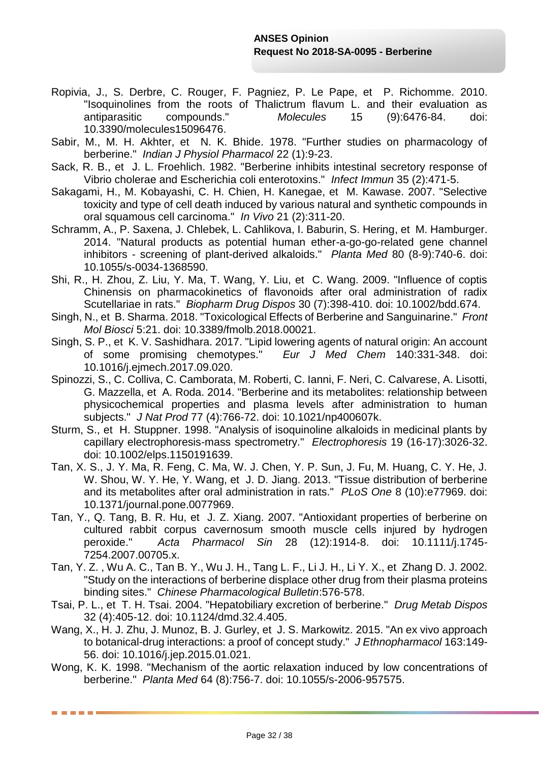Ropivia, J., S. Derbre, C. Rouger, F. Pagniez, P. Le Pape, et P. Richomme. 2010. "Isoquinolines from the roots of Thalictrum flavum L. and their evaluation as antiparasitic compounds." *Molecules* 15 (9):6476-84. doi: 10.3390/molecules15096476.

Sabir, M., M. H. Akhter, et N. K. Bhide. 1978. "Further studies on pharmacology of berberine." *Indian J Physiol Pharmacol* 22 (1):9-23.

Sack, R. B., et J. L. Froehlich. 1982. "Berberine inhibits intestinal secretory response of Vibrio cholerae and Escherichia coli enterotoxins." *Infect Immun* 35 (2):471-5.

Sakagami, H., M. Kobayashi, C. H. Chien, H. Kanegae, et M. Kawase. 2007. "Selective toxicity and type of cell death induced by various natural and synthetic compounds in oral squamous cell carcinoma." *In Vivo* 21 (2):311-20.

Schramm, A., P. Saxena, J. Chlebek, L. Cahlikova, I. Baburin, S. Hering, et M. Hamburger. 2014. "Natural products as potential human ether-a-go-go-related gene channel inhibitors - screening of plant-derived alkaloids." *Planta Med* 80 (8-9):740-6. doi: 10.1055/s-0034-1368590.

Shi, R., H. Zhou, Z. Liu, Y. Ma, T. Wang, Y. Liu, et C. Wang. 2009. "Influence of coptis Chinensis on pharmacokinetics of flavonoids after oral administration of radix Scutellariae in rats." *Biopharm Drug Dispos* 30 (7):398-410. doi: 10.1002/bdd.674.

Singh, N., et B. Sharma. 2018. "Toxicological Effects of Berberine and Sanguinarine." *Front Mol Biosci* 5:21. doi: 10.3389/fmolb.2018.00021.

Singh, S. P., et K. V. Sashidhara. 2017. "Lipid lowering agents of natural origin: An account of some promising chemotypes." *Eur J Med Chem* 140:331-348. doi: 10.1016/j.ejmech.2017.09.020.

Spinozzi, S., C. Colliva, C. Camborata, M. Roberti, C. Ianni, F. Neri, C. Calvarese, A. Lisotti, G. Mazzella, et A. Roda. 2014. "Berberine and its metabolites: relationship between physicochemical properties and plasma levels after administration to human subjects." *J Nat Prod* 77 (4):766-72. doi: 10.1021/np400607k.

Sturm, S., et H. Stuppner. 1998. "Analysis of isoquinoline alkaloids in medicinal plants by capillary electrophoresis-mass spectrometry." *Electrophoresis* 19 (16-17):3026-32. doi: 10.1002/elps.1150191639.

Tan, X. S., J. Y. Ma, R. Feng, C. Ma, W. J. Chen, Y. P. Sun, J. Fu, M. Huang, C. Y. He, J. W. Shou, W. Y. He, Y. Wang, et J. D. Jiang. 2013. "Tissue distribution of berberine and its metabolites after oral administration in rats." *PLoS One* 8 (10):e77969. doi: 10.1371/journal.pone.0077969.

Tan, Y., Q. Tang, B. R. Hu, et J. Z. Xiang. 2007. "Antioxidant properties of berberine on cultured rabbit corpus cavernosum smooth muscle cells injured by hydrogen peroxide." *Acta Pharmacol Sin* 28 (12):1914-8. doi: 10.1111/j.1745-7254.2007.00705.x.

Tan, Y. Z. , Wu A. C., Tan B. Y., Wu J. H., Tang L. F., Li J. H., Li Y. X., et Zhang D. J. 2002. "Study on the interactions of berberine displace other drug from their plasma proteins binding sites." *Chinese Pharmacological Bulletin*:576-578.

Tsai, P. L., et T. H. Tsai. 2004. "Hepatobiliary excretion of berberine." *Drug Metab Dispos* 32 (4):405-12. doi: 10.1124/dmd.32.4.405.

Wang, X., H. J. Zhu, J. Munoz, B. J. Gurley, et J. S. Markowitz. 2015. "An ex vivo approach to botanical-drug interactions: a proof of concept study." *J Ethnopharmacol* 163:149-56. doi: 10.1016/j.jep.2015.01.021.

Wong, K. K. 1998. "Mechanism of the aortic relaxation induced by low concentrations of berberine." *Planta Med* 64 (8):756-7. doi: 10.1055/s-2006-957575.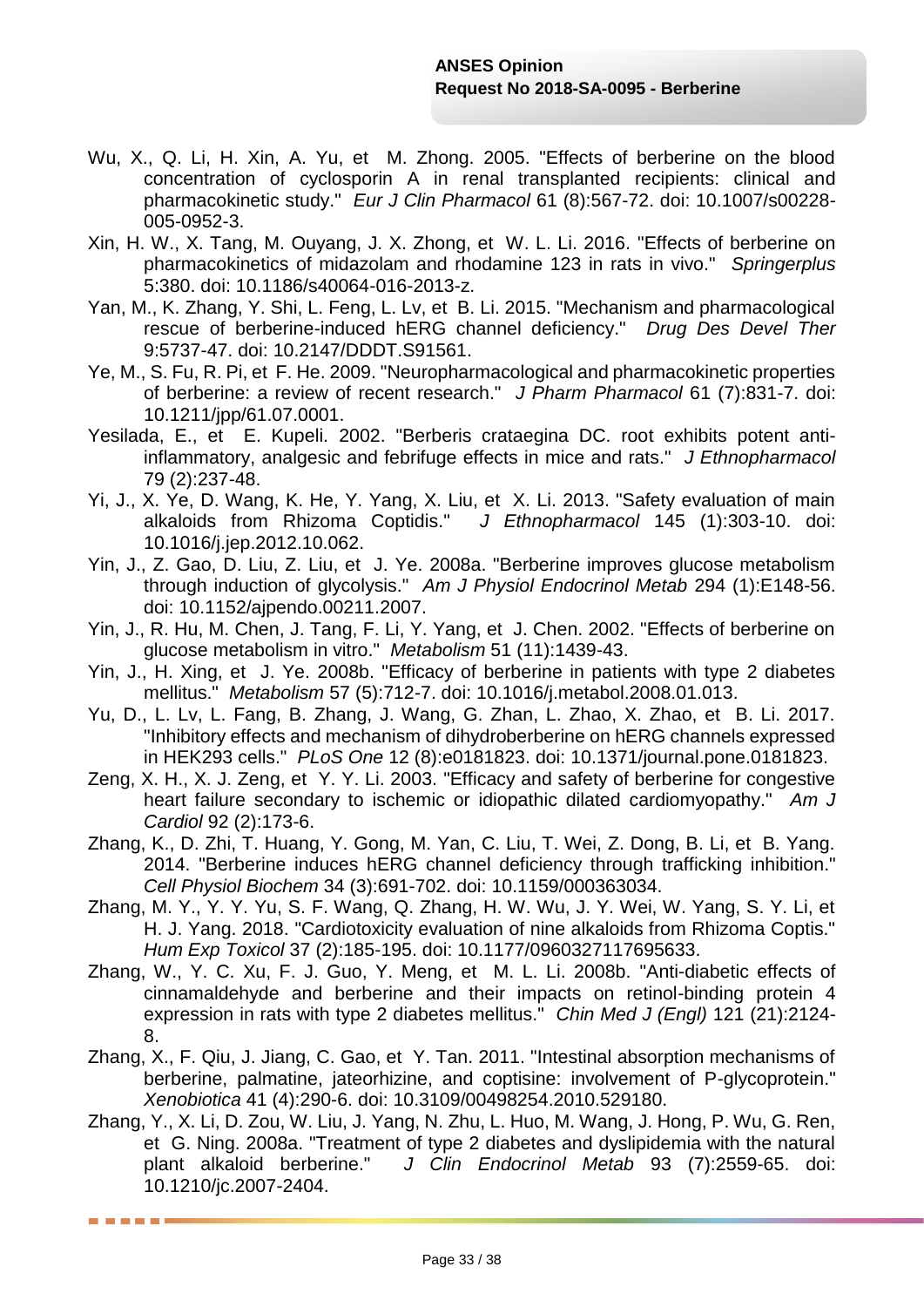Wu, X., Q. Li, H. Xin, A. Yu, et M. Zhong. 2005. "Effects of berberine on the blood concentration of cyclosporin A in renal transplanted recipients: clinical and pharmacokinetic study." *Eur J Clin Pharmacol* 61 (8):567-72. doi: 10.1007/s00228-005-0952-3.

Xin, H. W., X. Tang, M. Ouyang, J. X. Zhong, et W. L. Li. 2016. "Effects of berberine on pharmacokinetics of midazolam and rhodamine 123 in rats in vivo." *Springerplus* 5:380. doi: 10.1186/s40064-016-2013-z.

Yan, M., K. Zhang, Y. Shi, L. Feng, L. Lv, et B. Li. 2015. "Mechanism and pharmacological rescue of berberine-induced hERG channel deficiency." *Drug Des Devel Ther* 9:5737-47. doi: 10.2147/DDDT.S91561.

Ye, M., S. Fu, R. Pi, et F. He. 2009. "Neuropharmacological and pharmacokinetic properties of berberine: a review of recent research." *J Pharm Pharmacol* 61 (7):831-7. doi: 10.1211/jpp/61.07.0001.

Yesilada, E., et E. Kupeli. 2002. "Berberis crataegina DC. root exhibits potent anti-inflammatory, analgesic and febrifuge effects in mice and rats." *J Ethnopharmacol* 79 (2):237-48.

Yi, J., X. Ye, D. Wang, K. He, Y. Yang, X. Liu, et X. Li. 2013. "Safety evaluation of main alkaloids from Rhizoma Coptidis." *J Ethnopharmacol* 145 (1):303-10. doi: 10.1016/j.jep.2012.10.062.

Yin, J., Z. Gao, D. Liu, Z. Liu, et J. Ye. 2008a. "Berberine improves glucose metabolism through induction of glycolysis." *Am J Physiol Endocrinol Metab* 294 (1):E148-56. doi: 10.1152/ajpendo.00211.2007.

Yin, J., R. Hu, M. Chen, J. Tang, F. Li, Y. Yang, et J. Chen. 2002. "Effects of berberine on glucose metabolism in vitro." *Metabolism* 51 (11):1439-43.

Yin, J., H. Xing, et J. Ye. 2008b. "Efficacy of berberine in patients with type 2 diabetes mellitus." *Metabolism* 57 (5):712-7. doi: 10.1016/j.metabol.2008.01.013.

Yu, D., L. Lv, L. Fang, B. Zhang, J. Wang, G. Zhan, L. Zhao, X. Zhao, et B. Li. 2017. "Inhibitory effects and mechanism of dihydroberberine on hERG channels expressed in HEK293 cells." *PLoS One* 12 (8):e0181823. doi: 10.1371/journal.pone.0181823.

Zeng, X. H., X. J. Zeng, et Y. Y. Li. 2003. "Efficacy and safety of berberine for congestive heart failure secondary to ischemic or idiopathic dilated cardiomyopathy." *Am J Cardiol* 92 (2):173-6.

Zhang, K., D. Zhi, T. Huang, Y. Gong, M. Yan, C. Liu, T. Wei, Z. Dong, B. Li, et B. Yang. 2014. "Berberine induces hERG channel deficiency through trafficking inhibition." *Cell Physiol Biochem* 34 (3):691-702. doi: 10.1159/000363034.

Zhang, M. Y., Y. Y. Yu, S. F. Wang, Q. Zhang, H. W. Wu, J. Y. Wei, W. Yang, S. Y. Li, et H. J. Yang. 2018. "Cardiotoxicity evaluation of nine alkaloids from Rhizoma Coptis." *Hum Exp Toxicol* 37 (2):185-195. doi: 10.1177/0960327117695633.

Zhang, W., Y. C. Xu, F. J. Guo, Y. Meng, et M. L. Li. 2008b. "Anti-diabetic effects of cinnamaldehyde and berberine and their impacts on retinol-binding protein 4 expression in rats with type 2 diabetes mellitus." *Chin Med J (Engl)* 121 (21):2124-8.

Zhang, X., F. Qiu, J. Jiang, C. Gao, et Y. Tan. 2011. "Intestinal absorption mechanisms of berberine, palmatine, jateorhizine, and coptisine: involvement of P-glycoprotein." *Xenobiotica* 41 (4):290-6. doi: 10.3109/00498254.2010.529180.

Zhang, Y., X. Li, D. Zou, W. Liu, J. Yang, N. Zhu, L. Huo, M. Wang, J. Hong, P. Wu, G. Ren, et G. Ning. 2008a. "Treatment of type 2 diabetes and dyslipidemia with the natural plant alkaloid berberine." *J Clin Endocrinol Metab* 93 (7):2559-65. doi: 10.1210/jc.2007-2404.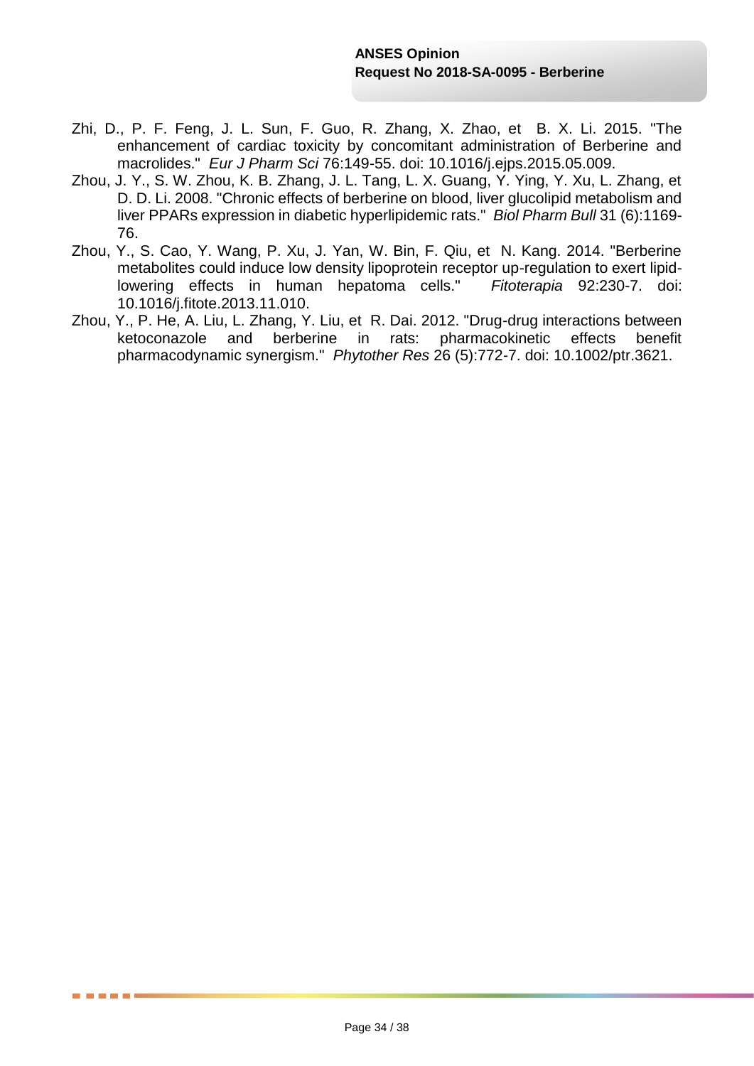Zhi, D., P. F. Feng, J. L. Sun, F. Guo, R. Zhang, X. Zhao, et B. X. Li. 2015. "The enhancement of cardiac toxicity by concomitant administration of Berberine and macrolides." *Eur J Pharm Sci* 76:149-55. doi: 10.1016/j.ejps.2015.05.009.

Zhou, J. Y., S. W. Zhou, K. B. Zhang, J. L. Tang, L. X. Guang, Y. Ying, Y. Xu, L. Zhang, et D. D. Li. 2008. "Chronic effects of berberine on blood, liver glucolipid metabolism and liver PPARs expression in diabetic hyperlipidemic rats." *Biol Pharm Bull* 31 (6):1169-76.

Zhou, Y., S. Cao, Y. Wang, P. Xu, J. Yan, W. Bin, F. Qiu, et N. Kang. 2014. "Berberine metabolites could induce low density lipoprotein receptor up-regulation to exert lipid-lowering effects in human hepatoma cells." *Fitoterapia* 92:230-7. doi: 10.1016/j.fitote.2013.11.010.

Zhou, Y., P. He, A. Liu, L. Zhang, Y. Liu, et R. Dai. 2012. "Drug-drug interactions between ketoconazole and berberine in rats: pharmacokinetic effects benefit pharmacodynamic synergism." *Phytother Res* 26 (5):772-7. doi: 10.1002/ptr.3621.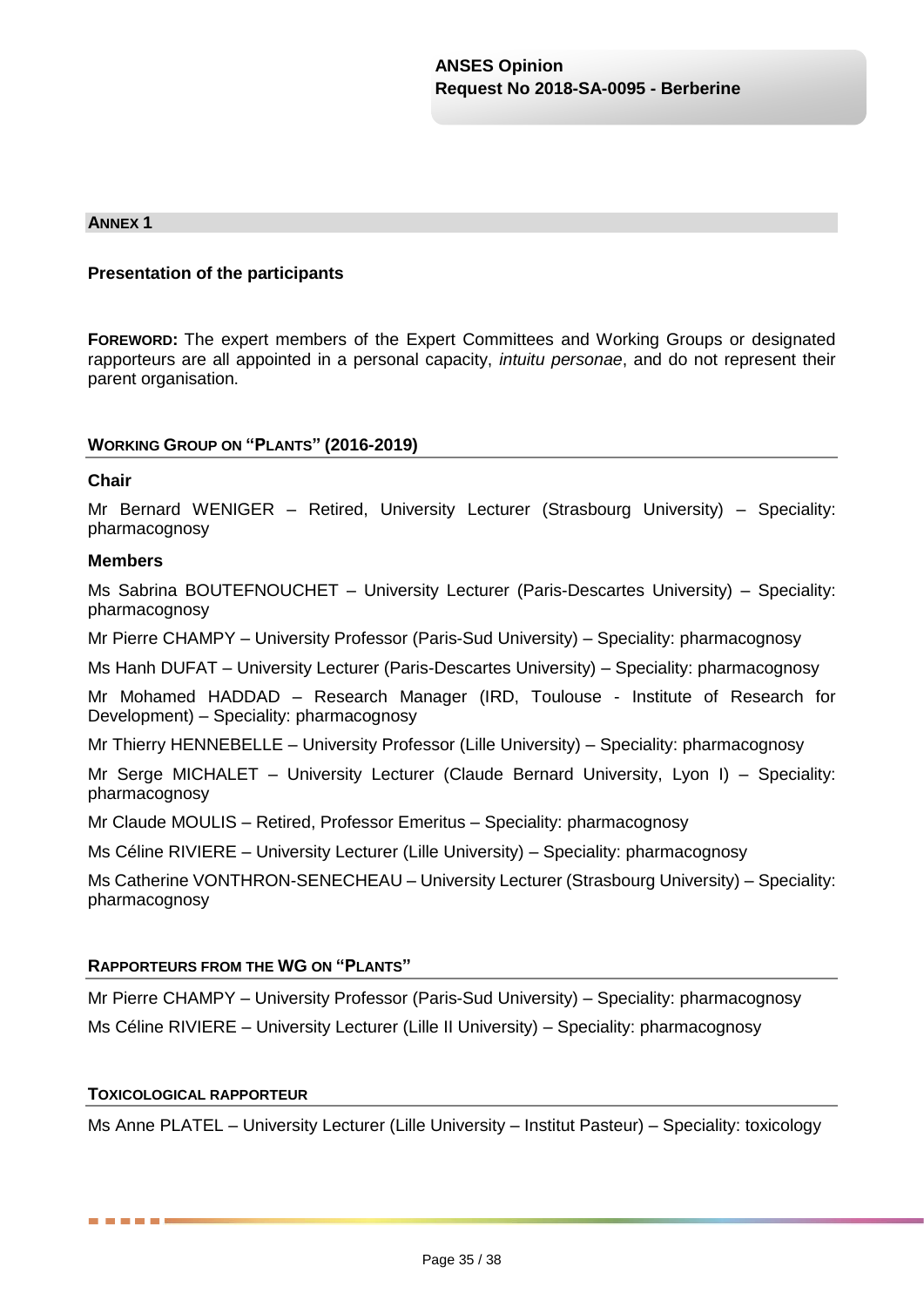## ANNEX 1

### Presentation of the participants

**FOREWORD:** The expert members of the Expert Committees and Working Groups or designated rapporteurs are all appointed in a personal capacity, *intuitu personae*, and do not represent their parent organisation.

#### WORKING GROUP ON "PLANTS" (2016-2019)

**Chair**

Mr Bernard WENIGER – Retired, University Lecturer (Strasbourg University) – Speciality: pharmacognosy

**Members**

Ms Sabrina BOUTEFNOUCHET – University Lecturer (Paris-Descartes University) – Speciality: pharmacognosy

Mr Pierre CHAMPY – University Professor (Paris-Sud University) – Speciality: pharmacognosy

Ms Hanh DUFAT – University Lecturer (Paris-Descartes University) – Speciality: pharmacognosy

Mr Mohamed HADDAD – Research Manager (IRD, Toulouse - Institute of Research for Development) – Speciality: pharmacognosy

Mr Thierry HENNEBELLE – University Professor (Lille University) – Speciality: pharmacognosy

Mr Serge MICHALET – University Lecturer (Claude Bernard University, Lyon I) – Speciality: pharmacognosy

Mr Claude MOULIS – Retired, Professor Emeritus – Speciality: pharmacognosy

Ms Céline RIVIERE – University Lecturer (Lille University) – Speciality: pharmacognosy

Ms Catherine VONTHRON-SENECHEAU – University Lecturer (Strasbourg University) – Speciality: pharmacognosy

#### RAPPORTEURS FROM THE WG ON "PLANTS"

Mr Pierre CHAMPY – University Professor (Paris-Sud University) – Speciality: pharmacognosy

Ms Céline RIVIERE – University Lecturer (Lille II University) – Speciality: pharmacognosy

#### TOXICOLOGICAL RAPPORTEUR

Ms Anne PLATEL – University Lecturer (Lille University – Institut Pasteur) – Speciality: toxicology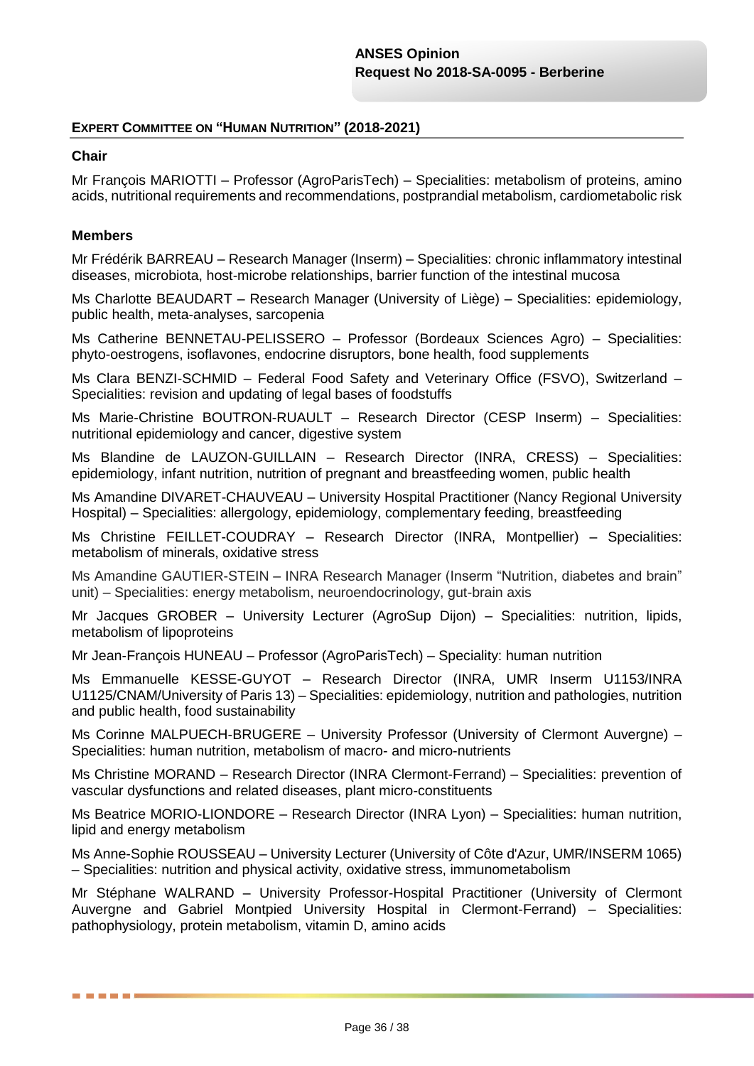## EXPERT COMMITTEE ON "HUMAN NUTRITION" (2018-2021)

### Chair

Mr François MARIOTTI – Professor (AgroParisTech) – Specialities: metabolism of proteins, amino acids, nutritional requirements and recommendations, postprandial metabolism, cardiometabolic risk

### Members

Mr Frédérik BARREAU – Research Manager (Inserm) – Specialities: chronic inflammatory intestinal diseases, microbiota, host-microbe relationships, barrier function of the intestinal mucosa

Ms Charlotte BEAUDART – Research Manager (University of Liège) – Specialities: epidemiology, public health, meta-analyses, sarcopenia

Ms Catherine BENNETAU-PELISSERO – Professor (Bordeaux Sciences Agro) – Specialities: phyto-oestrogens, isoflavones, endocrine disruptors, bone health, food supplements

Ms Clara BENZI-SCHMID – Federal Food Safety and Veterinary Office (FSVO), Switzerland – Specialities: revision and updating of legal bases of foodstuffs

Ms Marie-Christine BOUTRON-RUAULT – Research Director (CESP Inserm) – Specialities: nutritional epidemiology and cancer, digestive system

Ms Blandine de LAUZON-GUILLAIN – Research Director (INRA, CRESS) – Specialities: epidemiology, infant nutrition, nutrition of pregnant and breastfeeding women, public health

Ms Amandine DIVARET-CHAUVEAU – University Hospital Practitioner (Nancy Regional University Hospital) – Specialities: allergology, epidemiology, complementary feeding, breastfeeding

Ms Christine FEILLET-COUDRAY – Research Director (INRA, Montpellier) – Specialities: metabolism of minerals, oxidative stress

Ms Amandine GAUTIER-STEIN – INRA Research Manager (Inserm "Nutrition, diabetes and brain" unit) – Specialities: energy metabolism, neuroendocrinology, gut-brain axis

Mr Jacques GROBER – University Lecturer (AgroSup Dijon) – Specialities: nutrition, lipids, metabolism of lipoproteins

Mr Jean-François HUNEAU – Professor (AgroParisTech) – Speciality: human nutrition

Ms Emmanuelle KESSE-GUYOT – Research Director (INRA, UMR Inserm U1153/INRA U1125/CNAM/University of Paris 13) – Specialities: epidemiology, nutrition and pathologies, nutrition and public health, food sustainability

Ms Corinne MALPUECH-BRUGERE – University Professor (University of Clermont Auvergne) – Specialities: human nutrition, metabolism of macro- and micro-nutrients

Ms Christine MORAND – Research Director (INRA Clermont-Ferrand) – Specialities: prevention of vascular dysfunctions and related diseases, plant micro-constituents

Ms Beatrice MORIO-LIONDORE – Research Director (INRA Lyon) – Specialities: human nutrition, lipid and energy metabolism

Ms Anne-Sophie ROUSSEAU – University Lecturer (University of Côte d'Azur, UMR/INSERM 1065) – Specialities: nutrition and physical activity, oxidative stress, immunometabolism

Mr Stéphane WALRAND – University Professor-Hospital Practitioner (University of Clermont Auvergne and Gabriel Montpied University Hospital in Clermont-Ferrand) – Specialities: pathophysiology, protein metabolism, vitamin D, amino acids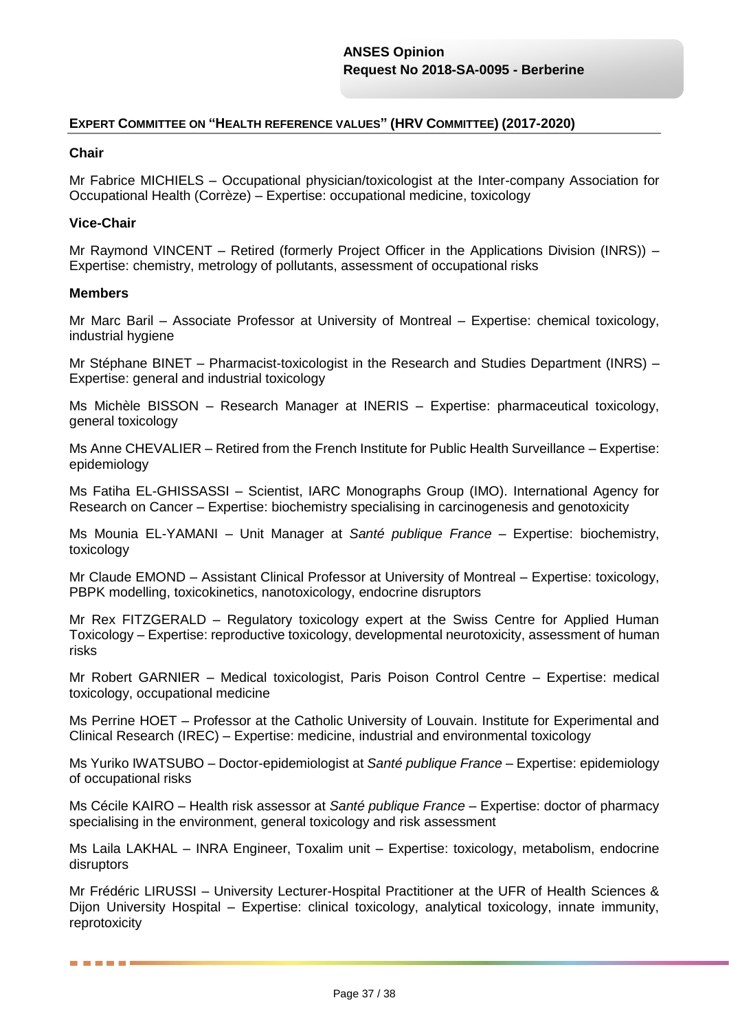## EXPERT COMMITTEE ON "HEALTH REFERENCE VALUES" (HRV COMMITTEE) (2017-2020)

### Chair

Mr Fabrice MICHIELS – Occupational physician/toxicologist at the Inter-company Association for Occupational Health (Corrèze) – Expertise: occupational medicine, toxicology

### Vice-Chair

Mr Raymond VINCENT – Retired (formerly Project Officer in the Applications Division (INRS)) – Expertise: chemistry, metrology of pollutants, assessment of occupational risks

### Members

Mr Marc Baril – Associate Professor at University of Montreal – Expertise: chemical toxicology, industrial hygiene

Mr Stéphane BINET – Pharmacist-toxicologist in the Research and Studies Department (INRS) – Expertise: general and industrial toxicology

Ms Michèle BISSON – Research Manager at INERIS – Expertise: pharmaceutical toxicology, general toxicology

Ms Anne CHEVALIER – Retired from the French Institute for Public Health Surveillance – Expertise: epidemiology

Ms Fatiha EL-GHISSASSI – Scientist, IARC Monographs Group (IMO). International Agency for Research on Cancer – Expertise: biochemistry specialising in carcinogenesis and genotoxicity

Ms Mounia EL-YAMANI – Unit Manager at *Santé publique France* – Expertise: biochemistry, toxicology

Mr Claude EMOND – Assistant Clinical Professor at University of Montreal – Expertise: toxicology, PBPK modelling, toxicokinetics, nanotoxicology, endocrine disruptors

Mr Rex FITZGERALD – Regulatory toxicology expert at the Swiss Centre for Applied Human Toxicology – Expertise: reproductive toxicology, developmental neurotoxicity, assessment of human risks

Mr Robert GARNIER – Medical toxicologist, Paris Poison Control Centre – Expertise: medical toxicology, occupational medicine

Ms Perrine HOET – Professor at the Catholic University of Louvain. Institute for Experimental and Clinical Research (IREC) – Expertise: medicine, industrial and environmental toxicology

Ms Yuriko IWATSUBO – Doctor-epidemiologist at *Santé publique France* – Expertise: epidemiology of occupational risks

Ms Cécile KAIRO – Health risk assessor at *Santé publique France* – Expertise: doctor of pharmacy specialising in the environment, general toxicology and risk assessment

Ms Laila LAKHAL – INRA Engineer, Toxalim unit – Expertise: toxicology, metabolism, endocrine disruptors

Mr Frédéric LIRUSSI – University Lecturer-Hospital Practitioner at the UFR of Health Sciences & Dijon University Hospital – Expertise: clinical toxicology, analytical toxicology, innate immunity, reprotoxicity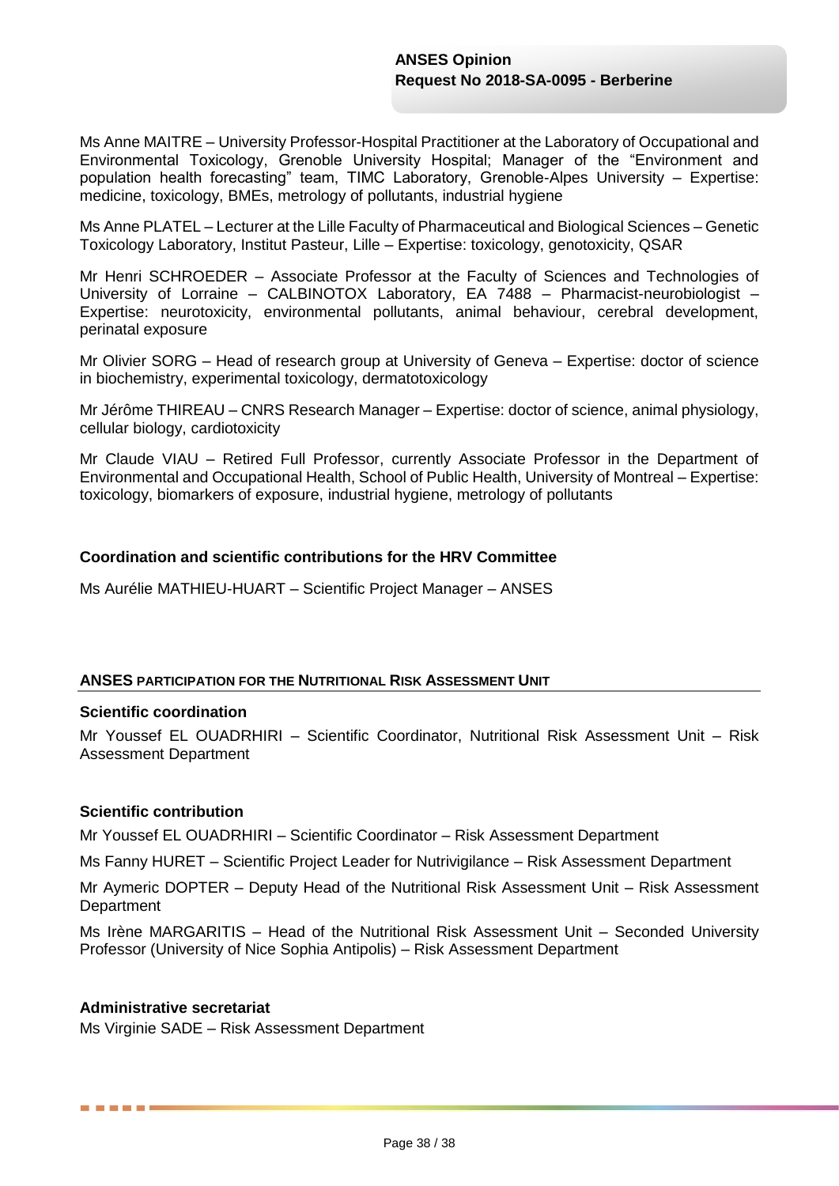Ms Anne MAITRE – University Professor-Hospital Practitioner at the Laboratory of Occupational and Environmental Toxicology, Grenoble University Hospital; Manager of the “Environment and population health forecasting” team, TIMC Laboratory, Grenoble-Alpes University – Expertise: medicine, toxicology, BMEs, metrology of pollutants, industrial hygiene

Ms Anne PLATEL – Lecturer at the Lille Faculty of Pharmaceutical and Biological Sciences – Genetic Toxicology Laboratory, Institut Pasteur, Lille – Expertise: toxicology, genotoxicity, QSAR

Mr Henri SCHROEDER – Associate Professor at the Faculty of Sciences and Technologies of University of Lorraine – CALBINOTOX Laboratory, EA 7488 – Pharmacist-neurobiologist – Expertise: neurotoxicity, environmental pollutants, animal behaviour, cerebral development, perinatal exposure

Mr Olivier SORG – Head of research group at University of Geneva – Expertise: doctor of science in biochemistry, experimental toxicology, dermatotoxicology

Mr Jérôme THIREAU – CNRS Research Manager – Expertise: doctor of science, animal physiology, cellular biology, cardiotoxicity

Mr Claude VIAU – Retired Full Professor, currently Associate Professor in the Department of Environmental and Occupational Health, School of Public Health, University of Montreal – Expertise: toxicology, biomarkers of exposure, industrial hygiene, metrology of pollutants

**Coordination and scientific contributions for the HRV Committee**

Ms Aurélie MATHIEU-HUART – Scientific Project Manager – ANSES

## ANSES PARTICIPATION FOR THE NUTRITIONAL RISK ASSESSMENT UNIT

**Scientific coordination**

Mr Youssef EL OUADRHIRI – Scientific Coordinator, Nutritional Risk Assessment Unit – Risk Assessment Department

**Scientific contribution**

Mr Youssef EL OUADRHIRI – Scientific Coordinator – Risk Assessment Department

Ms Fanny HURET – Scientific Project Leader for Nutrivigilance – Risk Assessment Department

Mr Aymeric DOPTER – Deputy Head of the Nutritional Risk Assessment Unit – Risk Assessment Department

Ms Irène MARGARITIS – Head of the Nutritional Risk Assessment Unit – Seconded University Professor (University of Nice Sophia Antipolis) – Risk Assessment Department

**Administrative secretariat**

Ms Virginie SADE – Risk Assessment Department